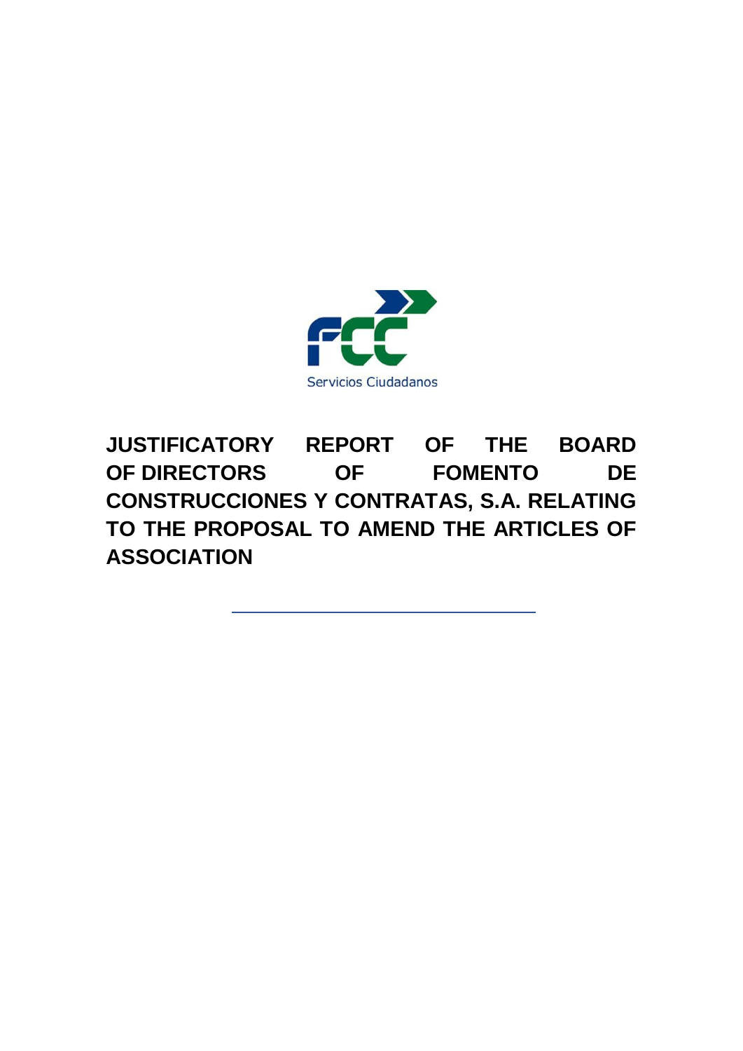Servicios Ciudadanos

# JUSTIFICATORY REPORT OF THE BOARD OF DIRECTORS OF FOMENTO DE CONSTRUCCIONES Y CONTRATAS, S.A. RELATING TO THE PROPOSAL TO AMEND THE ARTICLES OF ASSOCIATION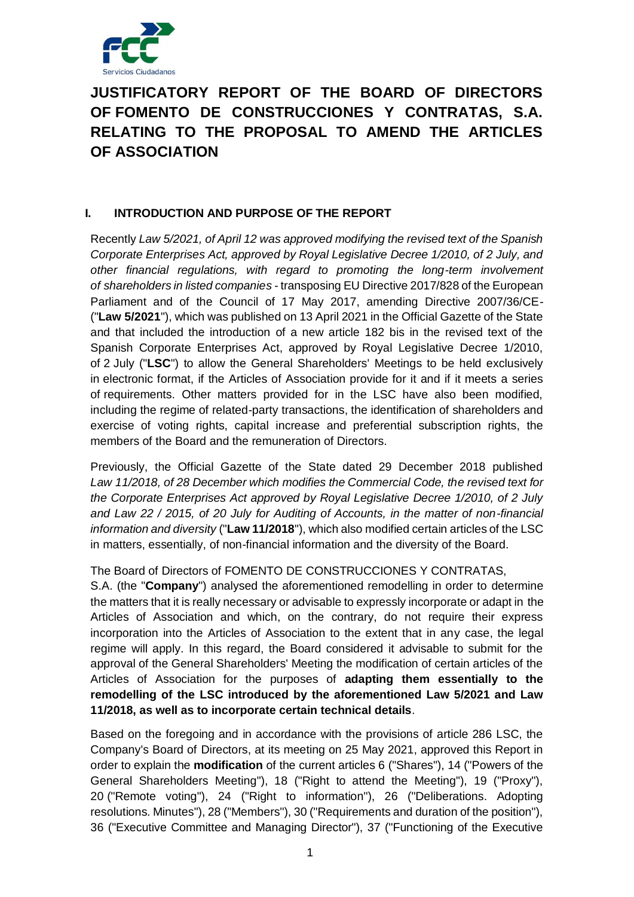# JUSTIFICATORY REPORT OF THE BOARD OF DIRECTORS OF FOMENTO DE CONSTRUCCIONES Y CONTRATAS, S.A. RELATING TO THE PROPOSAL TO AMEND THE ARTICLES OF ASSOCIATION

## I. INTRODUCTION AND PURPOSE OF THE REPORT

Recently *Law 5/2021, of April 12 was approved modifying the revised text of the Spanish Corporate Enterprises Act, approved by Royal Legislative Decree 1/2010, of 2 July, and other financial regulations, with regard to promoting the long-term involvement of shareholders in listed companies* - transposing EU Directive 2017/828 of the European Parliament and of the Council of 17 May 2017, amending Directive 2007/36/CE- ("**Law 5/2021**"), which was published on 13 April 2021 in the Official Gazette of the State and that included the introduction of a new article 182 bis in the revised text of the Spanish Corporate Enterprises Act, approved by Royal Legislative Decree 1/2010, of 2 July ("**LSC**") to allow the General Shareholders' Meetings to be held exclusively in electronic format, if the Articles of Association provide for it and if it meets a series of requirements. Other matters provided for in the LSC have also been modified, including the regime of related-party transactions, the identification of shareholders and exercise of voting rights, capital increase and preferential subscription rights, the members of the Board and the remuneration of Directors.

Previously, the Official Gazette of the State dated 29 December 2018 published *Law 11/2018, of 28 December which modifies the Commercial Code, the revised text for the Corporate Enterprises Act approved by Royal Legislative Decree 1/2010, of 2 July and Law 22 / 2015, of 20 July for Auditing of Accounts, in the matter of non-financial information and diversity* ("**Law 11/2018**"), which also modified certain articles of the LSC in matters, essentially, of non-financial information and the diversity of the Board.

The Board of Directors of FOMENTO DE CONSTRUCCIONES Y CONTRATAS, S.A. (the "**Company**") analysed the aforementioned remodelling in order to determine the matters that it is really necessary or advisable to expressly incorporate or adapt in the Articles of Association and which, on the contrary, do not require their express incorporation into the Articles of Association to the extent that in any case, the legal regime will apply. In this regard, the Board considered it advisable to submit for the approval of the General Shareholders' Meeting the modification of certain articles of the Articles of Association for the purposes of **adapting them essentially to the remodelling of the LSC introduced by the aforementioned Law 5/2021 and Law 11/2018, as well as to incorporate certain technical details**.

Based on the foregoing and in accordance with the provisions of article 286 LSC, the Company's Board of Directors, at its meeting on 25 May 2021, approved this Report in order to explain the **modification** of the current articles 6 ("Shares"), 14 ("Powers of the General Shareholders Meeting"), 18 ("Right to attend the Meeting"), 19 ("Proxy"), 20 ("Remote voting"), 24 ("Right to information"), 26 ("Deliberations. Adopting resolutions. Minutes"), 28 ("Members"), 30 ("Requirements and duration of the position"), 36 ("Executive Committee and Managing Director"), 37 ("Functioning of the Executive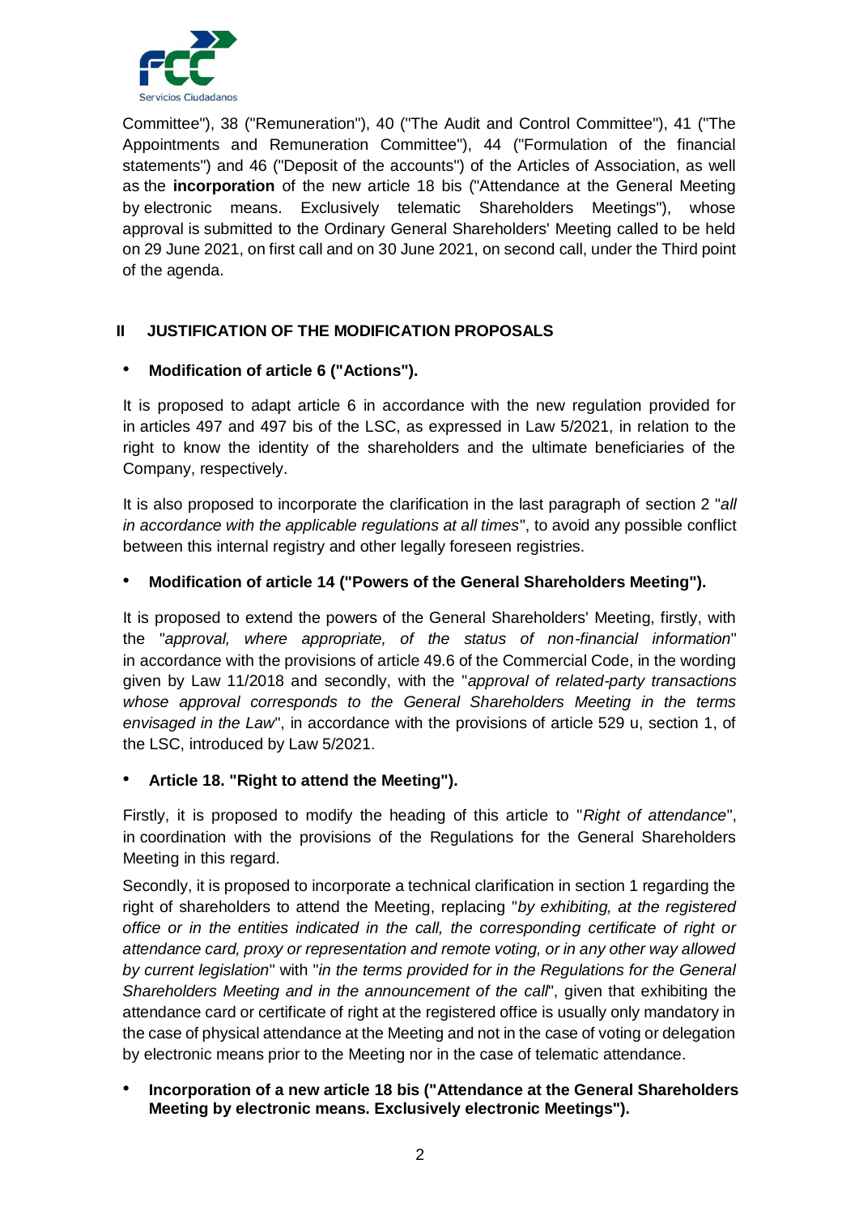Committee"), 38 ("Remuneration"), 40 ("The Audit and Control Committee"), 41 ("The Appointments and Remuneration Committee"), 44 ("Formulation of the financial statements") and 46 ("Deposit of the accounts") of the Articles of Association, as well as the **incorporation** of the new article 18 bis ("Attendance at the General Meeting by electronic means. Exclusively telematic Shareholders Meetings"), whose approval is submitted to the Ordinary General Shareholders' Meeting called to be held on 29 June 2021, on first call and on 30 June 2021, on second call, under the Third point of the agenda.

## II JUSTIFICATION OF THE MODIFICATION PROPOSALS

- **Modification of article 6 ("Actions").**

It is proposed to adapt article 6 in accordance with the new regulation provided for in articles 497 and 497 bis of the LSC, as expressed in Law 5/2021, in relation to the right to know the identity of the shareholders and the ultimate beneficiaries of the Company, respectively.

It is also proposed to incorporate the clarification in the last paragraph of section 2 "*all in accordance with the applicable regulations at all times*", to avoid any possible conflict between this internal registry and other legally foreseen registries.

- **Modification of article 14 ("Powers of the General Shareholders Meeting").**

It is proposed to extend the powers of the General Shareholders' Meeting, firstly, with the "*approval, where appropriate, of the status of non-financial information*" in accordance with the provisions of article 49.6 of the Commercial Code, in the wording given by Law 11/2018 and secondly, with the "*approval of related-party transactions whose approval corresponds to the General Shareholders Meeting in the terms envisaged in the Law*", in accordance with the provisions of article 529 u, section 1, of the LSC, introduced by Law 5/2021.

- **Article 18. "Right to attend the Meeting").**

Firstly, it is proposed to modify the heading of this article to "*Right of attendance*", in coordination with the provisions of the Regulations for the General Shareholders Meeting in this regard.

Secondly, it is proposed to incorporate a technical clarification in section 1 regarding the right of shareholders to attend the Meeting, replacing "*by exhibiting, at the registered office or in the entities indicated in the call, the corresponding certificate of right or attendance card, proxy or representation and remote voting, or in any other way allowed by current legislation*" with "*in the terms provided for in the Regulations for the General Shareholders Meeting and in the announcement of the call*", given that exhibiting the attendance card or certificate of right at the registered office is usually only mandatory in the case of physical attendance at the Meeting and not in the case of voting or delegation by electronic means prior to the Meeting nor in the case of telematic attendance.

- **Incorporation of a new article 18 bis ("Attendance at the General Shareholders Meeting by electronic means. Exclusively electronic Meetings").**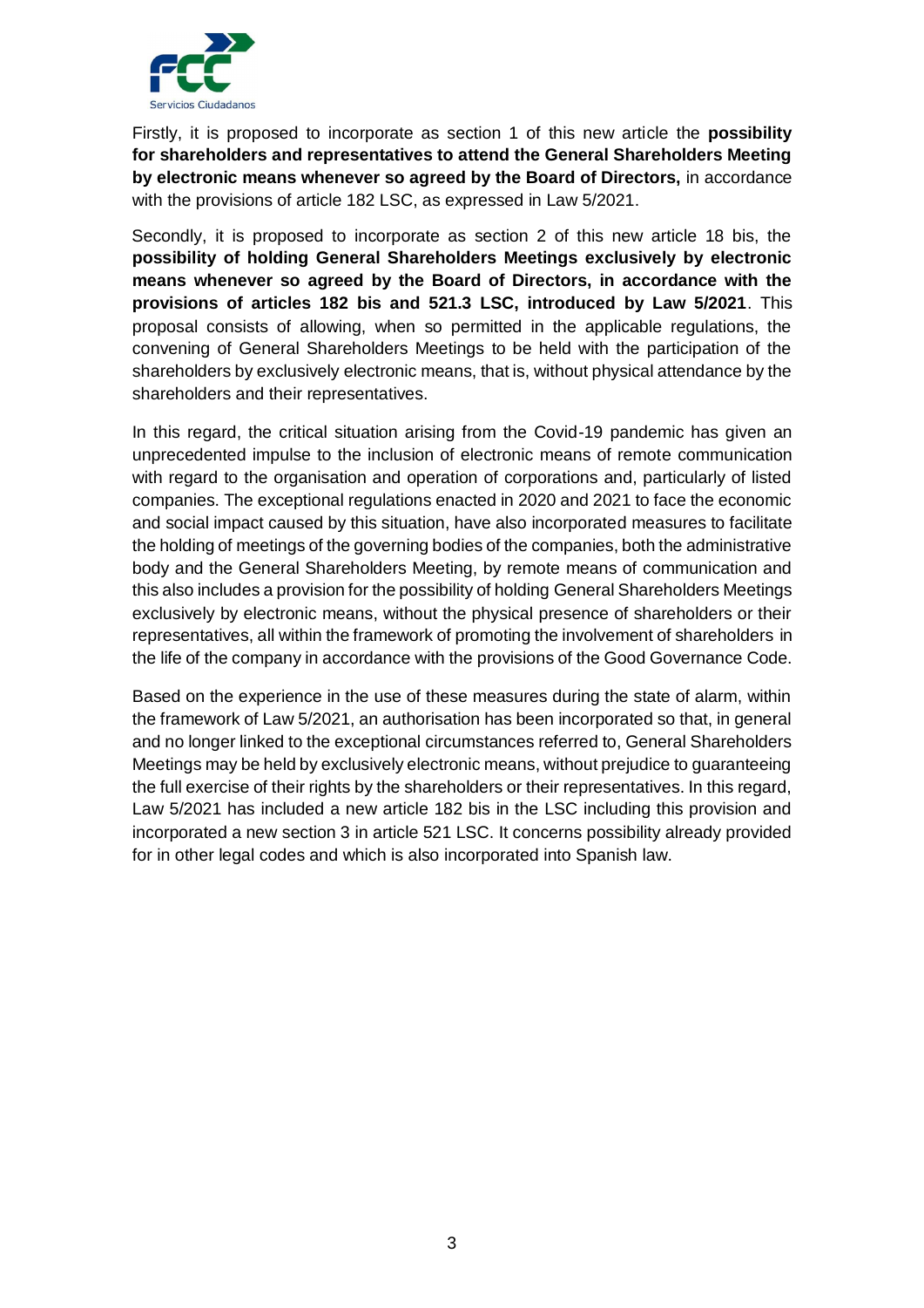Firstly, it is proposed to incorporate as section 1 of this new article the **possibility for shareholders and representatives to attend the General Shareholders Meeting by electronic means whenever so agreed by the Board of Directors,** in accordance with the provisions of article 182 LSC, as expressed in Law 5/2021.

Secondly, it is proposed to incorporate as section 2 of this new article 18 bis, the **possibility of holding General Shareholders Meetings exclusively by electronic means whenever so agreed by the Board of Directors, in accordance with the provisions of articles 182 bis and 521.3 LSC, introduced by Law 5/2021**. This proposal consists of allowing, when so permitted in the applicable regulations, the convening of General Shareholders Meetings to be held with the participation of the shareholders by exclusively electronic means, that is, without physical attendance by the shareholders and their representatives.

In this regard, the critical situation arising from the Covid-19 pandemic has given an unprecedented impulse to the inclusion of electronic means of remote communication with regard to the organisation and operation of corporations and, particularly of listed companies. The exceptional regulations enacted in 2020 and 2021 to face the economic and social impact caused by this situation, have also incorporated measures to facilitate the holding of meetings of the governing bodies of the companies, both the administrative body and the General Shareholders Meeting, by remote means of communication and this also includes a provision for the possibility of holding General Shareholders Meetings exclusively by electronic means, without the physical presence of shareholders or their representatives, all within the framework of promoting the involvement of shareholders in the life of the company in accordance with the provisions of the Good Governance Code.

Based on the experience in the use of these measures during the state of alarm, within the framework of Law 5/2021, an authorisation has been incorporated so that, in general and no longer linked to the exceptional circumstances referred to, General Shareholders Meetings may be held by exclusively electronic means, without prejudice to guaranteeing the full exercise of their rights by the shareholders or their representatives. In this regard, Law 5/2021 has included a new article 182 bis in the LSC including this provision and incorporated a new section 3 in article 521 LSC. It concerns possibility already provided for in other legal codes and which is also incorporated into Spanish law.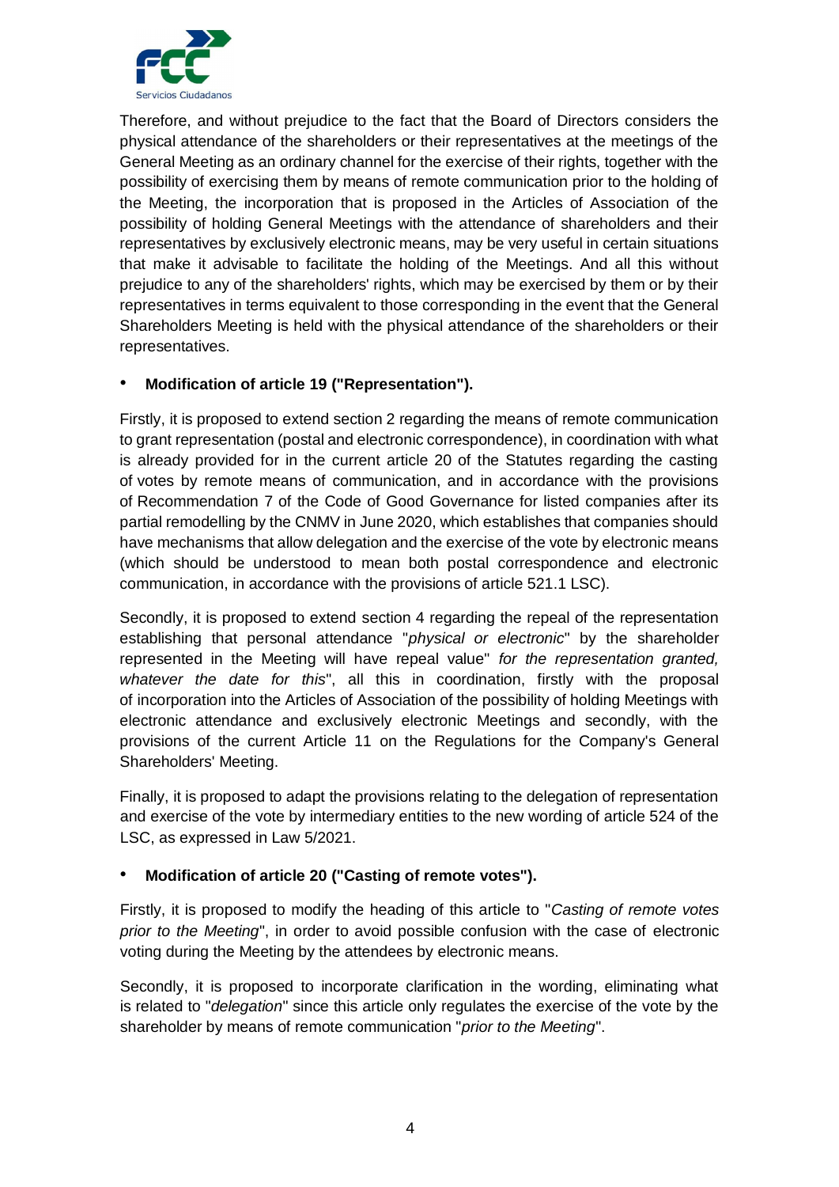Therefore, and without prejudice to the fact that the Board of Directors considers the physical attendance of the shareholders or their representatives at the meetings of the General Meeting as an ordinary channel for the exercise of their rights, together with the possibility of exercising them by means of remote communication prior to the holding of the Meeting, the incorporation that is proposed in the Articles of Association of the possibility of holding General Meetings with the attendance of shareholders and their representatives by exclusively electronic means, may be very useful in certain situations that make it advisable to facilitate the holding of the Meetings. And all this without prejudice to any of the shareholders' rights, which may be exercised by them or by their representatives in terms equivalent to those corresponding in the event that the General Shareholders Meeting is held with the physical attendance of the shareholders or their representatives.

- **Modification of article 19 ("Representation").**

Firstly, it is proposed to extend section 2 regarding the means of remote communication to grant representation (postal and electronic correspondence), in coordination with what is already provided for in the current article 20 of the Statutes regarding the casting of votes by remote means of communication, and in accordance with the provisions of Recommendation 7 of the Code of Good Governance for listed companies after its partial remodelling by the CNMV in June 2020, which establishes that companies should have mechanisms that allow delegation and the exercise of the vote by electronic means (which should be understood to mean both postal correspondence and electronic communication, in accordance with the provisions of article 521.1 LSC).

Secondly, it is proposed to extend section 4 regarding the repeal of the representation establishing that personal attendance "*physical or electronic*" by the shareholder represented in the Meeting will have repeal value" *for the representation granted, whatever the date for this*", all this in coordination, firstly with the proposal of incorporation into the Articles of Association of the possibility of holding Meetings with electronic attendance and exclusively electronic Meetings and secondly, with the provisions of the current Article 11 on the Regulations for the Company's General Shareholders' Meeting.

Finally, it is proposed to adapt the provisions relating to the delegation of representation and exercise of the vote by intermediary entities to the new wording of article 524 of the LSC, as expressed in Law 5/2021.

- **Modification of article 20 ("Casting of remote votes").**

Firstly, it is proposed to modify the heading of this article to "*Casting of remote votes prior to the Meeting*", in order to avoid possible confusion with the case of electronic voting during the Meeting by the attendees by electronic means.

Secondly, it is proposed to incorporate clarification in the wording, eliminating what is related to "*delegation*" since this article only regulates the exercise of the vote by the shareholder by means of remote communication "*prior to the Meeting*".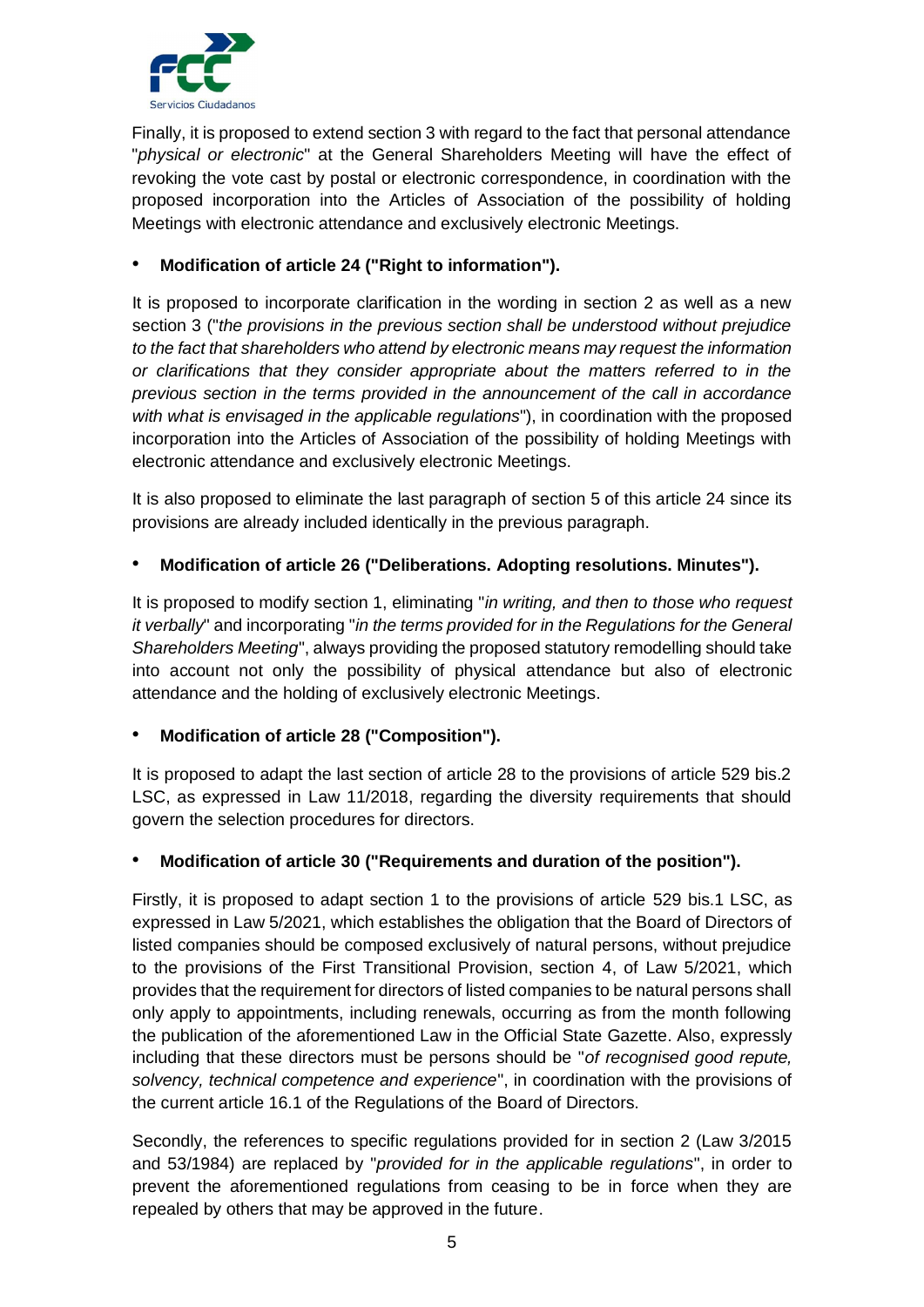Finally, it is proposed to extend section 3 with regard to the fact that personal attendance "*physical or electronic*" at the General Shareholders Meeting will have the effect of revoking the vote cast by postal or electronic correspondence, in coordination with the proposed incorporation into the Articles of Association of the possibility of holding Meetings with electronic attendance and exclusively electronic Meetings.

- **Modification of article 24 ("Right to information").**

It is proposed to incorporate clarification in the wording in section 2 as well as a new section 3 ("*the provisions in the previous section shall be understood without prejudice to the fact that shareholders who attend by electronic means may request the information or clarifications that they consider appropriate about the matters referred to in the previous section in the terms provided in the announcement of the call in accordance with what is envisaged in the applicable regulations*"), in coordination with the proposed incorporation into the Articles of Association of the possibility of holding Meetings with electronic attendance and exclusively electronic Meetings.

It is also proposed to eliminate the last paragraph of section 5 of this article 24 since its provisions are already included identically in the previous paragraph.

- **Modification of article 26 ("Deliberations. Adopting resolutions. Minutes").**

It is proposed to modify section 1, eliminating "*in writing, and then to those who request it verbally*" and incorporating "*in the terms provided for in the Regulations for the General Shareholders Meeting*", always providing the proposed statutory remodelling should take into account not only the possibility of physical attendance but also of electronic attendance and the holding of exclusively electronic Meetings.

- **Modification of article 28 ("Composition").**

It is proposed to adapt the last section of article 28 to the provisions of article 529 bis.2 LSC, as expressed in Law 11/2018, regarding the diversity requirements that should govern the selection procedures for directors.

- **Modification of article 30 ("Requirements and duration of the position").**

Firstly, it is proposed to adapt section 1 to the provisions of article 529 bis.1 LSC, as expressed in Law 5/2021, which establishes the obligation that the Board of Directors of listed companies should be composed exclusively of natural persons, without prejudice to the provisions of the First Transitional Provision, section 4, of Law 5/2021, which provides that the requirement for directors of listed companies to be natural persons shall only apply to appointments, including renewals, occurring as from the month following the publication of the aforementioned Law in the Official State Gazette. Also, expressly including that these directors must be persons should be "*of recognised good repute, solvency, technical competence and experience*", in coordination with the provisions of the current article 16.1 of the Regulations of the Board of Directors.

Secondly, the references to specific regulations provided for in section 2 (Law 3/2015 and 53/1984) are replaced by "*provided for in the applicable regulations*", in order to prevent the aforementioned regulations from ceasing to be in force when they are repealed by others that may be approved in the future.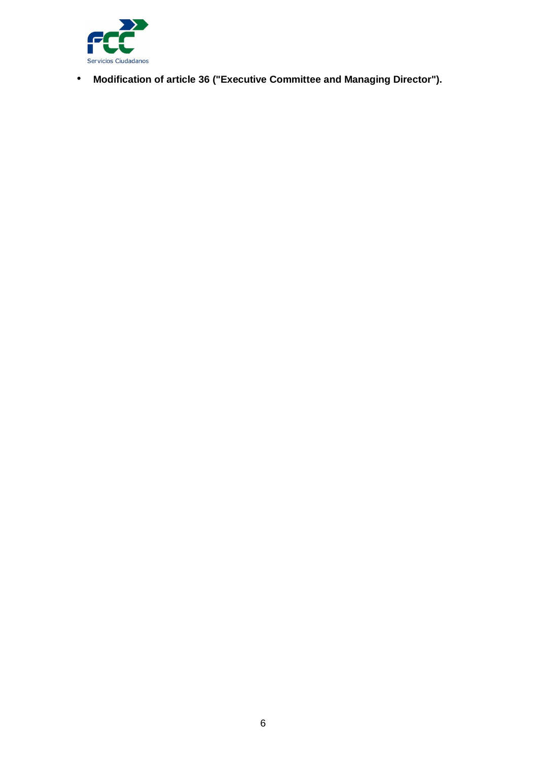- **Modification of article 36 ("Executive Committee and Managing Director").**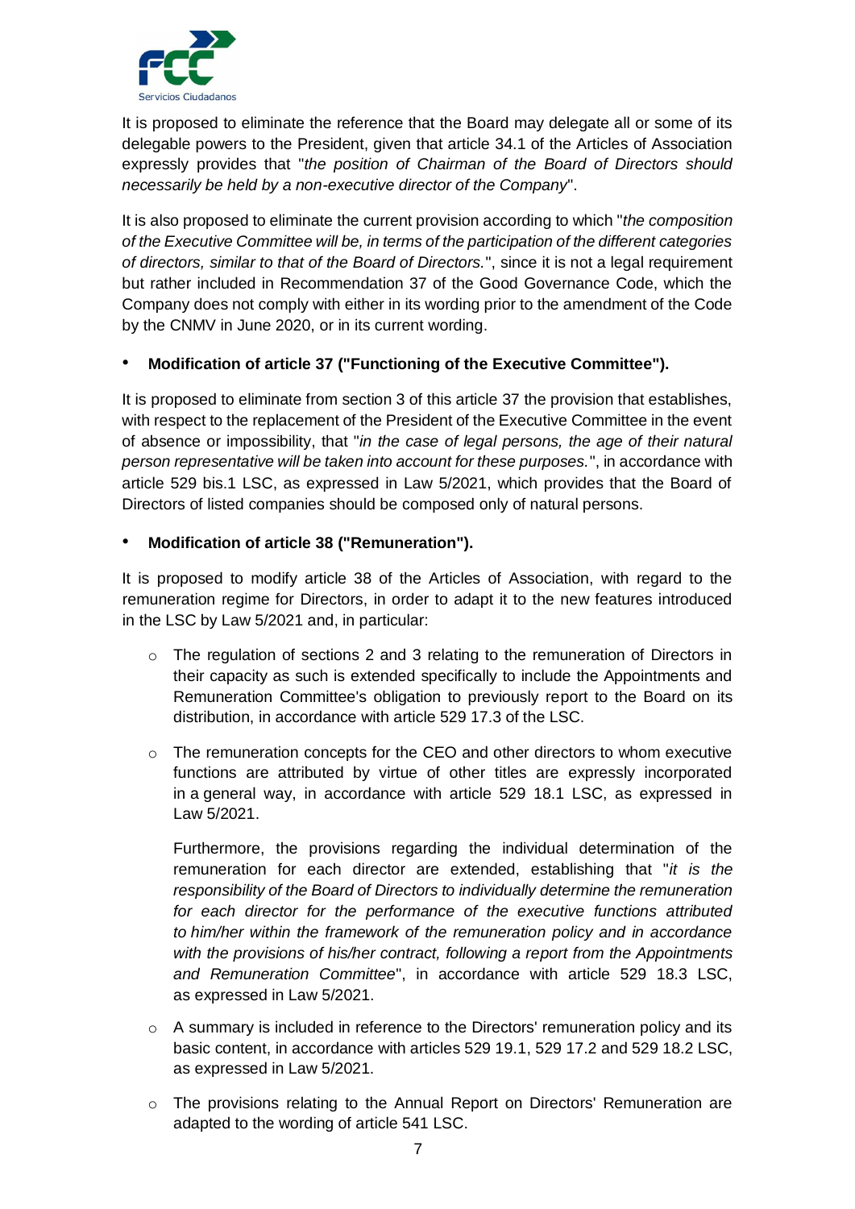It is proposed to eliminate the reference that the Board may delegate all or some of its delegable powers to the President, given that article 34.1 of the Articles of Association expressly provides that "*the position of Chairman of the Board of Directors should necessarily be held by a non-executive director of the Company*".

It is also proposed to eliminate the current provision according to which "*the composition of the Executive Committee will be, in terms of the participation of the different categories of directors, similar to that of the Board of Directors.*", since it is not a legal requirement but rather included in Recommendation 37 of the Good Governance Code, which the Company does not comply with either in its wording prior to the amendment of the Code by the CNMV in June 2020, or in its current wording.

- **Modification of article 37 ("Functioning of the Executive Committee").**

It is proposed to eliminate from section 3 of this article 37 the provision that establishes, with respect to the replacement of the President of the Executive Committee in the event of absence or impossibility, that "*in the case of legal persons, the age of their natural person representative will be taken into account for these purposes.*", in accordance with article 529 bis.1 LSC, as expressed in Law 5/2021, which provides that the Board of Directors of listed companies should be composed only of natural persons.

- **Modification of article 38 ("Remuneration").**

It is proposed to modify article 38 of the Articles of Association, with regard to the remuneration regime for Directors, in order to adapt it to the new features introduced in the LSC by Law 5/2021 and, in particular:

  - The regulation of sections 2 and 3 relating to the remuneration of Directors in their capacity as such is extended specifically to include the Appointments and Remuneration Committee's obligation to previously report to the Board on its distribution, in accordance with article 529 17.3 of the LSC.

  - The remuneration concepts for the CEO and other directors to whom executive functions are attributed by virtue of other titles are expressly incorporated in a general way, in accordance with article 529 18.1 LSC, as expressed in Law 5/2021.

    Furthermore, the provisions regarding the individual determination of the remuneration for each director are extended, establishing that "*it is the responsibility of the Board of Directors to individually determine the remuneration for each director for the performance of the executive functions attributed to him/her within the framework of the remuneration policy and in accordance with the provisions of his/her contract, following a report from the Appointments and Remuneration Committee*", in accordance with article 529 18.3 LSC, as expressed in Law 5/2021.

  - A summary is included in reference to the Directors' remuneration policy and its basic content, in accordance with articles 529 19.1, 529 17.2 and 529 18.2 LSC, as expressed in Law 5/2021.

  - The provisions relating to the Annual Report on Directors' Remuneration are adapted to the wording of article 541 LSC.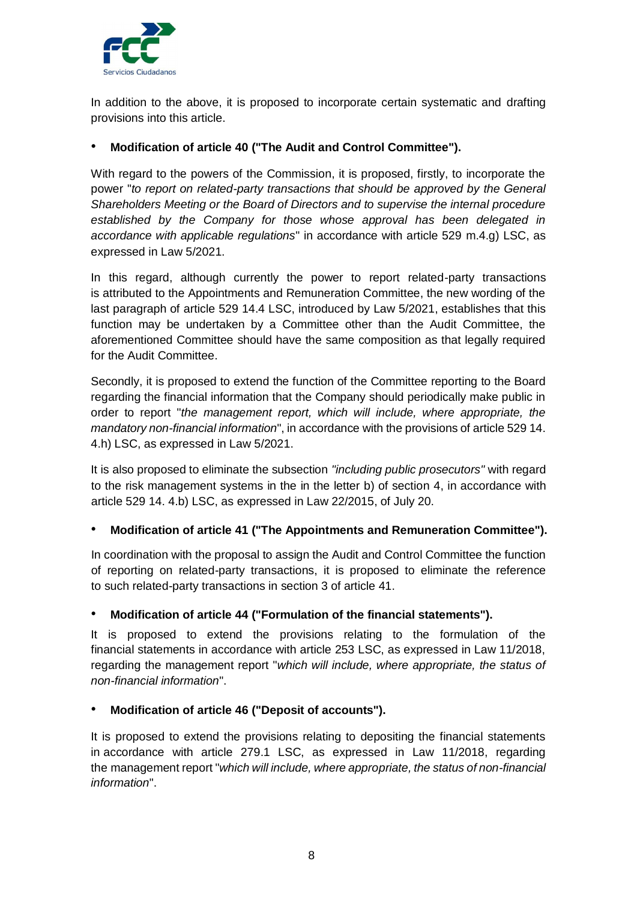In addition to the above, it is proposed to incorporate certain systematic and drafting provisions into this article.

- **Modification of article 40 ("The Audit and Control Committee").**

With regard to the powers of the Commission, it is proposed, firstly, to incorporate the power "*to report on related-party transactions that should be approved by the General Shareholders Meeting or the Board of Directors and to supervise the internal procedure established by the Company for those whose approval has been delegated in accordance with applicable regulations*" in accordance with article 529 m.4.g) LSC, as expressed in Law 5/2021.

In this regard, although currently the power to report related-party transactions is attributed to the Appointments and Remuneration Committee, the new wording of the last paragraph of article 529 14.4 LSC, introduced by Law 5/2021, establishes that this function may be undertaken by a Committee other than the Audit Committee, the aforementioned Committee should have the same composition as that legally required for the Audit Committee.

Secondly, it is proposed to extend the function of the Committee reporting to the Board regarding the financial information that the Company should periodically make public in order to report "*the management report, which will include, where appropriate, the mandatory non-financial information*", in accordance with the provisions of article 529 14. 4.h) LSC, as expressed in Law 5/2021.

It is also proposed to eliminate the subsection *"including public prosecutors"* with regard to the risk management systems in the in the letter b) of section 4, in accordance with article 529 14. 4.b) LSC, as expressed in Law 22/2015, of July 20.

- **Modification of article 41 ("The Appointments and Remuneration Committee").**

In coordination with the proposal to assign the Audit and Control Committee the function of reporting on related-party transactions, it is proposed to eliminate the reference to such related-party transactions in section 3 of article 41.

- **Modification of article 44 ("Formulation of the financial statements").**

It is proposed to extend the provisions relating to the formulation of the financial statements in accordance with article 253 LSC, as expressed in Law 11/2018, regarding the management report "*which will include, where appropriate, the status of non-financial information*".

- **Modification of article 46 ("Deposit of accounts").**

It is proposed to extend the provisions relating to depositing the financial statements in accordance with article 279.1 LSC, as expressed in Law 11/2018, regarding the management report "*which will include, where appropriate, the status of non-financial information*".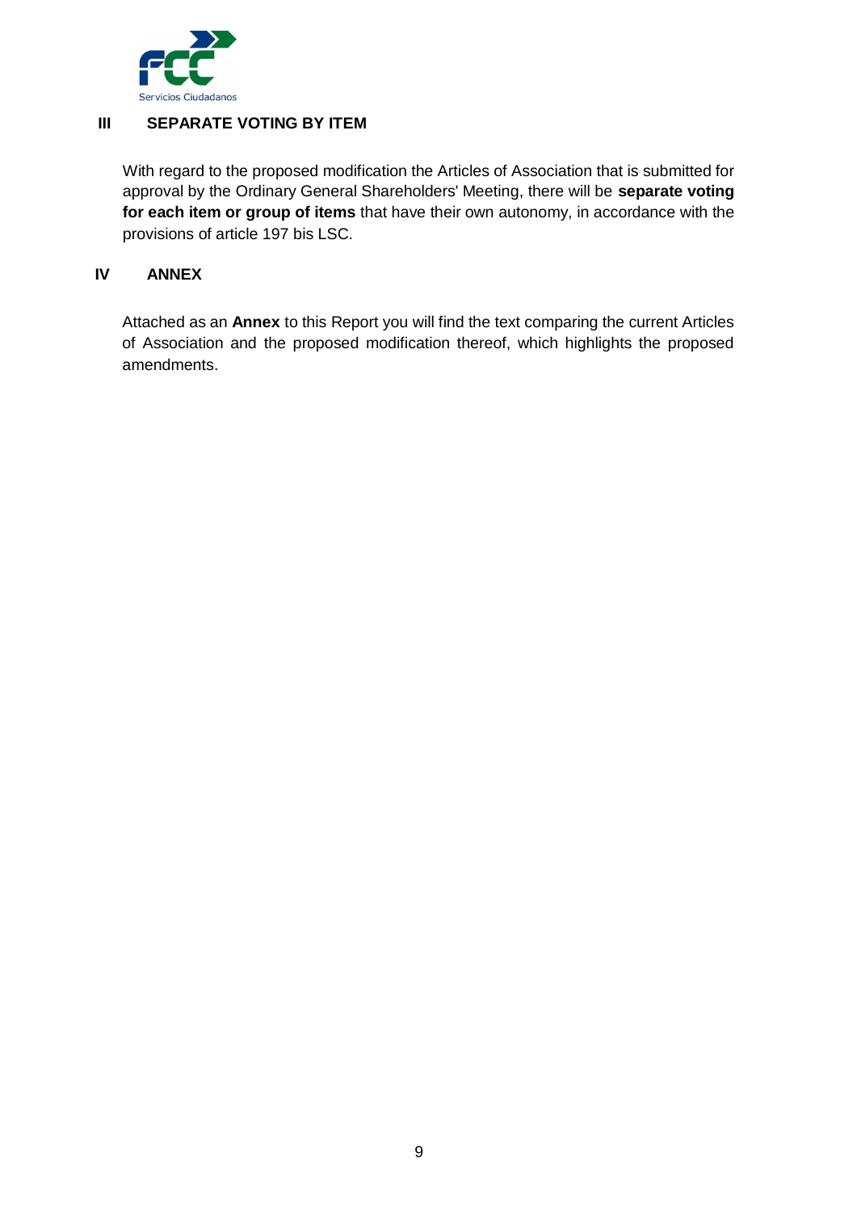## III SEPARATE VOTING BY ITEM

With regard to the proposed modification the Articles of Association that is submitted for approval by the Ordinary General Shareholders' Meeting, there will be **separate voting for each item or group of items** that have their own autonomy, in accordance with the provisions of article 197 bis LSC.

## IV ANNEX

Attached as an **Annex** to this Report you will find the text comparing the current Articles of Association and the proposed modification thereof, which highlights the proposed amendments.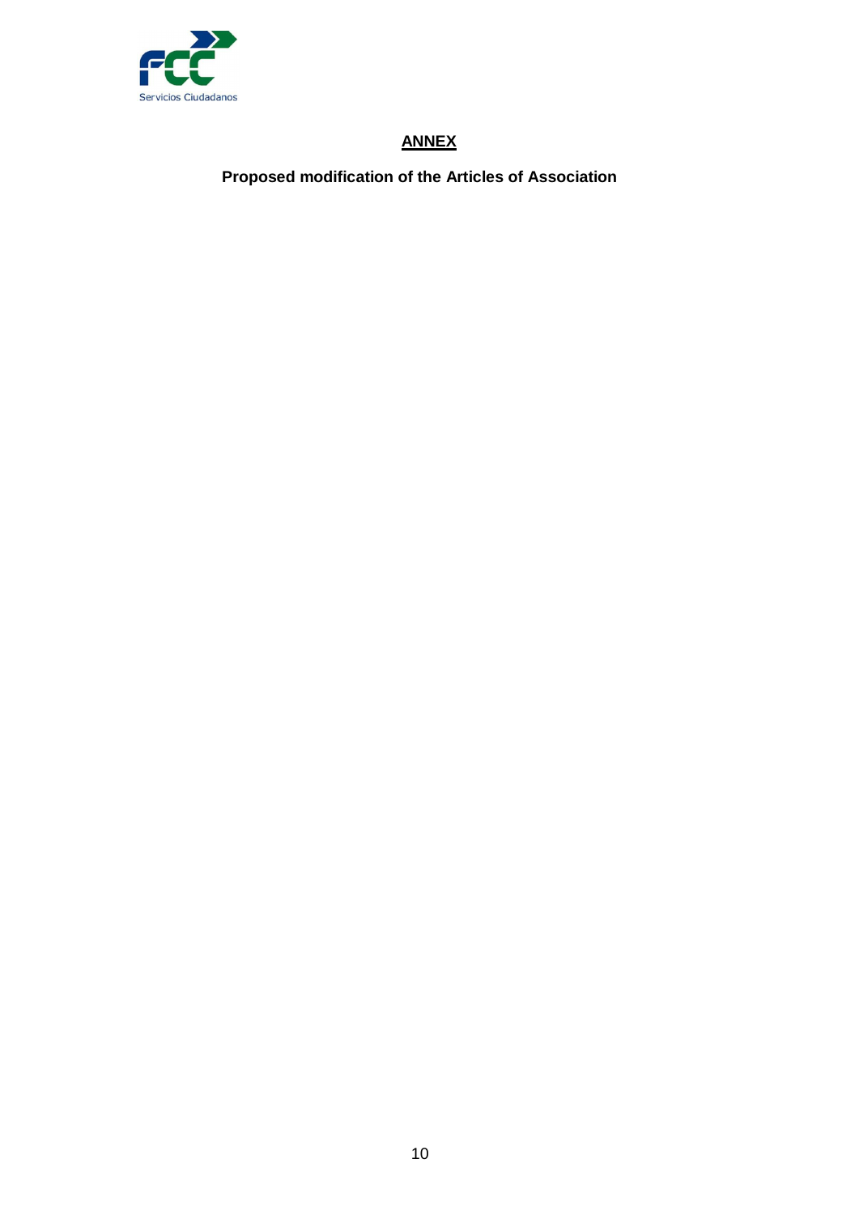# <u>ANNEX</u>

**Proposed modification of the Articles of Association**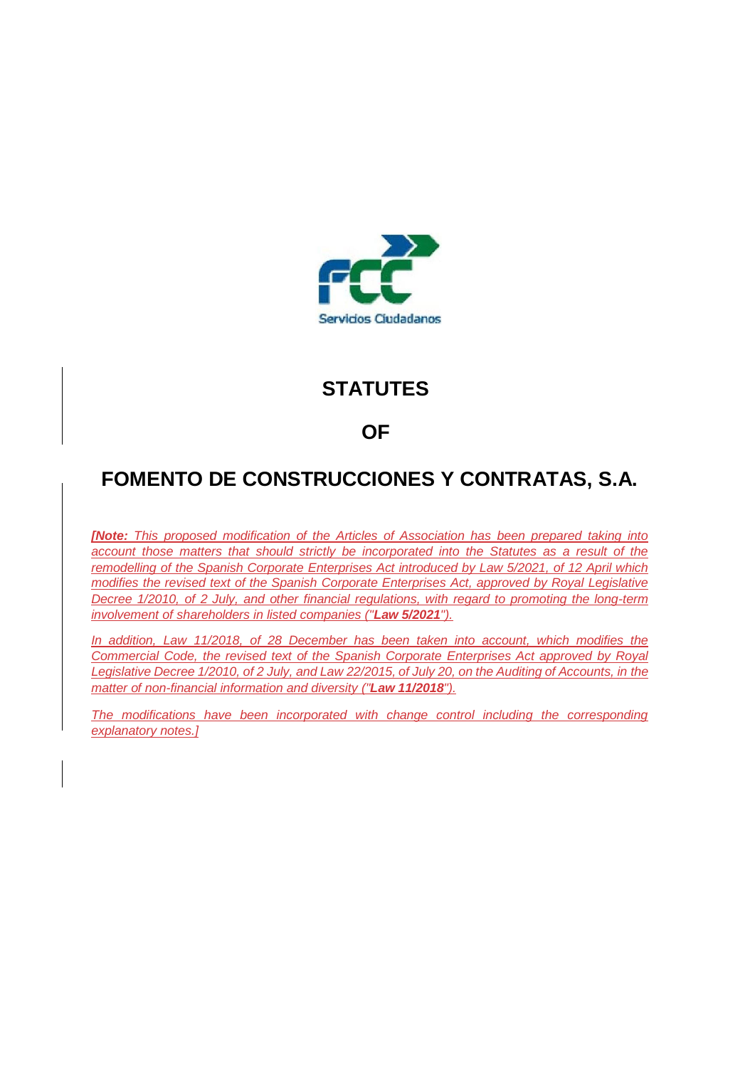# STATUTES

# OF

# FOMENTO DE CONSTRUCCIONES Y CONTRATAS, S.A.

*[**Note:** This proposed modification of the Articles of Association has been prepared taking into account those matters that should strictly be incorporated into the Statutes as a result of the remodelling of the Spanish Corporate Enterprises Act introduced by Law 5/2021, of 12 April which modifies the revised text of the Spanish Corporate Enterprises Act, approved by Royal Legislative Decree 1/2010, of 2 July, and other financial regulations, with regard to promoting the long-term involvement of shareholders in listed companies ("**Law 5/2021**").*

*In addition, Law 11/2018, of 28 December has been taken into account, which modifies the Commercial Code, the revised text of the Spanish Corporate Enterprises Act approved by Royal Legislative Decree 1/2010, of 2 July, and Law 22/2015, of July 20, on the Auditing of Accounts, in the matter of non-financial information and diversity ("**Law 11/2018**").*

*The modifications have been incorporated with change control including the corresponding explanatory notes.]*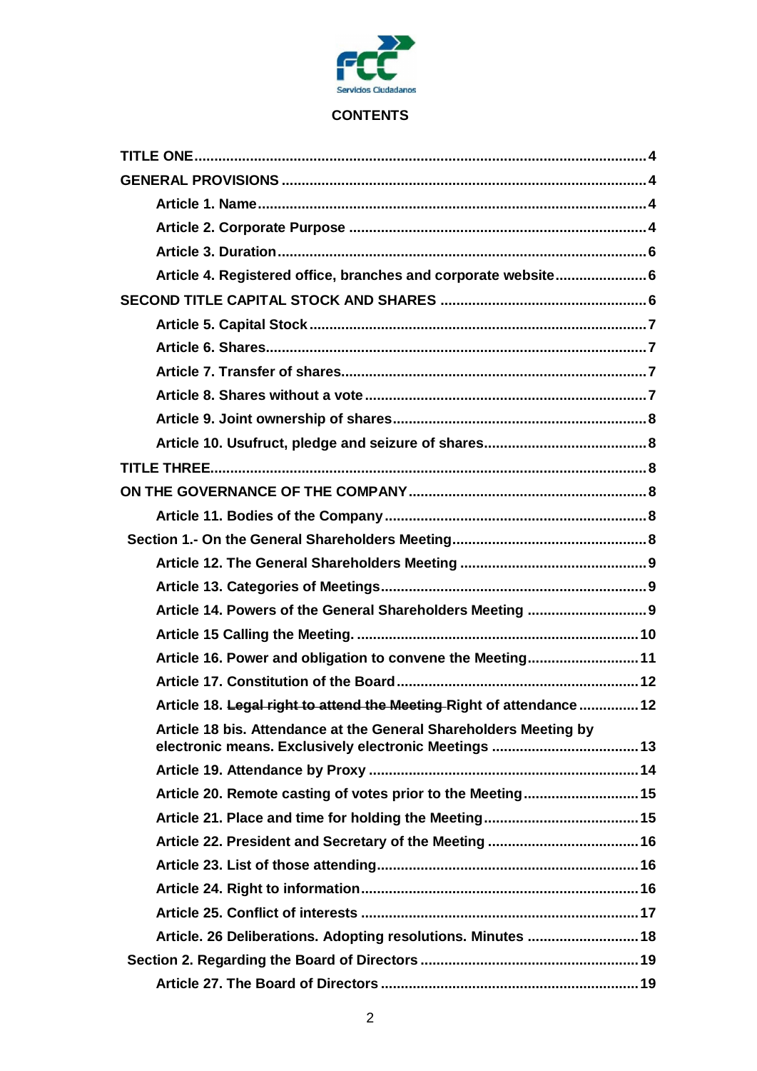FCC Servicios Ciudadanos

## CONTENTS

TITLE ONE.....4

GENERAL PROVISIONS.....4

- Article 1. Name.....4
- Article 2. Corporate Purpose.....4
- Article 3. Duration.....6
- Article 4. Registered office, branches and corporate website.....6

SECOND TITLE CAPITAL STOCK AND SHARES.....6

- Article 5. Capital Stock.....7
- Article 6. Shares.....7
- Article 7. Transfer of shares.....7
- Article 8. Shares without a vote.....7
- Article 9. Joint ownership of shares.....8
- Article 10. Usufruct, pledge and seizure of shares.....8

TITLE THREE.....8

ON THE GOVERNANCE OF THE COMPANY.....8

- Article 11. Bodies of the Company.....8

Section 1.- On the General Shareholders Meeting.....8

- Article 12. The General Shareholders Meeting.....9
- Article 13. Categories of Meetings.....9
- Article 14. Powers of the General Shareholders Meeting.....9
- Article 15 Calling the Meeting......10
- Article 16. Power and obligation to convene the Meeting.....11
- Article 17. Constitution of the Board.....12
- Article 18. ~~Legal right to attend the Meeting~~ Right of attendance.....12
- Article 18 bis. Attendance at the General Shareholders Meeting by electronic means. Exclusively electronic Meetings.....13
- Article 19. Attendance by Proxy.....14
- Article 20. Remote casting of votes prior to the Meeting.....15
- Article 21. Place and time for holding the Meeting.....15
- Article 22. President and Secretary of the Meeting.....16
- Article 23. List of those attending.....16
- Article 24. Right to information.....16
- Article 25. Conflict of interests.....17
- Article. 26 Deliberations. Adopting resolutions. Minutes.....18

Section 2. Regarding the Board of Directors.....19

- Article 27. The Board of Directors.....19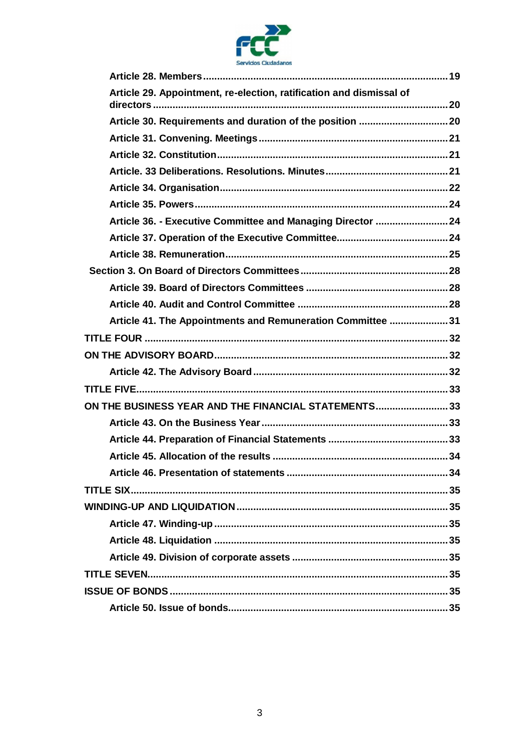Article 28. Members ........ 19

Article 29. Appointment, re-election, ratification and dismissal of directors ........ 20

Article 30. Requirements and duration of the position ........ 20

Article 31. Convening. Meetings ........ 21

Article 32. Constitution ........ 21

Article. 33 Deliberations. Resolutions. Minutes ........ 21

Article 34. Organisation ........ 22

Article 35. Powers ........ 24

Article 36. - Executive Committee and Managing Director ........ 24

Article 37. Operation of the Executive Committee ........ 24

Article 38. Remuneration ........ 25

Section 3. On Board of Directors Committees ........ 28

Article 39. Board of Directors Committees ........ 28

Article 40. Audit and Control Committee ........ 28

Article 41. The Appointments and Remuneration Committee ........ 31

TITLE FOUR ........ 32

ON THE ADVISORY BOARD ........ 32

Article 42. The Advisory Board ........ 32

TITLE FIVE ........ 33

ON THE BUSINESS YEAR AND THE FINANCIAL STATEMENTS ........ 33

Article 43. On the Business Year ........ 33

Article 44. Preparation of Financial Statements ........ 33

Article 45. Allocation of the results ........ 34

Article 46. Presentation of statements ........ 34

TITLE SIX ........ 35

WINDING-UP AND LIQUIDATION ........ 35

Article 47. Winding-up ........ 35

Article 48. Liquidation ........ 35

Article 49. Division of corporate assets ........ 35

TITLE SEVEN ........ 35

ISSUE OF BONDS ........ 35

Article 50. Issue of bonds ........ 35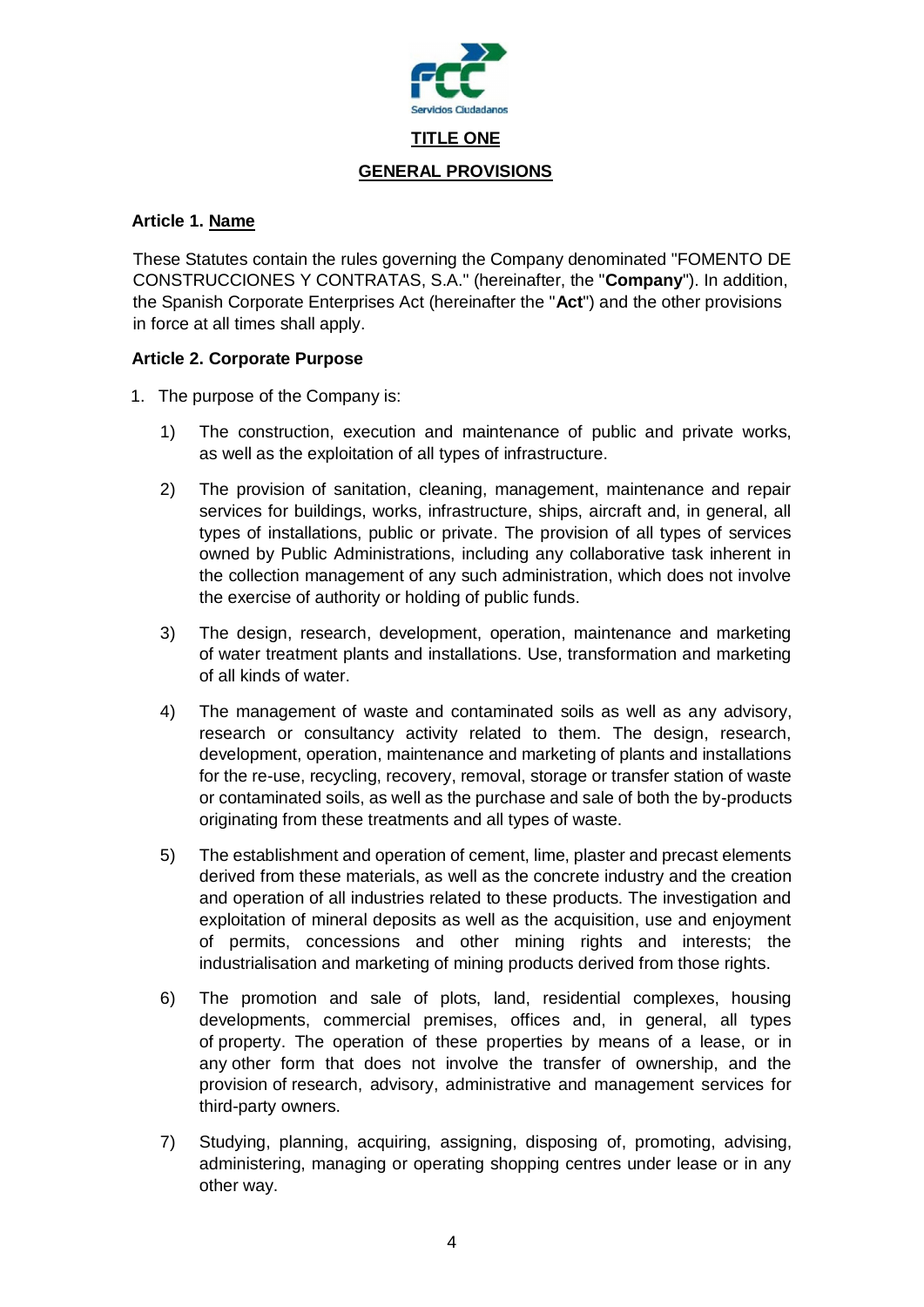## TITLE ONE

## GENERAL PROVISIONS

### Article 1. Name

These Statutes contain the rules governing the Company denominated "FOMENTO DE CONSTRUCCIONES Y CONTRATAS, S.A." (hereinafter, the "**Company**"). In addition, the Spanish Corporate Enterprises Act (hereinafter the "**Act**") and the other provisions in force at all times shall apply.

### Article 2. Corporate Purpose

1. The purpose of the Company is:

    1) The construction, execution and maintenance of public and private works, as well as the exploitation of all types of infrastructure.

    2) The provision of sanitation, cleaning, management, maintenance and repair services for buildings, works, infrastructure, ships, aircraft and, in general, all types of installations, public or private. The provision of all types of services owned by Public Administrations, including any collaborative task inherent in the collection management of any such administration, which does not involve the exercise of authority or holding of public funds.

    3) The design, research, development, operation, maintenance and marketing of water treatment plants and installations. Use, transformation and marketing of all kinds of water.

    4) The management of waste and contaminated soils as well as any advisory, research or consultancy activity related to them. The design, research, development, operation, maintenance and marketing of plants and installations for the re-use, recycling, recovery, removal, storage or transfer station of waste or contaminated soils, as well as the purchase and sale of both the by-products originating from these treatments and all types of waste.

    5) The establishment and operation of cement, lime, plaster and precast elements derived from these materials, as well as the concrete industry and the creation and operation of all industries related to these products. The investigation and exploitation of mineral deposits as well as the acquisition, use and enjoyment of permits, concessions and other mining rights and interests; the industrialisation and marketing of mining products derived from those rights.

    6) The promotion and sale of plots, land, residential complexes, housing developments, commercial premises, offices and, in general, all types of property. The operation of these properties by means of a lease, or in any other form that does not involve the transfer of ownership, and the provision of research, advisory, administrative and management services for third-party owners.

    7) Studying, planning, acquiring, assigning, disposing of, promoting, advising, administering, managing or operating shopping centres under lease or in any other way.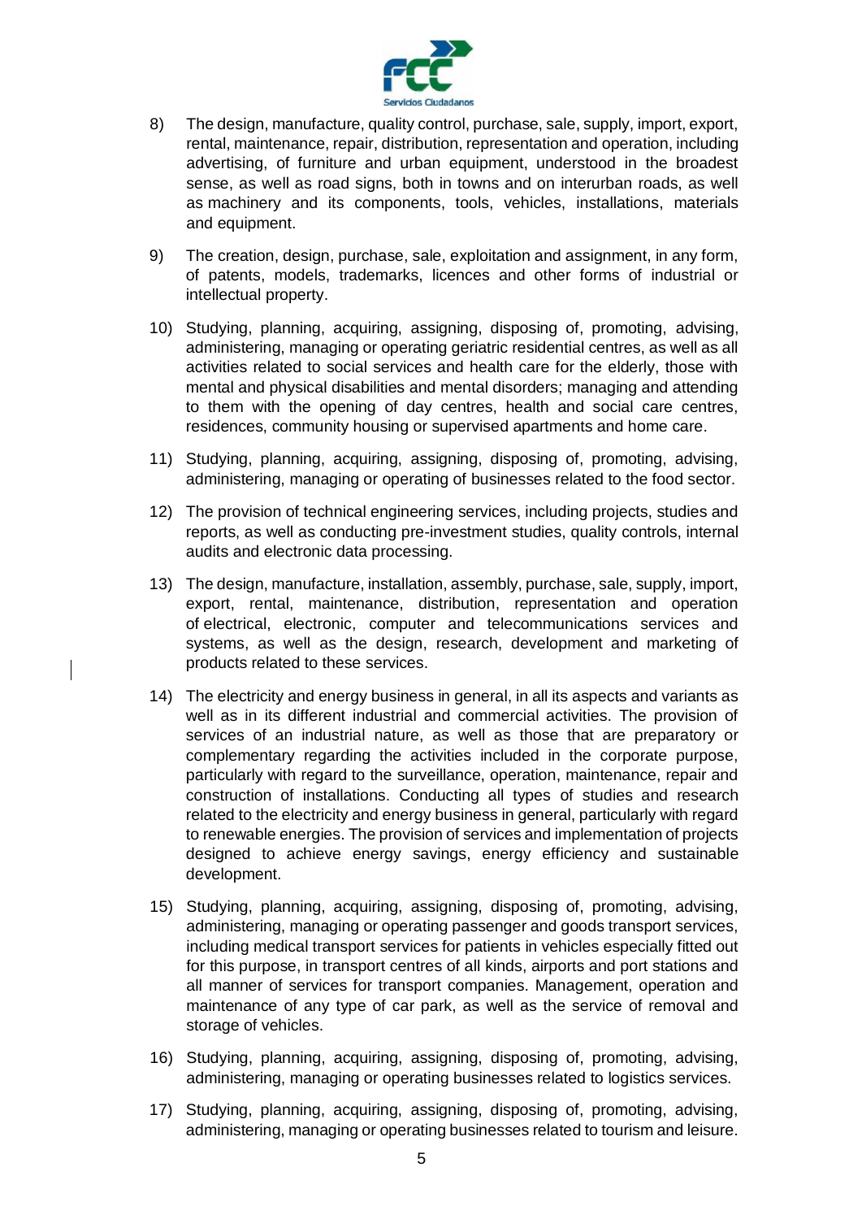8) The design, manufacture, quality control, purchase, sale, supply, import, export, rental, maintenance, repair, distribution, representation and operation, including advertising, of furniture and urban equipment, understood in the broadest sense, as well as road signs, both in towns and on interurban roads, as well as machinery and its components, tools, vehicles, installations, materials and equipment.

9) The creation, design, purchase, sale, exploitation and assignment, in any form, of patents, models, trademarks, licences and other forms of industrial or intellectual property.

10) Studying, planning, acquiring, assigning, disposing of, promoting, advising, administering, managing or operating geriatric residential centres, as well as all activities related to social services and health care for the elderly, those with mental and physical disabilities and mental disorders; managing and attending to them with the opening of day centres, health and social care centres, residences, community housing or supervised apartments and home care.

11) Studying, planning, acquiring, assigning, disposing of, promoting, advising, administering, managing or operating of businesses related to the food sector.

12) The provision of technical engineering services, including projects, studies and reports, as well as conducting pre-investment studies, quality controls, internal audits and electronic data processing.

13) The design, manufacture, installation, assembly, purchase, sale, supply, import, export, rental, maintenance, distribution, representation and operation of electrical, electronic, computer and telecommunications services and systems, as well as the design, research, development and marketing of products related to these services.

14) The electricity and energy business in general, in all its aspects and variants as well as in its different industrial and commercial activities. The provision of services of an industrial nature, as well as those that are preparatory or complementary regarding the activities included in the corporate purpose, particularly with regard to the surveillance, operation, maintenance, repair and construction of installations. Conducting all types of studies and research related to the electricity and energy business in general, particularly with regard to renewable energies. The provision of services and implementation of projects designed to achieve energy savings, energy efficiency and sustainable development.

15) Studying, planning, acquiring, assigning, disposing of, promoting, advising, administering, managing or operating passenger and goods transport services, including medical transport services for patients in vehicles especially fitted out for this purpose, in transport centres of all kinds, airports and port stations and all manner of services for transport companies. Management, operation and maintenance of any type of car park, as well as the service of removal and storage of vehicles.

16) Studying, planning, acquiring, assigning, disposing of, promoting, advising, administering, managing or operating businesses related to logistics services.

17) Studying, planning, acquiring, assigning, disposing of, promoting, advising, administering, managing or operating businesses related to tourism and leisure.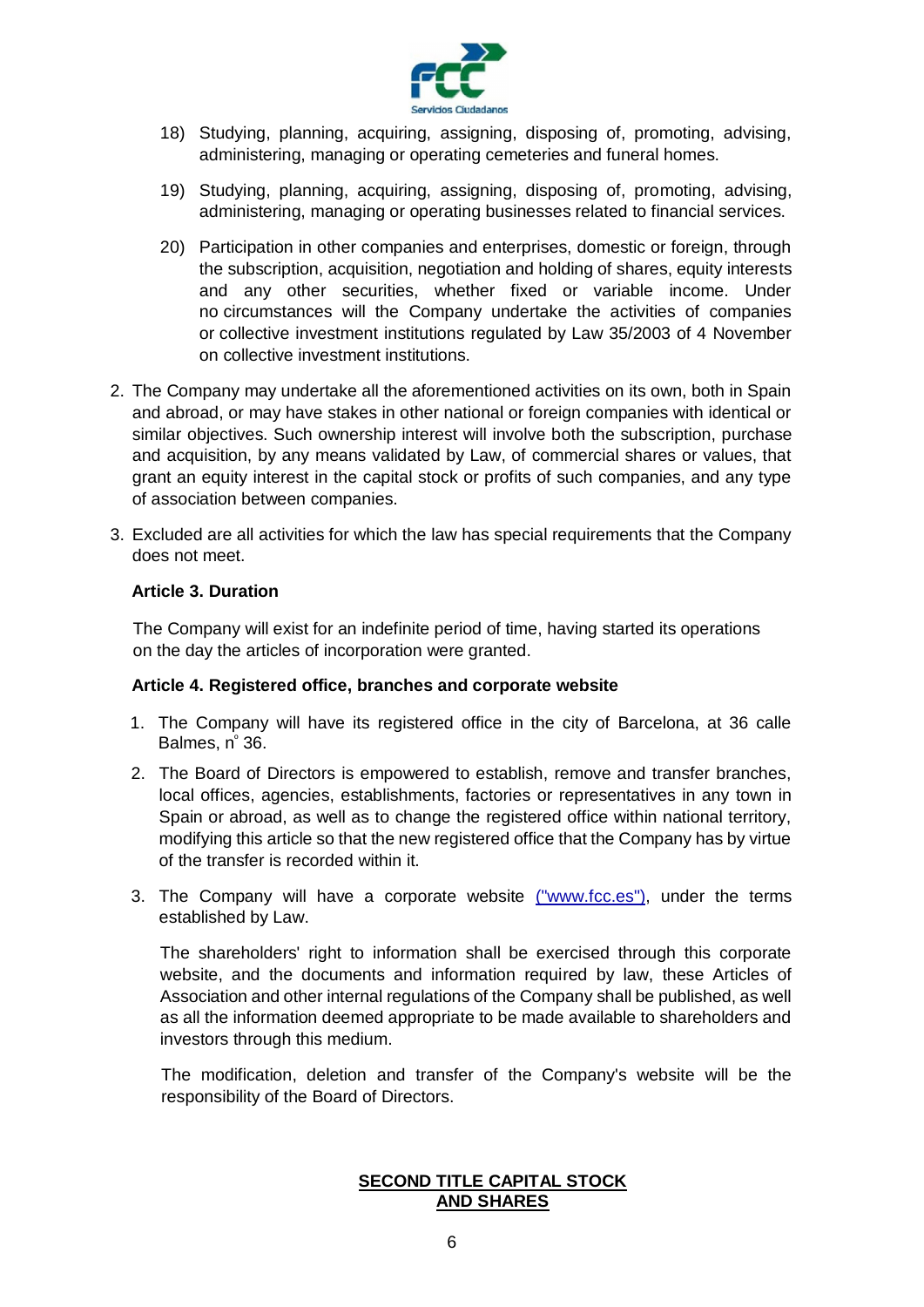18) Studying, planning, acquiring, assigning, disposing of, promoting, advising, administering, managing or operating cemeteries and funeral homes.

19) Studying, planning, acquiring, assigning, disposing of, promoting, advising, administering, managing or operating businesses related to financial services.

20) Participation in other companies and enterprises, domestic or foreign, through the subscription, acquisition, negotiation and holding of shares, equity interests and any other securities, whether fixed or variable income. Under no circumstances will the Company undertake the activities of companies or collective investment institutions regulated by Law 35/2003 of 4 November on collective investment institutions.

2. The Company may undertake all the aforementioned activities on its own, both in Spain and abroad, or may have stakes in other national or foreign companies with identical or similar objectives. Such ownership interest will involve both the subscription, purchase and acquisition, by any means validated by Law, of commercial shares or values, that grant an equity interest in the capital stock or profits of such companies, and any type of association between companies.

3. Excluded are all activities for which the law has special requirements that the Company does not meet.

**Article 3. Duration**

The Company will exist for an indefinite period of time, having started its operations on the day the articles of incorporation were granted.

**Article 4. Registered office, branches and corporate website**

1. The Company will have its registered office in the city of Barcelona, at 36 calle Balmes, nº 36.

2. The Board of Directors is empowered to establish, remove and transfer branches, local offices, agencies, establishments, factories or representatives in any town in Spain or abroad, as well as to change the registered office within national territory, modifying this article so that the new registered office that the Company has by virtue of the transfer is recorded within it.

3. The Company will have a corporate website ("www.fcc.es"), under the terms established by Law.

   The shareholders' right to information shall be exercised through this corporate website, and the documents and information required by law, these Articles of Association and other internal regulations of the Company shall be published, as well as all the information deemed appropriate to be made available to shareholders and investors through this medium.

   The modification, deletion and transfer of the Company's website will be the responsibility of the Board of Directors.

## SECOND TITLE CAPITAL STOCK AND SHARES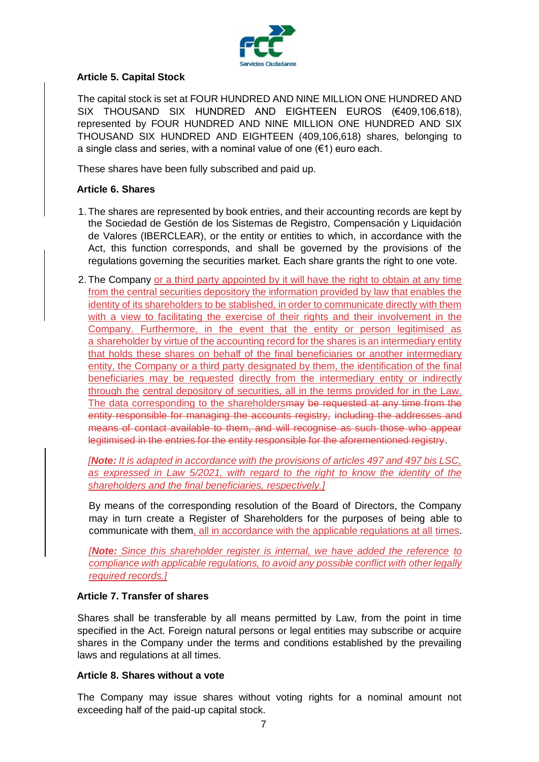**Article 5. Capital Stock**

The capital stock is set at FOUR HUNDRED AND NINE MILLION ONE HUNDRED AND SIX THOUSAND SIX HUNDRED AND EIGHTEEN EUROS (€409,106,618), represented by FOUR HUNDRED AND NINE MILLION ONE HUNDRED AND SIX THOUSAND SIX HUNDRED AND EIGHTEEN (409,106,618) shares, belonging to a single class and series, with a nominal value of one (€1) euro each.

These shares have been fully subscribed and paid up.

**Article 6. Shares**

1. The shares are represented by book entries, and their accounting records are kept by the Sociedad de Gestión de los Sistemas de Registro, Compensación y Liquidación de Valores (IBERCLEAR), or the entity or entities to which, in accordance with the Act, this function corresponds, and shall be governed by the provisions of the regulations governing the securities market. Each share grants the right to one vote.

2. The Company <u>or a third party appointed by it will have the right to obtain at any time from the central securities depository the information provided by law that enables the identity of its shareholders to be stablished, in order to communicate directly with them with a view to facilitating the exercise of their rights and their involvement in the Company. Furthermore, in the event that the entity or person legitimised as a shareholder by virtue of the accounting record for the shares is an intermediary entity that holds these shares on behalf of the final beneficiaries or another intermediary entity, the Company or a third party designated by them, the identification of the final beneficiaries may be requested directly from the intermediary entity or indirectly through the central depository of securities, all in the terms provided for in the Law. The data corresponding to the shareholders</u>~~may be requested at any time from the entity responsible for managing the accounts registry, including the addresses and means of contact available to them, and will recognise as such those who appear legitimised in the entries for the entity responsible for the aforementioned registry~~.

   <u>*[**Note:** It is adapted in accordance with the provisions of articles 497 and 497 bis LSC, as expressed in Law 5/2021, with regard to the right to know the identity of the shareholders and the final beneficiaries, respectively.]*</u>

   By means of the corresponding resolution of the Board of Directors, the Company may in turn create a Register of Shareholders for the purposes of being able to communicate with them<u>, all in accordance with the applicable regulations at all times</u>.

   <u>*[**Note:** Since this shareholder register is internal, we have added the reference to compliance with applicable regulations, to avoid any possible conflict with other legally required records.]*</u>

**Article 7. Transfer of shares**

Shares shall be transferable by all means permitted by Law, from the point in time specified in the Act. Foreign natural persons or legal entities may subscribe or acquire shares in the Company under the terms and conditions established by the prevailing laws and regulations at all times.

**Article 8. Shares without a vote**

The Company may issue shares without voting rights for a nominal amount not exceeding half of the paid-up capital stock.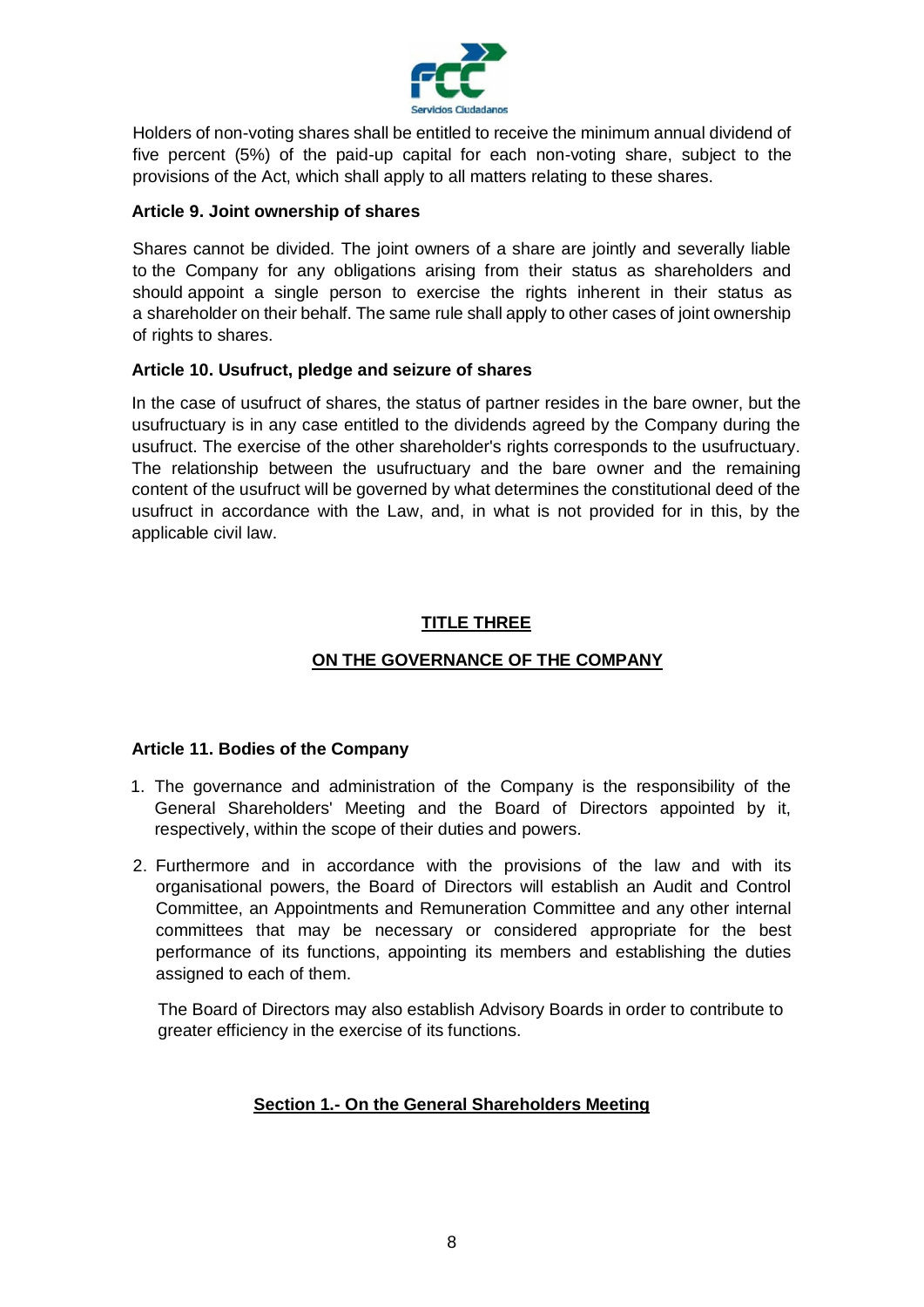Holders of non-voting shares shall be entitled to receive the minimum annual dividend of five percent (5%) of the paid-up capital for each non-voting share, subject to the provisions of the Act, which shall apply to all matters relating to these shares.

**Article 9. Joint ownership of shares**

Shares cannot be divided. The joint owners of a share are jointly and severally liable to the Company for any obligations arising from their status as shareholders and should appoint a single person to exercise the rights inherent in their status as a shareholder on their behalf. The same rule shall apply to other cases of joint ownership of rights to shares.

**Article 10. Usufruct, pledge and seizure of shares**

In the case of usufruct of shares, the status of partner resides in the bare owner, but the usufructuary is in any case entitled to the dividends agreed by the Company during the usufruct. The exercise of the other shareholder's rights corresponds to the usufructuary. The relationship between the usufructuary and the bare owner and the remaining content of the usufruct will be governed by what determines the constitutional deed of the usufruct in accordance with the Law, and, in what is not provided for in this, by the applicable civil law.

## TITLE THREE

## ON THE GOVERNANCE OF THE COMPANY

**Article 11. Bodies of the Company**

1. The governance and administration of the Company is the responsibility of the General Shareholders' Meeting and the Board of Directors appointed by it, respectively, within the scope of their duties and powers.
2. Furthermore and in accordance with the provisions of the law and with its organisational powers, the Board of Directors will establish an Audit and Control Committee, an Appointments and Remuneration Committee and any other internal committees that may be necessary or considered appropriate for the best performance of its functions, appointing its members and establishing the duties assigned to each of them.

   The Board of Directors may also establish Advisory Boards in order to contribute to greater efficiency in the exercise of its functions.

### Section 1.- On the General Shareholders Meeting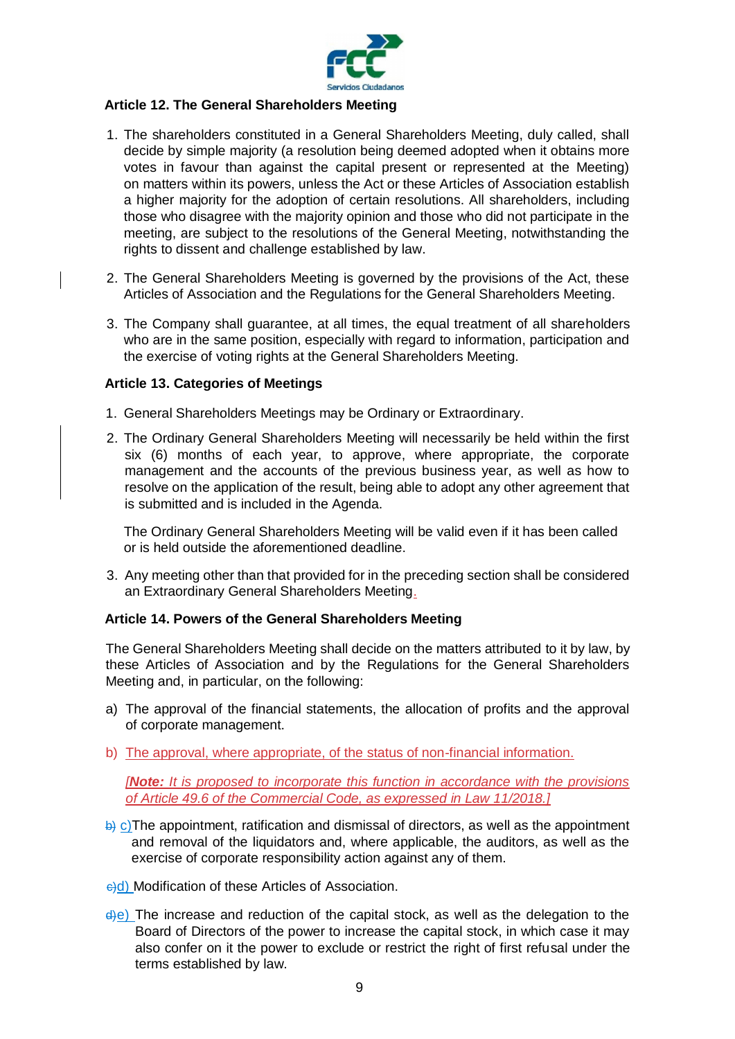### Article 12. The General Shareholders Meeting

1. The shareholders constituted in a General Shareholders Meeting, duly called, shall decide by simple majority (a resolution being deemed adopted when it obtains more votes in favour than against the capital present or represented at the Meeting) on matters within its powers, unless the Act or these Articles of Association establish a higher majority for the adoption of certain resolutions. All shareholders, including those who disagree with the majority opinion and those who did not participate in the meeting, are subject to the resolutions of the General Meeting, notwithstanding the rights to dissent and challenge established by law.

2. The General Shareholders Meeting is governed by the provisions of the Act, these Articles of Association and the Regulations for the General Shareholders Meeting.

3. The Company shall guarantee, at all times, the equal treatment of all shareholders who are in the same position, especially with regard to information, participation and the exercise of voting rights at the General Shareholders Meeting.

### Article 13. Categories of Meetings

1. General Shareholders Meetings may be Ordinary or Extraordinary.

2. The Ordinary General Shareholders Meeting will necessarily be held within the first six (6) months of each year, to approve, where appropriate, the corporate management and the accounts of the previous business year, as well as how to resolve on the application of the result, being able to adopt any other agreement that is submitted and is included in the Agenda.

   The Ordinary General Shareholders Meeting will be valid even if it has been called or is held outside the aforementioned deadline.

3. Any meeting other than that provided for in the preceding section shall be considered an Extraordinary General Shareholders Meeting.

### Article 14. Powers of the General Shareholders Meeting

The General Shareholders Meeting shall decide on the matters attributed to it by law, by these Articles of Association and by the Regulations for the General Shareholders Meeting and, in particular, on the following:

a) The approval of the financial statements, the allocation of profits and the approval of corporate management.

b) <u>The approval, where appropriate, of the status of non-financial information.</u>

   <u>*[**Note:** It is proposed to incorporate this function in accordance with the provisions of Article 49.6 of the Commercial Code, as expressed in Law 11/2018.]*</u>

~~b)~~ <u>c)</u>The appointment, ratification and dismissal of directors, as well as the appointment and removal of the liquidators and, where applicable, the auditors, as well as the exercise of corporate responsibility action against any of them.

~~c)~~<u>d)</u> Modification of these Articles of Association.

~~d)~~<u>e)</u> The increase and reduction of the capital stock, as well as the delegation to the Board of Directors of the power to increase the capital stock, in which case it may also confer on it the power to exclude or restrict the right of first refusal under the terms established by law.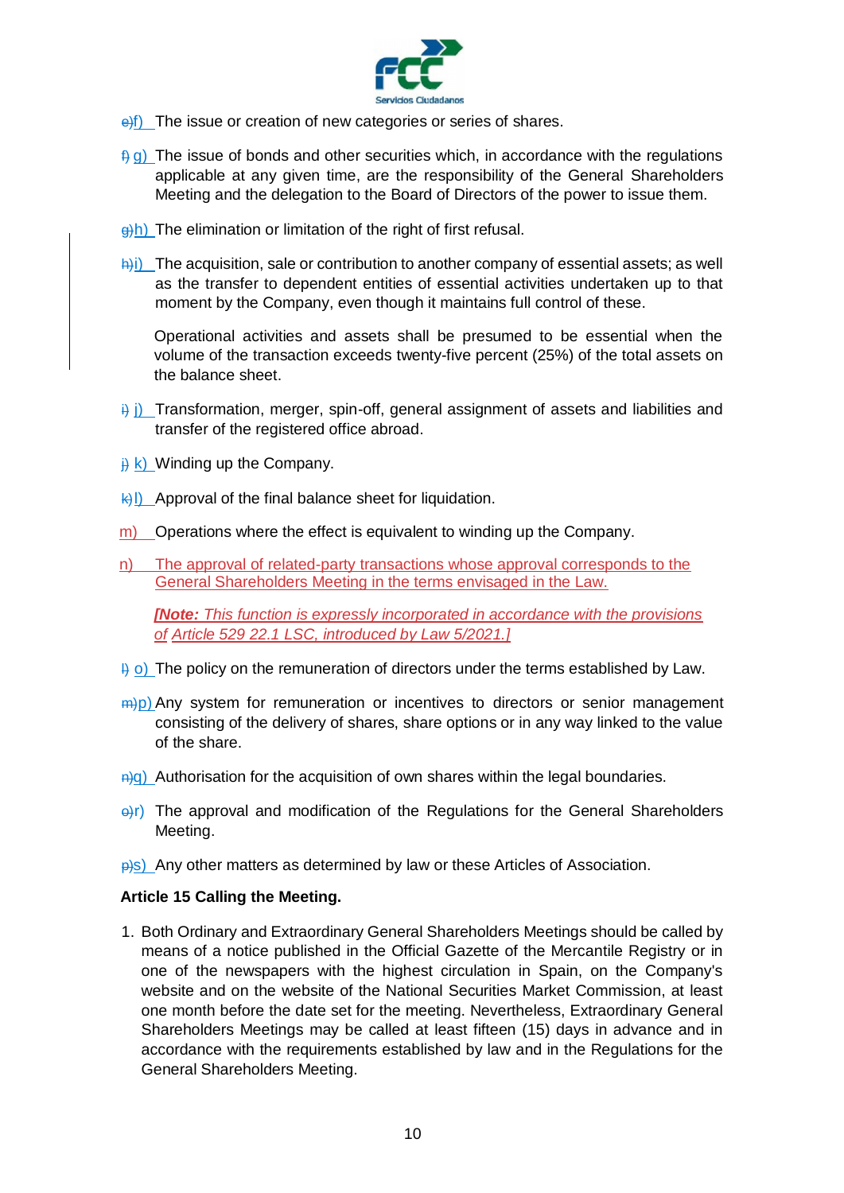~~e)~~f) The issue or creation of new categories or series of shares.

~~f)~~ g) The issue of bonds and other securities which, in accordance with the regulations applicable at any given time, are the responsibility of the General Shareholders Meeting and the delegation to the Board of Directors of the power to issue them.

~~g)~~h) The elimination or limitation of the right of first refusal.

~~h)~~i) The acquisition, sale or contribution to another company of essential assets; as well as the transfer to dependent entities of essential activities undertaken up to that moment by the Company, even though it maintains full control of these.

Operational activities and assets shall be presumed to be essential when the volume of the transaction exceeds twenty-five percent (25%) of the total assets on the balance sheet.

~~i)~~ j) Transformation, merger, spin-off, general assignment of assets and liabilities and transfer of the registered office abroad.

~~j)~~ k) Winding up the Company.

~~k)~~l) Approval of the final balance sheet for liquidation.

m) Operations where the effect is equivalent to winding up the Company.

n) The approval of related-party transactions whose approval corresponds to the General Shareholders Meeting in the terms envisaged in the Law.

***[Note:** This function is expressly incorporated in accordance with the provisions of Article 529 22.1 LSC, introduced by Law 5/2021.]*

~~l)~~ o) The policy on the remuneration of directors under the terms established by Law.

~~m)~~p) Any system for remuneration or incentives to directors or senior management consisting of the delivery of shares, share options or in any way linked to the value of the share.

~~n)~~q) Authorisation for the acquisition of own shares within the legal boundaries.

~~o)~~r) The approval and modification of the Regulations for the General Shareholders Meeting.

~~p)~~s) Any other matters as determined by law or these Articles of Association.

**Article 15 Calling the Meeting.**

1. Both Ordinary and Extraordinary General Shareholders Meetings should be called by means of a notice published in the Official Gazette of the Mercantile Registry or in one of the newspapers with the highest circulation in Spain, on the Company's website and on the website of the National Securities Market Commission, at least one month before the date set for the meeting. Nevertheless, Extraordinary General Shareholders Meetings may be called at least fifteen (15) days in advance and in accordance with the requirements established by law and in the Regulations for the General Shareholders Meeting.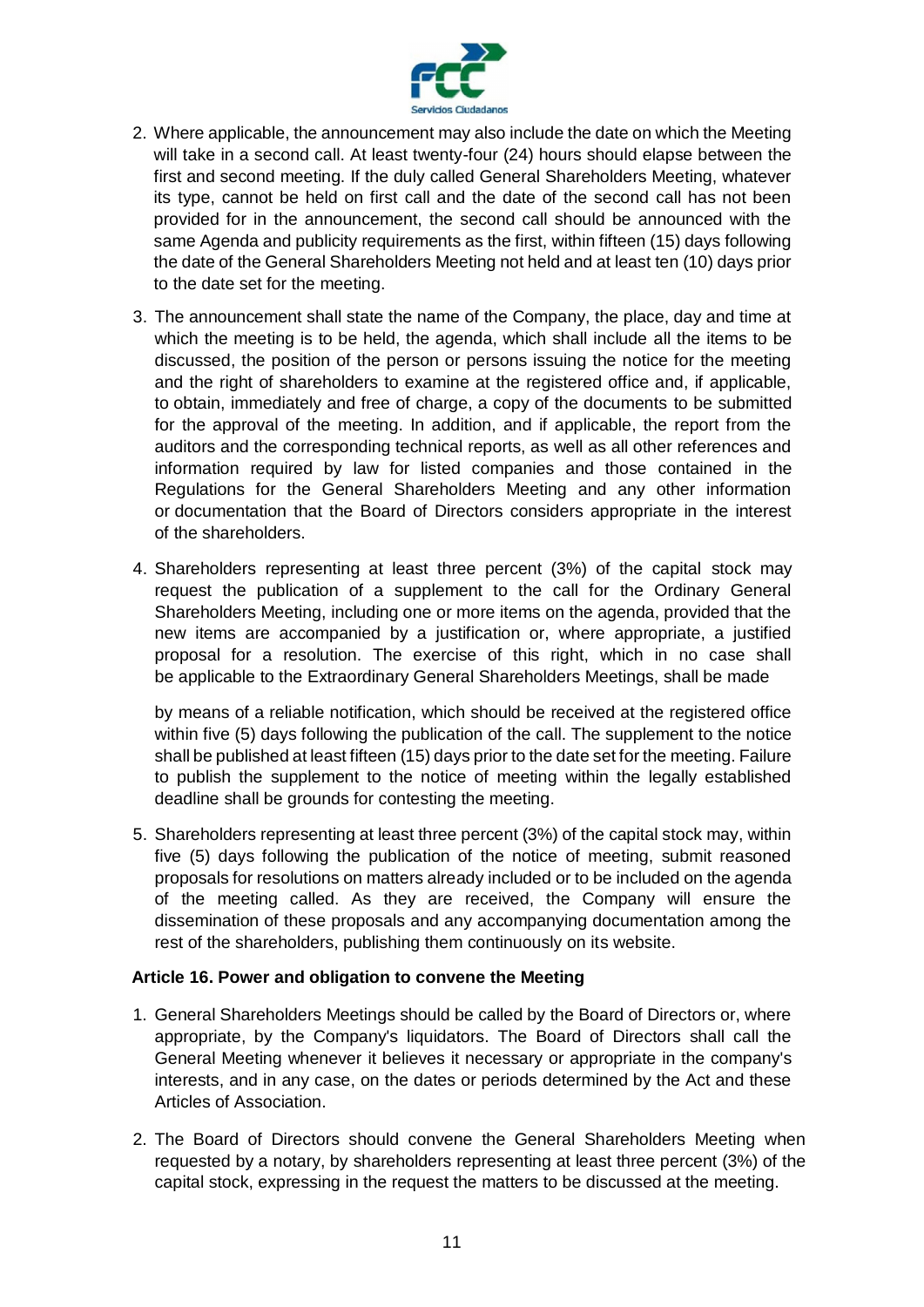2. Where applicable, the announcement may also include the date on which the Meeting will take in a second call. At least twenty-four (24) hours should elapse between the first and second meeting. If the duly called General Shareholders Meeting, whatever its type, cannot be held on first call and the date of the second call has not been provided for in the announcement, the second call should be announced with the same Agenda and publicity requirements as the first, within fifteen (15) days following the date of the General Shareholders Meeting not held and at least ten (10) days prior to the date set for the meeting.

3. The announcement shall state the name of the Company, the place, day and time at which the meeting is to be held, the agenda, which shall include all the items to be discussed, the position of the person or persons issuing the notice for the meeting and the right of shareholders to examine at the registered office and, if applicable, to obtain, immediately and free of charge, a copy of the documents to be submitted for the approval of the meeting. In addition, and if applicable, the report from the auditors and the corresponding technical reports, as well as all other references and information required by law for listed companies and those contained in the Regulations for the General Shareholders Meeting and any other information or documentation that the Board of Directors considers appropriate in the interest of the shareholders.

4. Shareholders representing at least three percent (3%) of the capital stock may request the publication of a supplement to the call for the Ordinary General Shareholders Meeting, including one or more items on the agenda, provided that the new items are accompanied by a justification or, where appropriate, a justified proposal for a resolution. The exercise of this right, which in no case shall be applicable to the Extraordinary General Shareholders Meetings, shall be made by means of a reliable notification, which should be received at the registered office within five (5) days following the publication of the call. The supplement to the notice shall be published at least fifteen (15) days prior to the date set for the meeting. Failure to publish the supplement to the notice of meeting within the legally established deadline shall be grounds for contesting the meeting.

5. Shareholders representing at least three percent (3%) of the capital stock may, within five (5) days following the publication of the notice of meeting, submit reasoned proposals for resolutions on matters already included or to be included on the agenda of the meeting called. As they are received, the Company will ensure the dissemination of these proposals and any accompanying documentation among the rest of the shareholders, publishing them continuously on its website.

**Article 16. Power and obligation to convene the Meeting**

1. General Shareholders Meetings should be called by the Board of Directors or, where appropriate, by the Company's liquidators. The Board of Directors shall call the General Meeting whenever it believes it necessary or appropriate in the company's interests, and in any case, on the dates or periods determined by the Act and these Articles of Association.

2. The Board of Directors should convene the General Shareholders Meeting when requested by a notary, by shareholders representing at least three percent (3%) of the capital stock, expressing in the request the matters to be discussed at the meeting.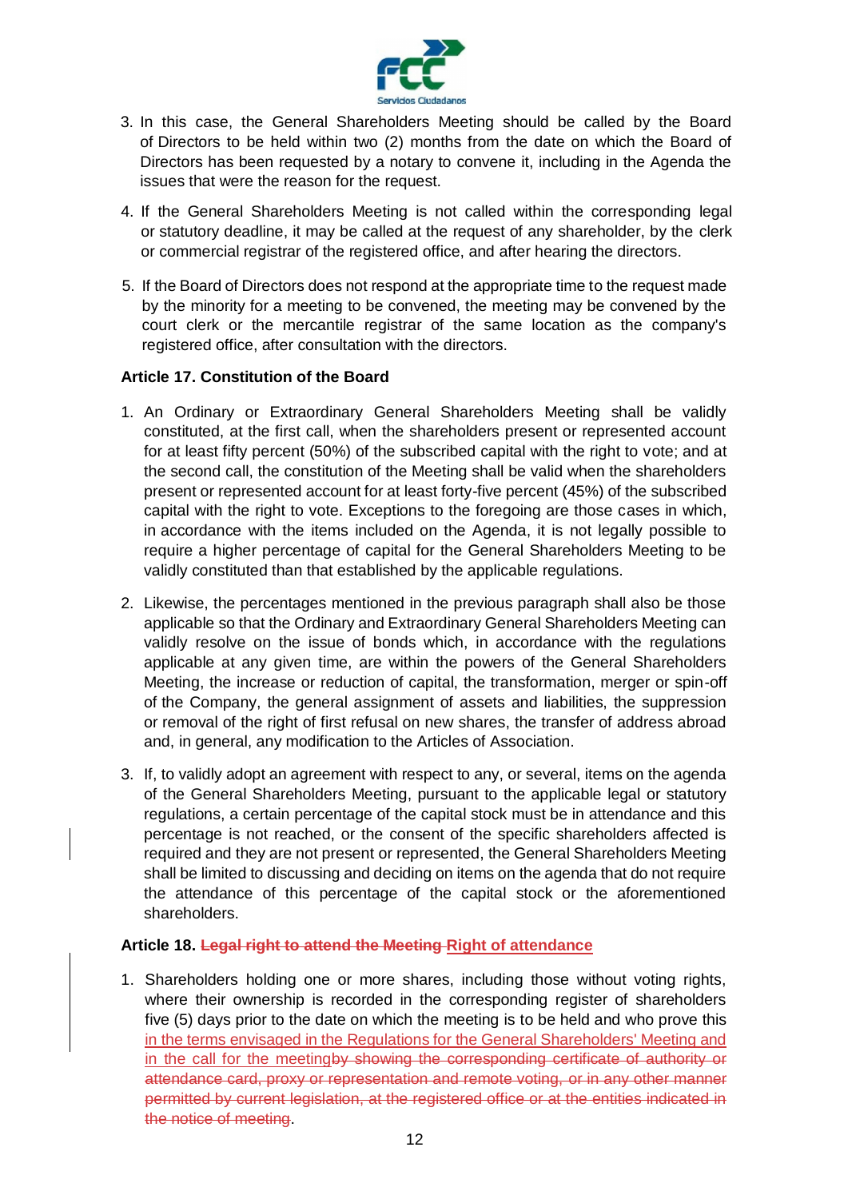3. In this case, the General Shareholders Meeting should be called by the Board of Directors to be held within two (2) months from the date on which the Board of Directors has been requested by a notary to convene it, including in the Agenda the issues that were the reason for the request.

4. If the General Shareholders Meeting is not called within the corresponding legal or statutory deadline, it may be called at the request of any shareholder, by the clerk or commercial registrar of the registered office, and after hearing the directors.

5. If the Board of Directors does not respond at the appropriate time to the request made by the minority for a meeting to be convened, the meeting may be convened by the court clerk or the mercantile registrar of the same location as the company's registered office, after consultation with the directors.

**Article 17. Constitution of the Board**

1. An Ordinary or Extraordinary General Shareholders Meeting shall be validly constituted, at the first call, when the shareholders present or represented account for at least fifty percent (50%) of the subscribed capital with the right to vote; and at the second call, the constitution of the Meeting shall be valid when the shareholders present or represented account for at least forty-five percent (45%) of the subscribed capital with the right to vote. Exceptions to the foregoing are those cases in which, in accordance with the items included on the Agenda, it is not legally possible to require a higher percentage of capital for the General Shareholders Meeting to be validly constituted than that established by the applicable regulations.

2. Likewise, the percentages mentioned in the previous paragraph shall also be those applicable so that the Ordinary and Extraordinary General Shareholders Meeting can validly resolve on the issue of bonds which, in accordance with the regulations applicable at any given time, are within the powers of the General Shareholders Meeting, the increase or reduction of capital, the transformation, merger or spin-off of the Company, the general assignment of assets and liabilities, the suppression or removal of the right of first refusal on new shares, the transfer of address abroad and, in general, any modification to the Articles of Association.

3. If, to validly adopt an agreement with respect to any, or several, items on the agenda of the General Shareholders Meeting, pursuant to the applicable legal or statutory regulations, a certain percentage of the capital stock must be in attendance and this percentage is not reached, or the consent of the specific shareholders affected is required and they are not present or represented, the General Shareholders Meeting shall be limited to discussing and deciding on items on the agenda that do not require the attendance of this percentage of the capital stock or the aforementioned shareholders.

**Article 18. ~~Legal right to attend the Meeting~~ Right of attendance**

1. Shareholders holding one or more shares, including those without voting rights, where their ownership is recorded in the corresponding register of shareholders five (5) days prior to the date on which the meeting is to be held and who prove this in the terms envisaged in the Regulations for the General Shareholders' Meeting and in the call for the meeting~~by showing the corresponding certificate of authority or attendance card, proxy or representation and remote voting, or in any other manner permitted by current legislation, at the registered office or at the entities indicated in the notice of meeting~~.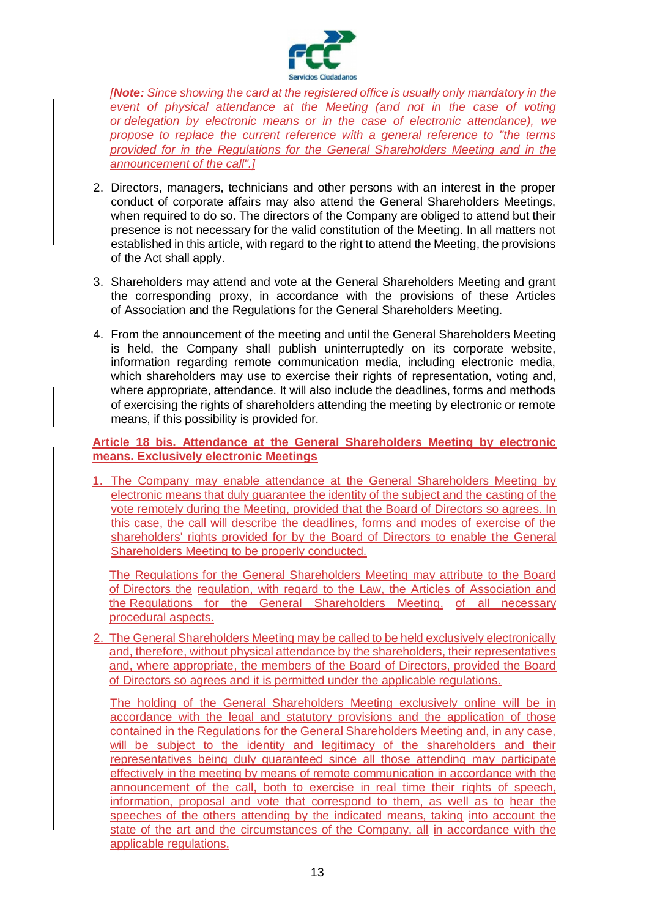*[**Note:** Since showing the card at the registered office is usually only mandatory in the event of physical attendance at the Meeting (and not in the case of voting or delegation by electronic means or in the case of electronic attendance), we propose to replace the current reference with a general reference to "the terms provided for in the Regulations for the General Shareholders Meeting and in the announcement of the call".]*

2. Directors, managers, technicians and other persons with an interest in the proper conduct of corporate affairs may also attend the General Shareholders Meetings, when required to do so. The directors of the Company are obliged to attend but their presence is not necessary for the valid constitution of the Meeting. In all matters not established in this article, with regard to the right to attend the Meeting, the provisions of the Act shall apply.

3. Shareholders may attend and vote at the General Shareholders Meeting and grant the corresponding proxy, in accordance with the provisions of these Articles of Association and the Regulations for the General Shareholders Meeting.

4. From the announcement of the meeting and until the General Shareholders Meeting is held, the Company shall publish uninterruptedly on its corporate website, information regarding remote communication media, including electronic media, which shareholders may use to exercise their rights of representation, voting and, where appropriate, attendance. It will also include the deadlines, forms and methods of exercising the rights of shareholders attending the meeting by electronic or remote means, if this possibility is provided for.

**Article 18 bis. Attendance at the General Shareholders Meeting by electronic means. Exclusively electronic Meetings**

1. The Company may enable attendance at the General Shareholders Meeting by electronic means that duly guarantee the identity of the subject and the casting of the vote remotely during the Meeting, provided that the Board of Directors so agrees. In this case, the call will describe the deadlines, forms and modes of exercise of the shareholders' rights provided for by the Board of Directors to enable the General Shareholders Meeting to be properly conducted.

   The Regulations for the General Shareholders Meeting may attribute to the Board of Directors the regulation, with regard to the Law, the Articles of Association and the Regulations for the General Shareholders Meeting, of all necessary procedural aspects.

2. The General Shareholders Meeting may be called to be held exclusively electronically and, therefore, without physical attendance by the shareholders, their representatives and, where appropriate, the members of the Board of Directors, provided the Board of Directors so agrees and it is permitted under the applicable regulations.

   The holding of the General Shareholders Meeting exclusively online will be in accordance with the legal and statutory provisions and the application of those contained in the Regulations for the General Shareholders Meeting and, in any case, will be subject to the identity and legitimacy of the shareholders and their representatives being duly guaranteed since all those attending may participate effectively in the meeting by means of remote communication in accordance with the announcement of the call, both to exercise in real time their rights of speech, information, proposal and vote that correspond to them, as well as to hear the speeches of the others attending by the indicated means, taking into account the state of the art and the circumstances of the Company, all in accordance with the applicable regulations.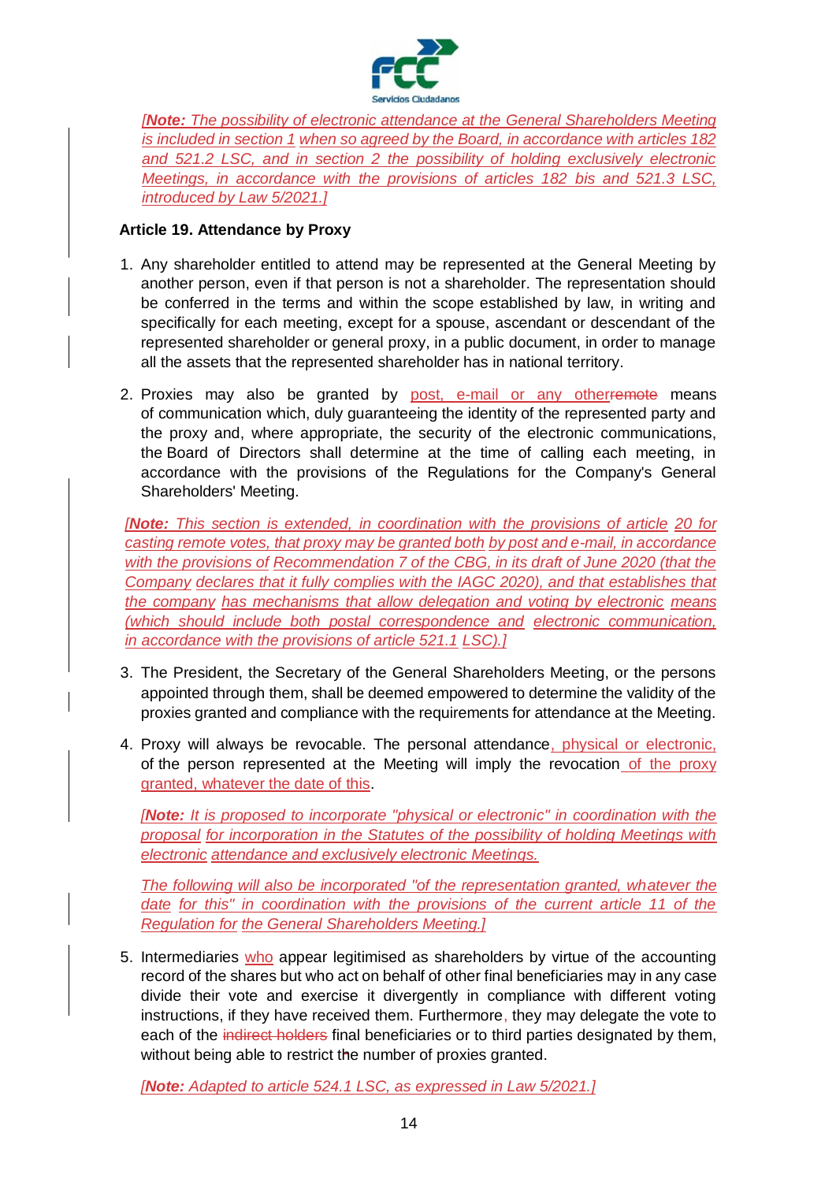*[**Note:** The possibility of electronic attendance at the General Shareholders Meeting is included in section 1 when so agreed by the Board, in accordance with articles 182 and 521.2 LSC, and in section 2 the possibility of holding exclusively electronic Meetings, in accordance with the provisions of articles 182 bis and 521.3 LSC, introduced by Law 5/2021.]*

**Article 19. Attendance by Proxy**

1. Any shareholder entitled to attend may be represented at the General Meeting by another person, even if that person is not a shareholder. The representation should be conferred in the terms and within the scope established by law, in writing and specifically for each meeting, except for a spouse, ascendant or descendant of the represented shareholder or general proxy, in a public document, in order to manage all the assets that the represented shareholder has in national territory.

2. Proxies may also be granted by post, e-mail or any other ~~remote~~ means of communication which, duly guaranteeing the identity of the represented party and the proxy and, where appropriate, the security of the electronic communications, the Board of Directors shall determine at the time of calling each meeting, in accordance with the provisions of the Regulations for the Company's General Shareholders' Meeting.

*[**Note:** This section is extended, in coordination with the provisions of article 20 for casting remote votes, that proxy may be granted both by post and e-mail, in accordance with the provisions of Recommendation 7 of the CBG, in its draft of June 2020 (that the Company declares that it fully complies with the IAGC 2020), and that establishes that the company has mechanisms that allow delegation and voting by electronic means (which should include both postal correspondence and electronic communication, in accordance with the provisions of article 521.1 LSC).]*

3. The President, the Secretary of the General Shareholders Meeting, or the persons appointed through them, shall be deemed empowered to determine the validity of the proxies granted and compliance with the requirements for attendance at the Meeting.

4. Proxy will always be revocable. The personal attendance, physical or electronic, of the person represented at the Meeting will imply the revocation of the proxy granted, whatever the date of this.

*[**Note:** It is proposed to incorporate "physical or electronic" in coordination with the proposal for incorporation in the Statutes of the possibility of holding Meetings with electronic attendance and exclusively electronic Meetings.*

*The following will also be incorporated "of the representation granted, whatever the date for this" in coordination with the provisions of the current article 11 of the Regulation for the General Shareholders Meeting.]*

5. Intermediaries who appear legitimised as shareholders by virtue of the accounting record of the shares but who act on behalf of other final beneficiaries may in any case divide their vote and exercise it divergently in compliance with different voting instructions, if they have received them. Furthermore, they may delegate the vote to each of the ~~indirect holders~~ final beneficiaries or to third parties designated by them, without being able to restrict the number of proxies granted.

*[**Note:** Adapted to article 524.1 LSC, as expressed in Law 5/2021.]*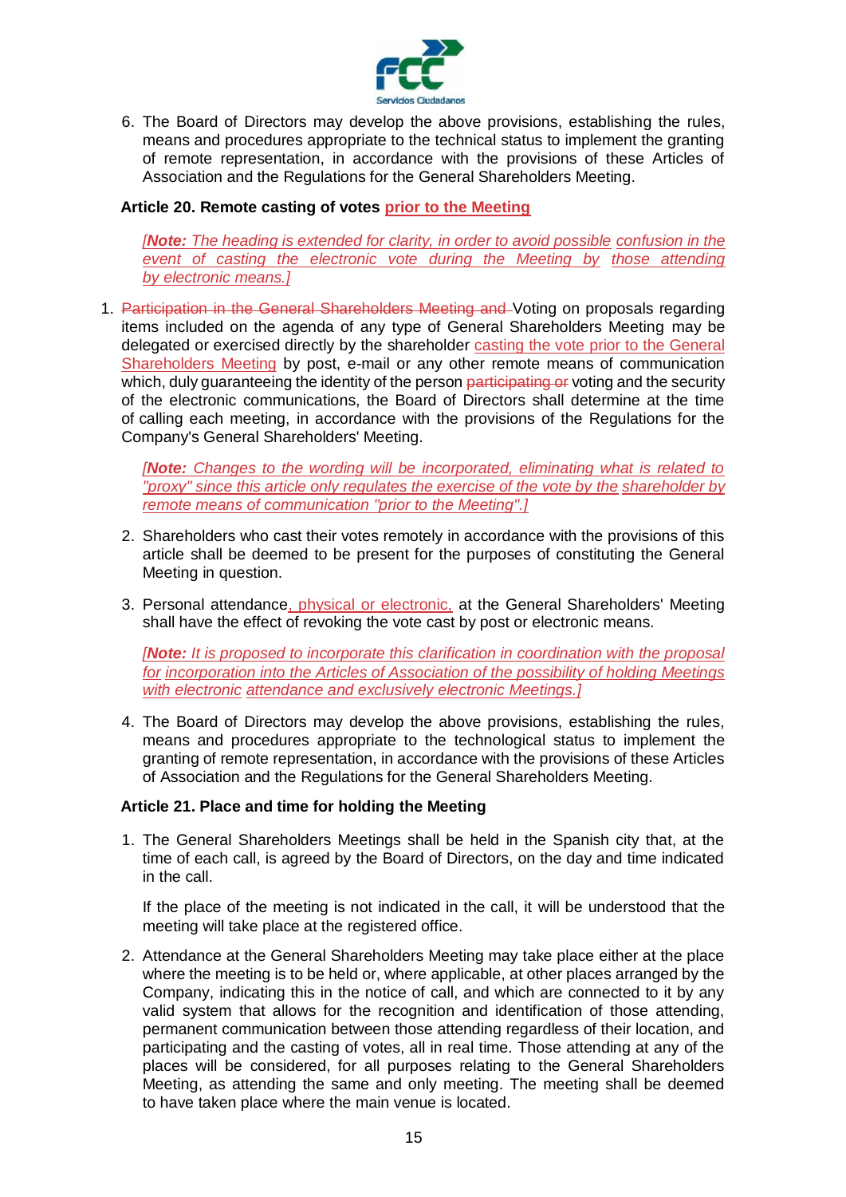6. The Board of Directors may develop the above provisions, establishing the rules, means and procedures appropriate to the technical status to implement the granting of remote representation, in accordance with the provisions of these Articles of Association and the Regulations for the General Shareholders Meeting.

**Article 20. Remote casting of votes prior to the Meeting**

*[**Note:** The heading is extended for clarity, in order to avoid possible confusion in the event of casting the electronic vote during the Meeting by those attending by electronic means.]*

1. ~~Participation in the General Shareholders Meeting and~~ Voting on proposals regarding items included on the agenda of any type of General Shareholders Meeting may be delegated or exercised directly by the shareholder casting the vote prior to the General Shareholders Meeting by post, e-mail or any other remote means of communication which, duly guaranteeing the identity of the person ~~participating or~~ voting and the security of the electronic communications, the Board of Directors shall determine at the time of calling each meeting, in accordance with the provisions of the Regulations for the Company's General Shareholders' Meeting.

   *[**Note:** Changes to the wording will be incorporated, eliminating what is related to "proxy" since this article only regulates the exercise of the vote by the shareholder by remote means of communication "prior to the Meeting".]*

2. Shareholders who cast their votes remotely in accordance with the provisions of this article shall be deemed to be present for the purposes of constituting the General Meeting in question.

3. Personal attendance, physical or electronic, at the General Shareholders' Meeting shall have the effect of revoking the vote cast by post or electronic means.

   *[**Note:** It is proposed to incorporate this clarification in coordination with the proposal for incorporation into the Articles of Association of the possibility of holding Meetings with electronic attendance and exclusively electronic Meetings.]*

4. The Board of Directors may develop the above provisions, establishing the rules, means and procedures appropriate to the technological status to implement the granting of remote representation, in accordance with the provisions of these Articles of Association and the Regulations for the General Shareholders Meeting.

**Article 21. Place and time for holding the Meeting**

1. The General Shareholders Meetings shall be held in the Spanish city that, at the time of each call, is agreed by the Board of Directors, on the day and time indicated in the call.

   If the place of the meeting is not indicated in the call, it will be understood that the meeting will take place at the registered office.

2. Attendance at the General Shareholders Meeting may take place either at the place where the meeting is to be held or, where applicable, at other places arranged by the Company, indicating this in the notice of call, and which are connected to it by any valid system that allows for the recognition and identification of those attending, permanent communication between those attending regardless of their location, and participating and the casting of votes, all in real time. Those attending at any of the places will be considered, for all purposes relating to the General Shareholders Meeting, as attending the same and only meeting. The meeting shall be deemed to have taken place where the main venue is located.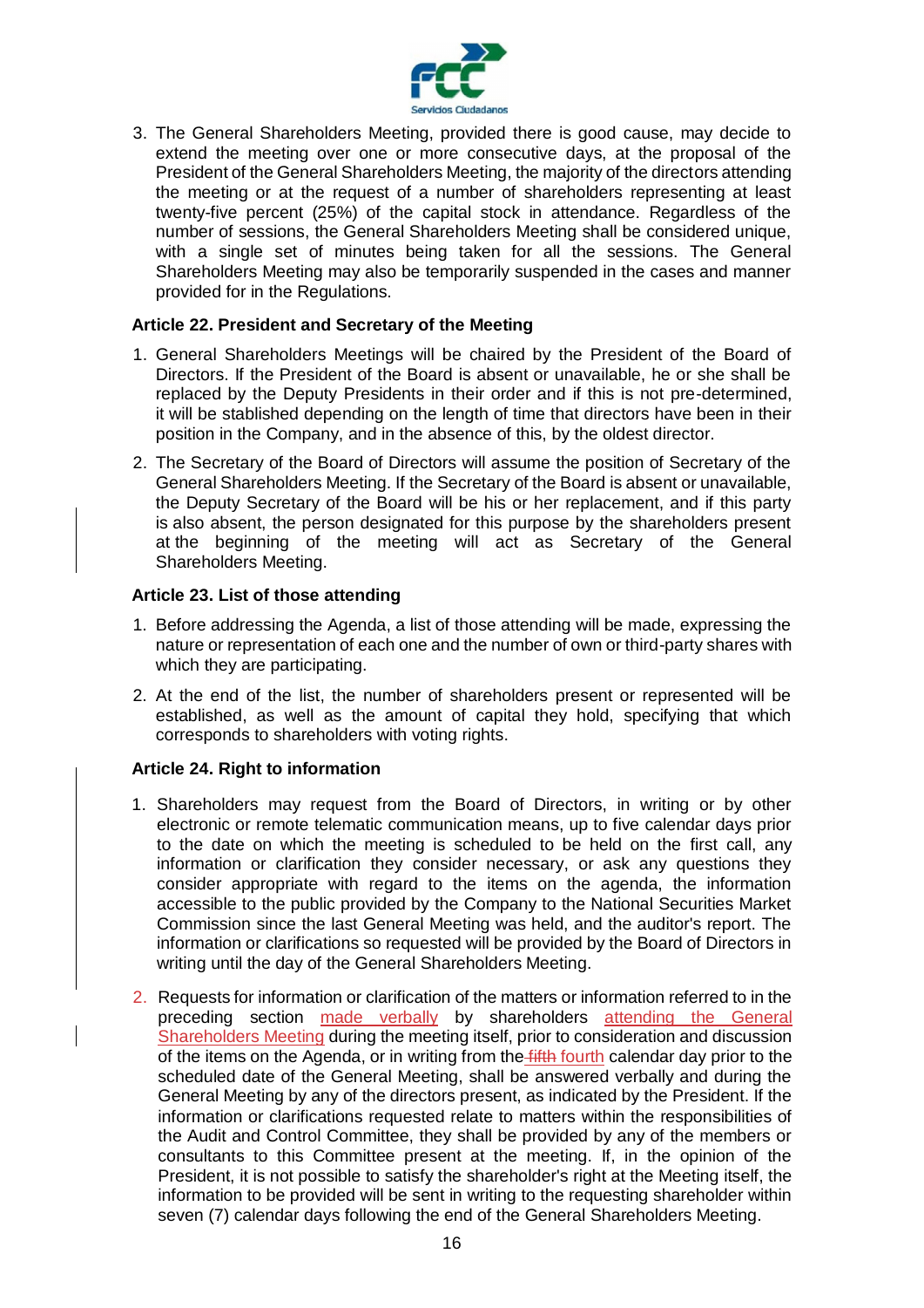3. The General Shareholders Meeting, provided there is good cause, may decide to extend the meeting over one or more consecutive days, at the proposal of the President of the General Shareholders Meeting, the majority of the directors attending the meeting or at the request of a number of shareholders representing at least twenty-five percent (25%) of the capital stock in attendance. Regardless of the number of sessions, the General Shareholders Meeting shall be considered unique, with a single set of minutes being taken for all the sessions. The General Shareholders Meeting may also be temporarily suspended in the cases and manner provided for in the Regulations.

### Article 22. President and Secretary of the Meeting

1. General Shareholders Meetings will be chaired by the President of the Board of Directors. If the President of the Board is absent or unavailable, he or she shall be replaced by the Deputy Presidents in their order and if this is not pre-determined, it will be stablished depending on the length of time that directors have been in their position in the Company, and in the absence of this, by the oldest director.

2. The Secretary of the Board of Directors will assume the position of Secretary of the General Shareholders Meeting. If the Secretary of the Board is absent or unavailable, the Deputy Secretary of the Board will be his or her replacement, and if this party is also absent, the person designated for this purpose by the shareholders present at the beginning of the meeting will act as Secretary of the General Shareholders Meeting.

### Article 23. List of those attending

1. Before addressing the Agenda, a list of those attending will be made, expressing the nature or representation of each one and the number of own or third-party shares with which they are participating.

2. At the end of the list, the number of shareholders present or represented will be established, as well as the amount of capital they hold, specifying that which corresponds to shareholders with voting rights.

### Article 24. Right to information

1. Shareholders may request from the Board of Directors, in writing or by other electronic or remote telematic communication means, up to five calendar days prior to the date on which the meeting is scheduled to be held on the first call, any information or clarification they consider necessary, or ask any questions they consider appropriate with regard to the items on the agenda, the information accessible to the public provided by the Company to the National Securities Market Commission since the last General Meeting was held, and the auditor's report. The information or clarifications so requested will be provided by the Board of Directors in writing until the day of the General Shareholders Meeting.

2. Requests for information or clarification of the matters or information referred to in the preceding section made verbally by shareholders attending the General Shareholders Meeting during the meeting itself, prior to consideration and discussion of the items on the Agenda, or in writing from the ~~fifth~~ fourth calendar day prior to the scheduled date of the General Meeting, shall be answered verbally and during the General Meeting by any of the directors present, as indicated by the President. If the information or clarifications requested relate to matters within the responsibilities of the Audit and Control Committee, they shall be provided by any of the members or consultants to this Committee present at the meeting. If, in the opinion of the President, it is not possible to satisfy the shareholder's right at the Meeting itself, the information to be provided will be sent in writing to the requesting shareholder within seven (7) calendar days following the end of the General Shareholders Meeting.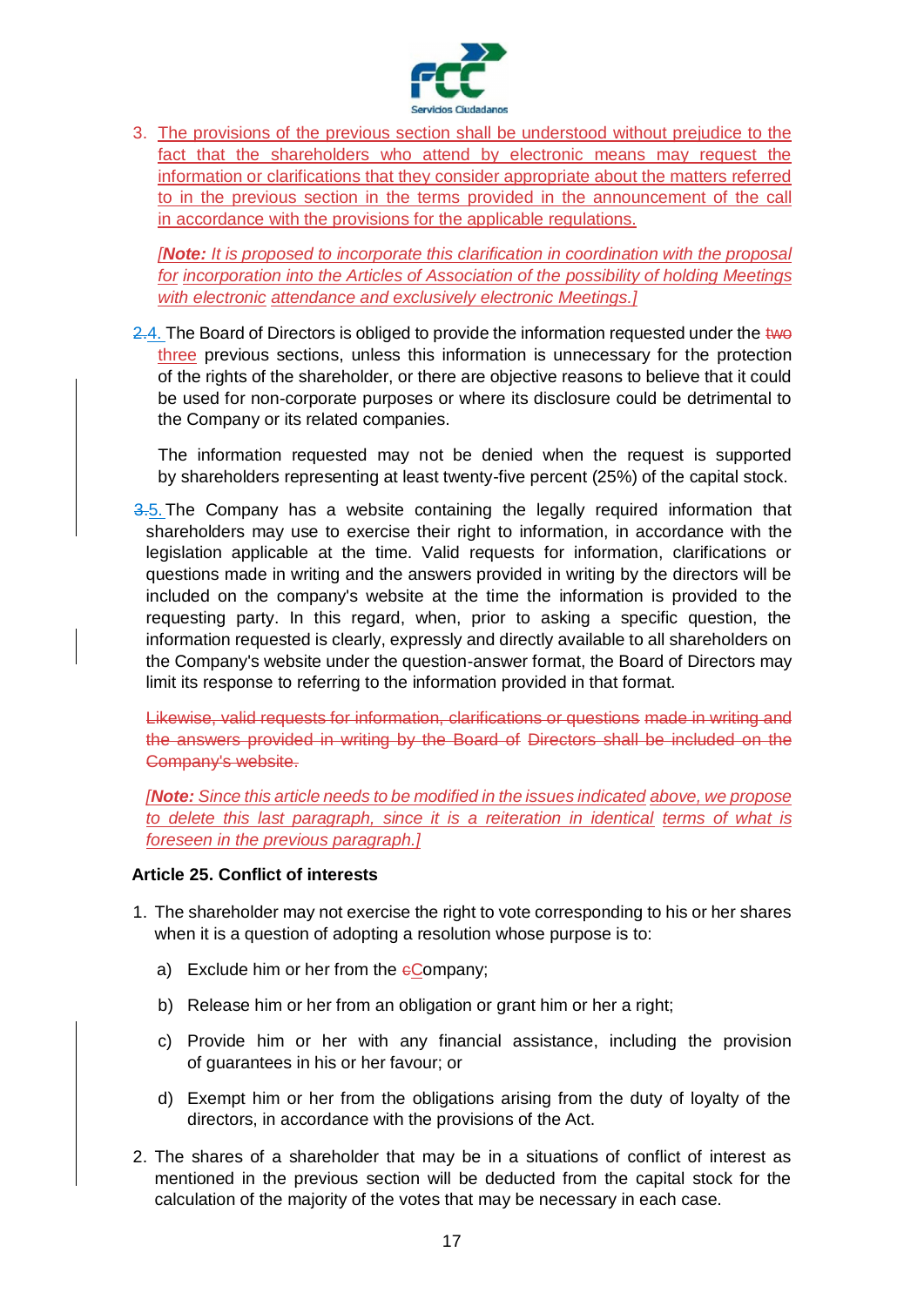3. The provisions of the previous section shall be understood without prejudice to the fact that the shareholders who attend by electronic means may request the information or clarifications that they consider appropriate about the matters referred to in the previous section in the terms provided in the announcement of the call in accordance with the provisions for the applicable regulations.

   *[**Note:** It is proposed to incorporate this clarification in coordination with the proposal for incorporation into the Articles of Association of the possibility of holding Meetings with electronic attendance and exclusively electronic Meetings.]*

~~2.~~4. The Board of Directors is obliged to provide the information requested under the ~~two~~ three previous sections, unless this information is unnecessary for the protection of the rights of the shareholder, or there are objective reasons to believe that it could be used for non-corporate purposes or where its disclosure could be detrimental to the Company or its related companies.

   The information requested may not be denied when the request is supported by shareholders representing at least twenty-five percent (25%) of the capital stock.

~~3.~~5. The Company has a website containing the legally required information that shareholders may use to exercise their right to information, in accordance with the legislation applicable at the time. Valid requests for information, clarifications or questions made in writing and the answers provided in writing by the directors will be included on the company's website at the time the information is provided to the requesting party. In this regard, when, prior to asking a specific question, the information requested is clearly, expressly and directly available to all shareholders on the Company's website under the question-answer format, the Board of Directors may limit its response to referring to the information provided in that format.

   ~~Likewise, valid requests for information, clarifications or questions made in writing and the answers provided in writing by the Board of Directors shall be included on the Company's website.~~

   *[**Note:** Since this article needs to be modified in the issues indicated above, we propose to delete this last paragraph, since it is a reiteration in identical terms of what is foreseen in the previous paragraph.]*

**Article 25. Conflict of interests**

1. The shareholder may not exercise the right to vote corresponding to his or her shares when it is a question of adopting a resolution whose purpose is to:

   a) Exclude him or her from the ~~c~~Company;

   b) Release him or her from an obligation or grant him or her a right;

   c) Provide him or her with any financial assistance, including the provision of guarantees in his or her favour; or

   d) Exempt him or her from the obligations arising from the duty of loyalty of the directors, in accordance with the provisions of the Act.

2. The shares of a shareholder that may be in a situations of conflict of interest as mentioned in the previous section will be deducted from the capital stock for the calculation of the majority of the votes that may be necessary in each case.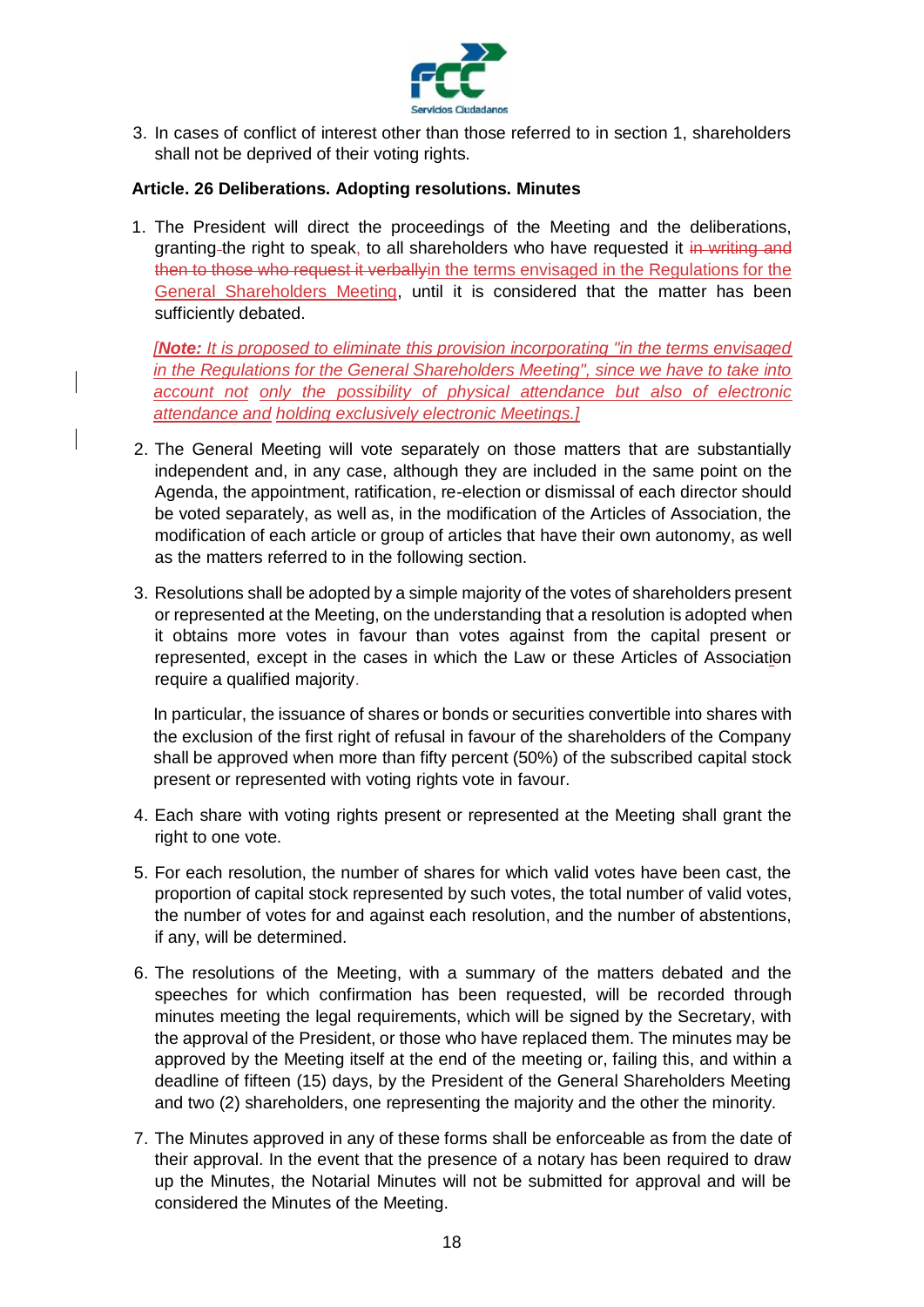3. In cases of conflict of interest other than those referred to in section 1, shareholders shall not be deprived of their voting rights.

**Article. 26 Deliberations. Adopting resolutions. Minutes**

1. The President will direct the proceedings of the Meeting and the deliberations, granting the right to speak, to all shareholders who have requested it ~~in writing and then to those who request it verbally~~in the terms envisaged in the Regulations for the General Shareholders Meeting, until it is considered that the matter has been sufficiently debated.

   *[**Note:** It is proposed to eliminate this provision incorporating "in the terms envisaged in the Regulations for the General Shareholders Meeting", since we have to take into account not only the possibility of physical attendance but also of electronic attendance and holding exclusively electronic Meetings.]*

2. The General Meeting will vote separately on those matters that are substantially independent and, in any case, although they are included in the same point on the Agenda, the appointment, ratification, re-election or dismissal of each director should be voted separately, as well as, in the modification of the Articles of Association, the modification of each article or group of articles that have their own autonomy, as well as the matters referred to in the following section.

3. Resolutions shall be adopted by a simple majority of the votes of shareholders present or represented at the Meeting, on the understanding that a resolution is adopted when it obtains more votes in favour than votes against from the capital present or represented, except in the cases in which the Law or these Articles of Association require a qualified majority.

   In particular, the issuance of shares or bonds or securities convertible into shares with the exclusion of the first right of refusal in favour of the shareholders of the Company shall be approved when more than fifty percent (50%) of the subscribed capital stock present or represented with voting rights vote in favour.

4. Each share with voting rights present or represented at the Meeting shall grant the right to one vote.

5. For each resolution, the number of shares for which valid votes have been cast, the proportion of capital stock represented by such votes, the total number of valid votes, the number of votes for and against each resolution, and the number of abstentions, if any, will be determined.

6. The resolutions of the Meeting, with a summary of the matters debated and the speeches for which confirmation has been requested, will be recorded through minutes meeting the legal requirements, which will be signed by the Secretary, with the approval of the President, or those who have replaced them. The minutes may be approved by the Meeting itself at the end of the meeting or, failing this, and within a deadline of fifteen (15) days, by the President of the General Shareholders Meeting and two (2) shareholders, one representing the majority and the other the minority.

7. The Minutes approved in any of these forms shall be enforceable as from the date of their approval. In the event that the presence of a notary has been required to draw up the Minutes, the Notarial Minutes will not be submitted for approval and will be considered the Minutes of the Meeting.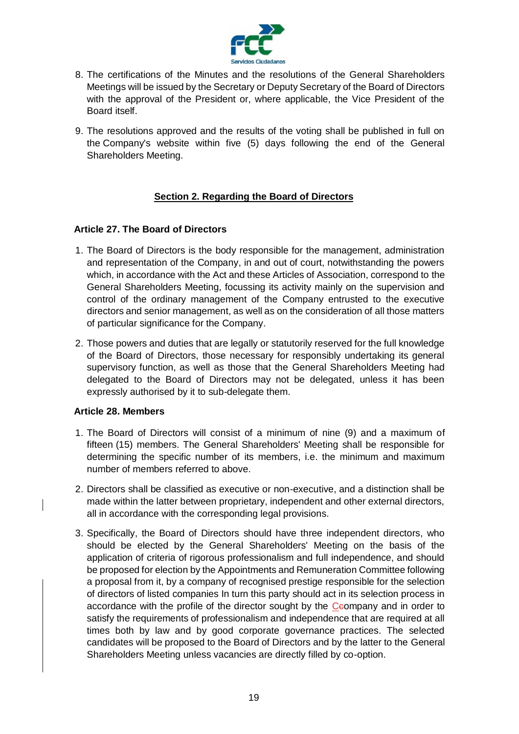8. The certifications of the Minutes and the resolutions of the General Shareholders Meetings will be issued by the Secretary or Deputy Secretary of the Board of Directors with the approval of the President or, where applicable, the Vice President of the Board itself.

9. The resolutions approved and the results of the voting shall be published in full on the Company's website within five (5) days following the end of the General Shareholders Meeting.

## Section 2. Regarding the Board of Directors

### Article 27. The Board of Directors

1. The Board of Directors is the body responsible for the management, administration and representation of the Company, in and out of court, notwithstanding the powers which, in accordance with the Act and these Articles of Association, correspond to the General Shareholders Meeting, focussing its activity mainly on the supervision and control of the ordinary management of the Company entrusted to the executive directors and senior management, as well as on the consideration of all those matters of particular significance for the Company.

2. Those powers and duties that are legally or statutorily reserved for the full knowledge of the Board of Directors, those necessary for responsibly undertaking its general supervisory function, as well as those that the General Shareholders Meeting had delegated to the Board of Directors may not be delegated, unless it has been expressly authorised by it to sub-delegate them.

### Article 28. Members

1. The Board of Directors will consist of a minimum of nine (9) and a maximum of fifteen (15) members. The General Shareholders' Meeting shall be responsible for determining the specific number of its members, i.e. the minimum and maximum number of members referred to above.

2. Directors shall be classified as executive or non-executive, and a distinction shall be made within the latter between proprietary, independent and other external directors, all in accordance with the corresponding legal provisions.

3. Specifically, the Board of Directors should have three independent directors, who should be elected by the General Shareholders' Meeting on the basis of the application of criteria of rigorous professionalism and full independence, and should be proposed for election by the Appointments and Remuneration Committee following a proposal from it, by a company of recognised prestige responsible for the selection of directors of listed companies In turn this party should act in its selection process in accordance with the profile of the director sought by the Ccompany and in order to satisfy the requirements of professionalism and independence that are required at all times both by law and by good corporate governance practices. The selected candidates will be proposed to the Board of Directors and by the latter to the General Shareholders Meeting unless vacancies are directly filled by co-option.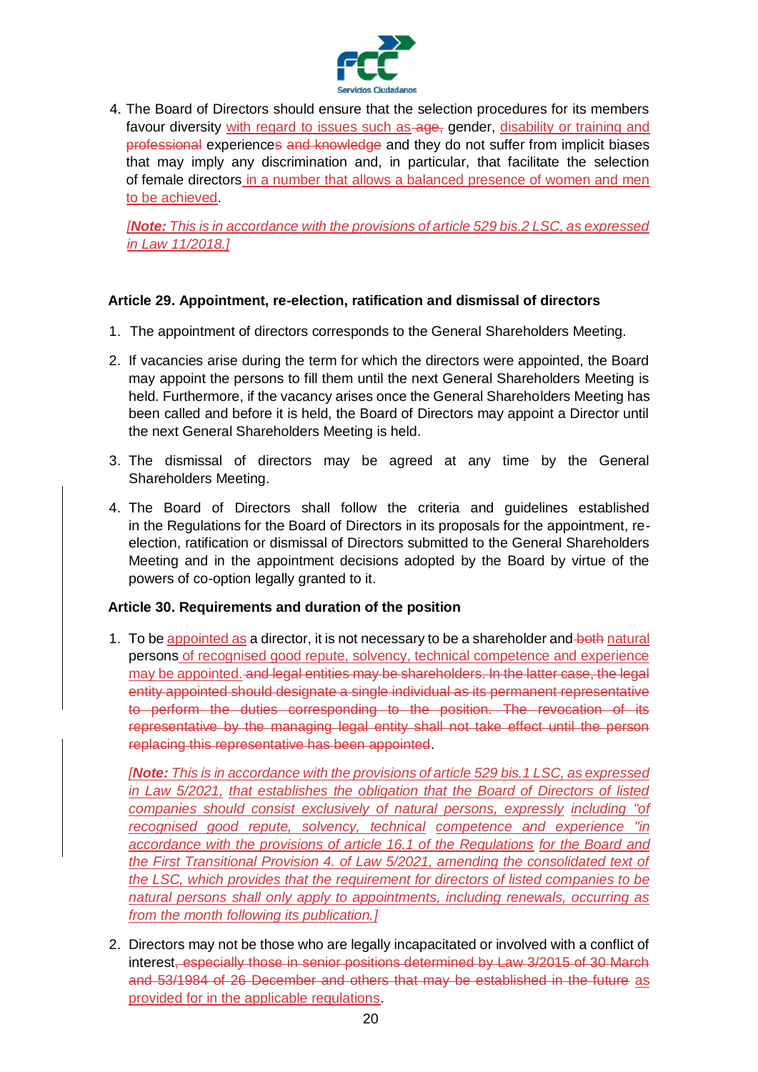4. The Board of Directors should ensure that the selection procedures for its members favour diversity with regard to issues such as age, gender, disability or training and professional experiences and knowledge and they do not suffer from implicit biases that may imply any discrimination and, in particular, that facilitate the selection of female directors in a number that allows a balanced presence of women and men to be achieved.

   *[**Note:** This is in accordance with the provisions of article 529 bis.2 LSC, as expressed in Law 11/2018.]*

**Article 29. Appointment, re-election, ratification and dismissal of directors**

1. The appointment of directors corresponds to the General Shareholders Meeting.
2. If vacancies arise during the term for which the directors were appointed, the Board may appoint the persons to fill them until the next General Shareholders Meeting is held. Furthermore, if the vacancy arises once the General Shareholders Meeting has been called and before it is held, the Board of Directors may appoint a Director until the next General Shareholders Meeting is held.
3. The dismissal of directors may be agreed at any time by the General Shareholders Meeting.
4. The Board of Directors shall follow the criteria and guidelines established in the Regulations for the Board of Directors in its proposals for the appointment, re-election, ratification or dismissal of Directors submitted to the General Shareholders Meeting and in the appointment decisions adopted by the Board by virtue of the powers of co-option legally granted to it.

**Article 30. Requirements and duration of the position**

1. To be appointed as a director, it is not necessary to be a shareholder and both natural persons of recognised good repute, solvency, technical competence and experience may be appointed. and legal entities may be shareholders. In the latter case, the legal entity appointed should designate a single individual as its permanent representative to perform the duties corresponding to the position. The revocation of its representative by the managing legal entity shall not take effect until the person replacing this representative has been appointed.

   *[**Note:** This is in accordance with the provisions of article 529 bis.1 LSC, as expressed in Law 5/2021, that establishes the obligation that the Board of Directors of listed companies should consist exclusively of natural persons, expressly including "of recognised good repute, solvency, technical competence and experience "in accordance with the provisions of article 16.1 of the Regulations for the Board and the First Transitional Provision 4. of Law 5/2021, amending the consolidated text of the LSC, which provides that the requirement for directors of listed companies to be natural persons shall only apply to appointments, including renewals, occurring as from the month following its publication.]*

2. Directors may not be those who are legally incapacitated or involved with a conflict of interest, especially those in senior positions determined by Law 3/2015 of 30 March and 53/1984 of 26 December and others that may be established in the future as provided for in the applicable regulations.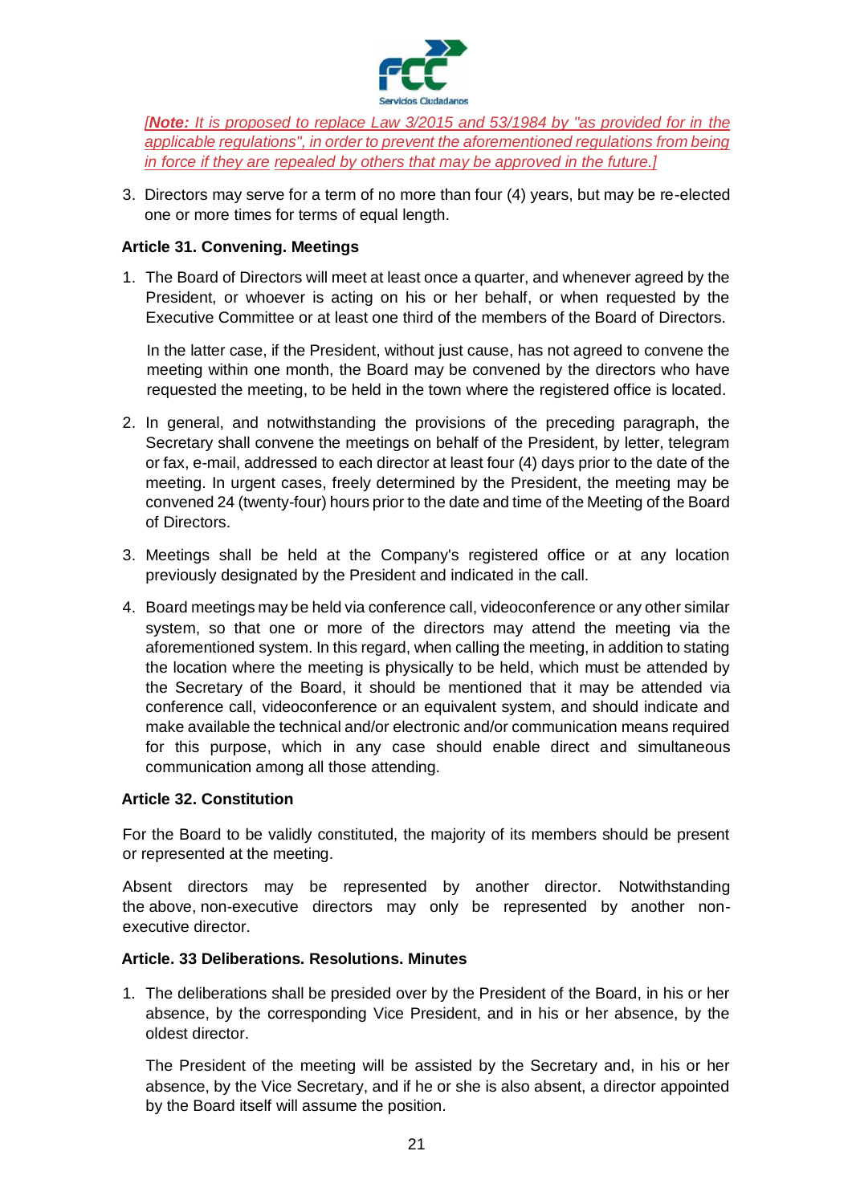*[**Note:** It is proposed to replace Law 3/2015 and 53/1984 by "as provided for in the applicable regulations", in order to prevent the aforementioned regulations from being in force if they are repealed by others that may be approved in the future.]*

3. Directors may serve for a term of no more than four (4) years, but may be re-elected one or more times for terms of equal length.

### Article 31. Convening. Meetings

1. The Board of Directors will meet at least once a quarter, and whenever agreed by the President, or whoever is acting on his or her behalf, or when requested by the Executive Committee or at least one third of the members of the Board of Directors.

   In the latter case, if the President, without just cause, has not agreed to convene the meeting within one month, the Board may be convened by the directors who have requested the meeting, to be held in the town where the registered office is located.

2. In general, and notwithstanding the provisions of the preceding paragraph, the Secretary shall convene the meetings on behalf of the President, by letter, telegram or fax, e-mail, addressed to each director at least four (4) days prior to the date of the meeting. In urgent cases, freely determined by the President, the meeting may be convened 24 (twenty-four) hours prior to the date and time of the Meeting of the Board of Directors.

3. Meetings shall be held at the Company's registered office or at any location previously designated by the President and indicated in the call.

4. Board meetings may be held via conference call, videoconference or any other similar system, so that one or more of the directors may attend the meeting via the aforementioned system. In this regard, when calling the meeting, in addition to stating the location where the meeting is physically to be held, which must be attended by the Secretary of the Board, it should be mentioned that it may be attended via conference call, videoconference or an equivalent system, and should indicate and make available the technical and/or electronic and/or communication means required for this purpose, which in any case should enable direct and simultaneous communication among all those attending.

### Article 32. Constitution

For the Board to be validly constituted, the majority of its members should be present or represented at the meeting.

Absent directors may be represented by another director. Notwithstanding the above, non-executive directors may only be represented by another non-executive director.

### Article. 33 Deliberations. Resolutions. Minutes

1. The deliberations shall be presided over by the President of the Board, in his or her absence, by the corresponding Vice President, and in his or her absence, by the oldest director.

   The President of the meeting will be assisted by the Secretary and, in his or her absence, by the Vice Secretary, and if he or she is also absent, a director appointed by the Board itself will assume the position.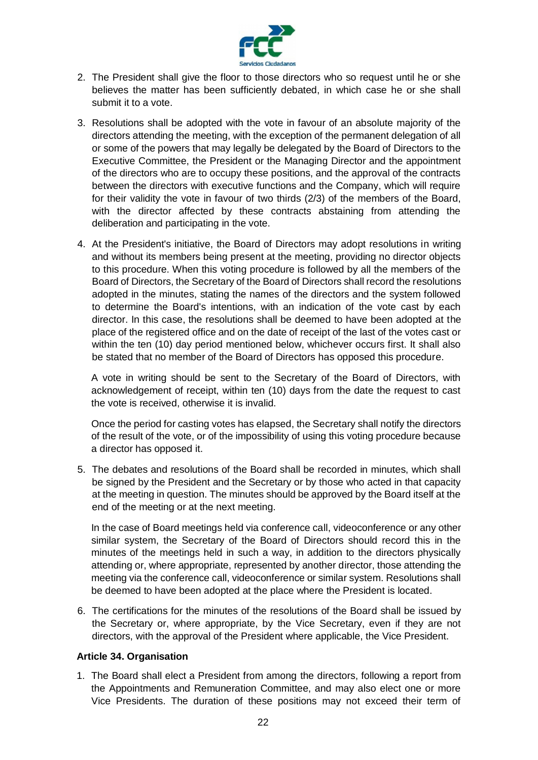2. The President shall give the floor to those directors who so request until he or she believes the matter has been sufficiently debated, in which case he or she shall submit it to a vote.

3. Resolutions shall be adopted with the vote in favour of an absolute majority of the directors attending the meeting, with the exception of the permanent delegation of all or some of the powers that may legally be delegated by the Board of Directors to the Executive Committee, the President or the Managing Director and the appointment of the directors who are to occupy these positions, and the approval of the contracts between the directors with executive functions and the Company, which will require for their validity the vote in favour of two thirds (2/3) of the members of the Board, with the director affected by these contracts abstaining from attending the deliberation and participating in the vote.

4. At the President's initiative, the Board of Directors may adopt resolutions in writing and without its members being present at the meeting, providing no director objects to this procedure. When this voting procedure is followed by all the members of the Board of Directors, the Secretary of the Board of Directors shall record the resolutions adopted in the minutes, stating the names of the directors and the system followed to determine the Board's intentions, with an indication of the vote cast by each director. In this case, the resolutions shall be deemed to have been adopted at the place of the registered office and on the date of receipt of the last of the votes cast or within the ten (10) day period mentioned below, whichever occurs first. It shall also be stated that no member of the Board of Directors has opposed this procedure.

   A vote in writing should be sent to the Secretary of the Board of Directors, with acknowledgement of receipt, within ten (10) days from the date the request to cast the vote is received, otherwise it is invalid.

   Once the period for casting votes has elapsed, the Secretary shall notify the directors of the result of the vote, or of the impossibility of using this voting procedure because a director has opposed it.

5. The debates and resolutions of the Board shall be recorded in minutes, which shall be signed by the President and the Secretary or by those who acted in that capacity at the meeting in question. The minutes should be approved by the Board itself at the end of the meeting or at the next meeting.

   In the case of Board meetings held via conference call, videoconference or any other similar system, the Secretary of the Board of Directors should record this in the minutes of the meetings held in such a way, in addition to the directors physically attending or, where appropriate, represented by another director, those attending the meeting via the conference call, videoconference or similar system. Resolutions shall be deemed to have been adopted at the place where the President is located.

6. The certifications for the minutes of the resolutions of the Board shall be issued by the Secretary or, where appropriate, by the Vice Secretary, even if they are not directors, with the approval of the President where applicable, the Vice President.

**Article 34. Organisation**

1. The Board shall elect a President from among the directors, following a report from the Appointments and Remuneration Committee, and may also elect one or more Vice Presidents. The duration of these positions may not exceed their term of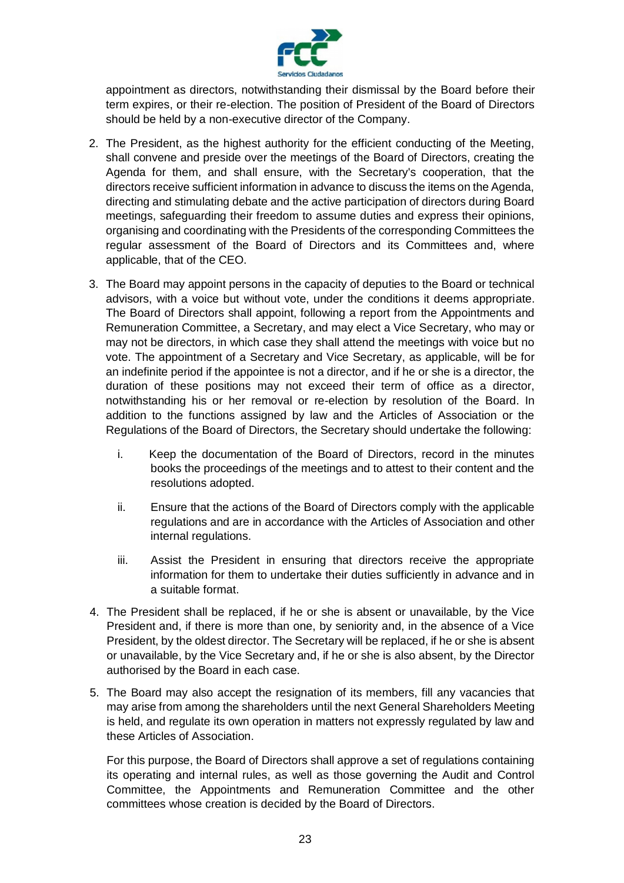appointment as directors, notwithstanding their dismissal by the Board before their term expires, or their re-election. The position of President of the Board of Directors should be held by a non-executive director of the Company.

2. The President, as the highest authority for the efficient conducting of the Meeting, shall convene and preside over the meetings of the Board of Directors, creating the Agenda for them, and shall ensure, with the Secretary's cooperation, that the directors receive sufficient information in advance to discuss the items on the Agenda, directing and stimulating debate and the active participation of directors during Board meetings, safeguarding their freedom to assume duties and express their opinions, organising and coordinating with the Presidents of the corresponding Committees the regular assessment of the Board of Directors and its Committees and, where applicable, that of the CEO.

3. The Board may appoint persons in the capacity of deputies to the Board or technical advisors, with a voice but without vote, under the conditions it deems appropriate. The Board of Directors shall appoint, following a report from the Appointments and Remuneration Committee, a Secretary, and may elect a Vice Secretary, who may or may not be directors, in which case they shall attend the meetings with voice but no vote. The appointment of a Secretary and Vice Secretary, as applicable, will be for an indefinite period if the appointee is not a director, and if he or she is a director, the duration of these positions may not exceed their term of office as a director, notwithstanding his or her removal or re-election by resolution of the Board. In addition to the functions assigned by law and the Articles of Association or the Regulations of the Board of Directors, the Secretary should undertake the following:

   i. Keep the documentation of the Board of Directors, record in the minutes books the proceedings of the meetings and to attest to their content and the resolutions adopted.

   ii. Ensure that the actions of the Board of Directors comply with the applicable regulations and are in accordance with the Articles of Association and other internal regulations.

   iii. Assist the President in ensuring that directors receive the appropriate information for them to undertake their duties sufficiently in advance and in a suitable format.

4. The President shall be replaced, if he or she is absent or unavailable, by the Vice President and, if there is more than one, by seniority and, in the absence of a Vice President, by the oldest director. The Secretary will be replaced, if he or she is absent or unavailable, by the Vice Secretary and, if he or she is also absent, by the Director authorised by the Board in each case.

5. The Board may also accept the resignation of its members, fill any vacancies that may arise from among the shareholders until the next General Shareholders Meeting is held, and regulate its own operation in matters not expressly regulated by law and these Articles of Association.

   For this purpose, the Board of Directors shall approve a set of regulations containing its operating and internal rules, as well as those governing the Audit and Control Committee, the Appointments and Remuneration Committee and the other committees whose creation is decided by the Board of Directors.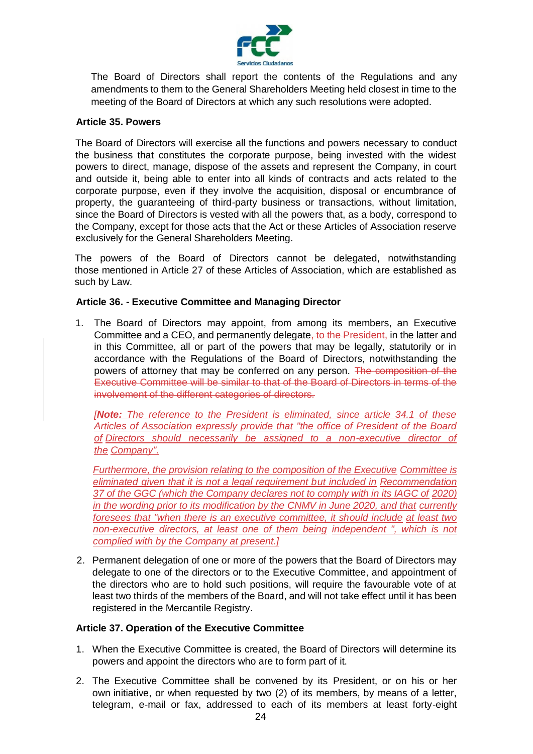The Board of Directors shall report the contents of the Regulations and any amendments to them to the General Shareholders Meeting held closest in time to the meeting of the Board of Directors at which any such resolutions were adopted.

### Article 35. Powers

The Board of Directors will exercise all the functions and powers necessary to conduct the business that constitutes the corporate purpose, being invested with the widest powers to direct, manage, dispose of the assets and represent the Company, in court and outside it, being able to enter into all kinds of contracts and acts related to the corporate purpose, even if they involve the acquisition, disposal or encumbrance of property, the guaranteeing of third-party business or transactions, without limitation, since the Board of Directors is vested with all the powers that, as a body, correspond to the Company, except for those acts that the Act or these Articles of Association reserve exclusively for the General Shareholders Meeting.

The powers of the Board of Directors cannot be delegated, notwithstanding those mentioned in Article 27 of these Articles of Association, which are established as such by Law.

### Article 36. - Executive Committee and Managing Director

1. The Board of Directors may appoint, from among its members, an Executive Committee and a CEO, and permanently delegate~~, to the President,~~ in the latter and in this Committee, all or part of the powers that may be legally, statutorily or in accordance with the Regulations of the Board of Directors, notwithstanding the powers of attorney that may be conferred on any person. ~~The composition of the Executive Committee will be similar to that of the Board of Directors in terms of the involvement of the different categories of directors.~~

   *[**Note:** The reference to the President is eliminated, since article 34.1 of these Articles of Association expressly provide that "the office of President of the Board of Directors should necessarily be assigned to a non-executive director of the Company".*

   *Furthermore, the provision relating to the composition of the Executive Committee is eliminated given that it is not a legal requirement but included in Recommendation 37 of the GGC (which the Company declares not to comply with in its IAGC of 2020) in the wording prior to its modification by the CNMV in June 2020, and that currently foresees that "when there is an executive committee, it should include at least two non-executive directors, at least one of them being independent ", which is not complied with by the Company at present.]*

2. Permanent delegation of one or more of the powers that the Board of Directors may delegate to one of the directors or to the Executive Committee, and appointment of the directors who are to hold such positions, will require the favourable vote of at least two thirds of the members of the Board, and will not take effect until it has been registered in the Mercantile Registry.

### Article 37. Operation of the Executive Committee

1. When the Executive Committee is created, the Board of Directors will determine its powers and appoint the directors who are to form part of it.

2. The Executive Committee shall be convened by its President, or on his or her own initiative, or when requested by two (2) of its members, by means of a letter, telegram, e-mail or fax, addressed to each of its members at least forty-eight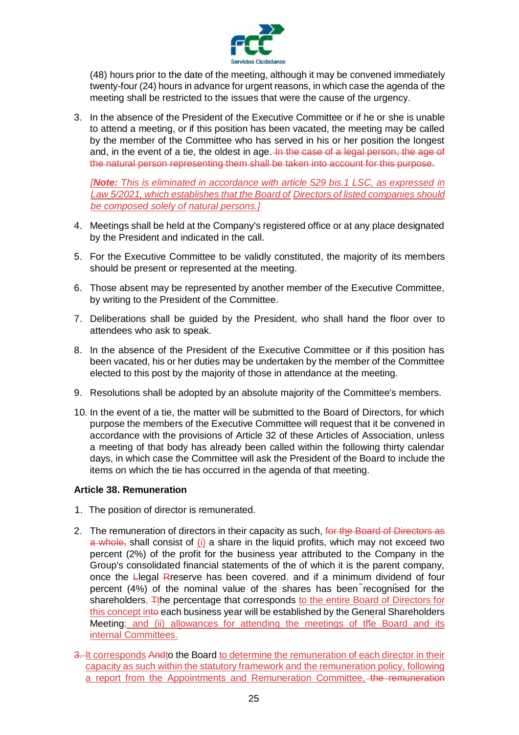(48) hours prior to the date of the meeting, although it may be convened immediately twenty-four (24) hours in advance for urgent reasons, in which case the agenda of the meeting shall be restricted to the issues that were the cause of the urgency.

3. In the absence of the President of the Executive Committee or if he or she is unable to attend a meeting, or if this position has been vacated, the meeting may be called by the member of the Committee who has served in his or her position the longest and, in the event of a tie, the oldest in age. ~~In the case of a legal person, the age of the natural person representing them shall be taken into account for this purpose.~~

   *[**Note:** This is eliminated in accordance with article 529 bis.1 LSC, as expressed in Law 5/2021, which establishes that the Board of Directors of listed companies should be composed solely of natural persons.]*

4. Meetings shall be held at the Company's registered office or at any place designated by the President and indicated in the call.

5. For the Executive Committee to be validly constituted, the majority of its members should be present or represented at the meeting.

6. Those absent may be represented by another member of the Executive Committee, by writing to the President of the Committee.

7. Deliberations shall be guided by the President, who shall hand the floor over to attendees who ask to speak.

8. In the absence of the President of the Executive Committee or if this position has been vacated, his or her duties may be undertaken by the member of the Committee elected to this post by the majority of those in attendance at the meeting.

9. Resolutions shall be adopted by an absolute majority of the Committee's members.

10. In the event of a tie, the matter will be submitted to the Board of Directors, for which purpose the members of the Executive Committee will request that it be convened in accordance with the provisions of Article 32 of these Articles of Association, unless a meeting of that body has already been called within the following thirty calendar days, in which case the Committee will ask the President of the Board to include the items on which the tie has occurred in the agenda of that meeting.

**Article 38. Remuneration**

1. The position of director is remunerated.

2. The remuneration of directors in their capacity as such, ~~for the Board of Directors as a whole,~~ shall consist of (i) a share in the liquid profits, which may not exceed two percent (2%) of the profit for the business year attributed to the Company in the Group's consolidated financial statements of the of which it is the parent company, once the ~~L~~legal ~~R~~reserve has been covered, and if a minimum dividend of four percent (4%) of the nominal value of the shares has been recognised for the shareholders, ~~T~~the percentage that corresponds to the entire Board of Directors for this concept into ~~to~~ each business year will be established by the General Shareholders Meeting; and (ii) allowances for attending the meetings of the Board and its internal Committees.

3. ~~3.~~ It corresponds ~~And~~to the Board to determine the remuneration of each director in their capacity as such within the statutory framework and the remuneration policy, following a report from the Appointments and Remuneration Committee, ~~the remuneration~~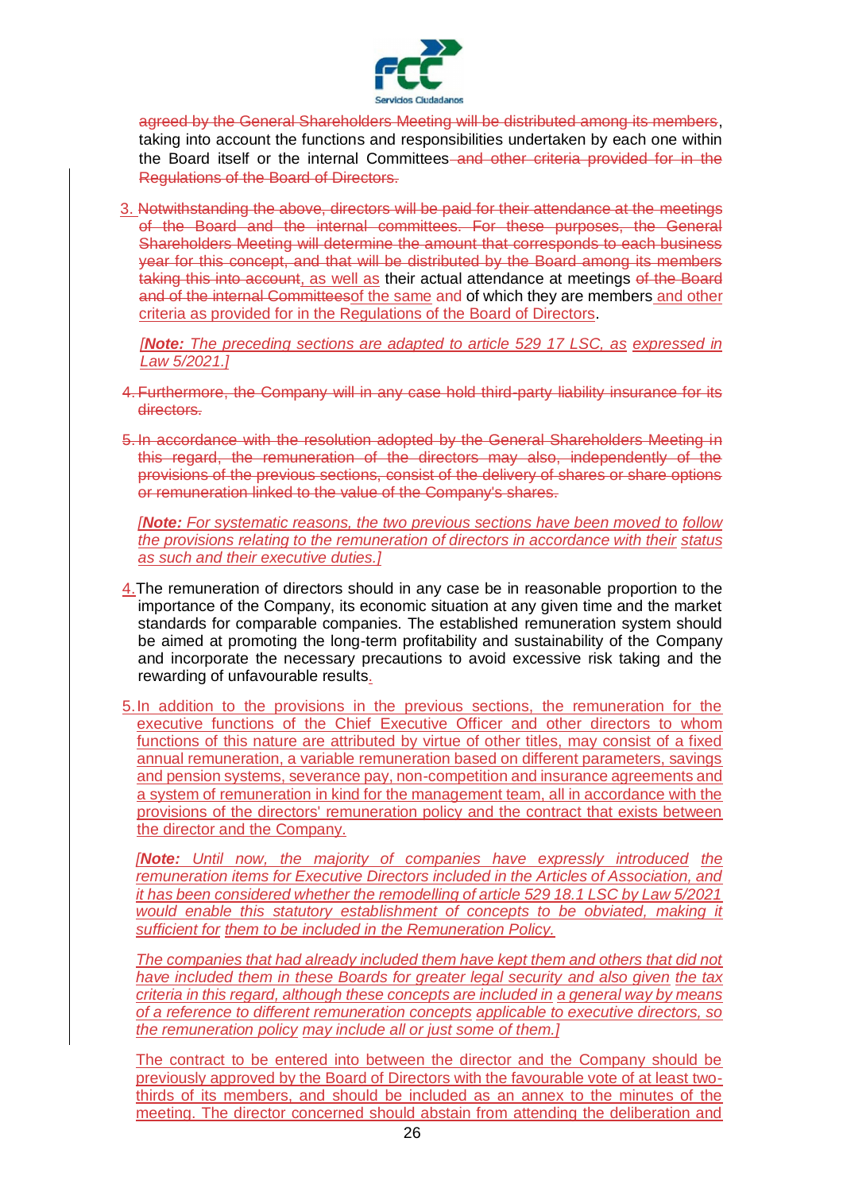~~agreed by the General Shareholders Meeting will be distributed among its members~~, taking into account the functions and responsibilities undertaken by each one within the Board itself or the internal Committees ~~and other criteria provided for in the Regulations of the Board of Directors.~~

3. ~~Notwithstanding the above, directors will be paid for their attendance at the meetings of the Board and the internal committees. For these purposes, the General Shareholders Meeting will determine the amount that corresponds to each business year for this concept, and that will be distributed by the Board among its members taking this into account~~, as well as their actual attendance at meetings ~~of the Board and of the internal Committees~~of the same and of which they are members and other criteria as provided for in the Regulations of the Board of Directors.

*[**Note:** The preceding sections are adapted to article 529 17 LSC, as expressed in Law 5/2021.]*

4. ~~Furthermore, the Company will in any case hold third-party liability insurance for its directors.~~

5. ~~In accordance with the resolution adopted by the General Shareholders Meeting in this regard, the remuneration of the directors may also, independently of the provisions of the previous sections, consist of the delivery of shares or share options or remuneration linked to the value of the Company's shares.~~

*[**Note:** For systematic reasons, the two previous sections have been moved to follow the provisions relating to the remuneration of directors in accordance with their status as such and their executive duties.]*

4. The remuneration of directors should in any case be in reasonable proportion to the importance of the Company, its economic situation at any given time and the market standards for comparable companies. The established remuneration system should be aimed at promoting the long-term profitability and sustainability of the Company and incorporate the necessary precautions to avoid excessive risk taking and the rewarding of unfavourable results.

5. In addition to the provisions in the previous sections, the remuneration for the executive functions of the Chief Executive Officer and other directors to whom functions of this nature are attributed by virtue of other titles, may consist of a fixed annual remuneration, a variable remuneration based on different parameters, savings and pension systems, severance pay, non-competition and insurance agreements and a system of remuneration in kind for the management team, all in accordance with the provisions of the directors' remuneration policy and the contract that exists between the director and the Company.

*[**Note:** Until now, the majority of companies have expressly introduced the remuneration items for Executive Directors included in the Articles of Association, and it has been considered whether the remodelling of article 529 18.1 LSC by Law 5/2021 would enable this statutory establishment of concepts to be obviated, making it sufficient for them to be included in the Remuneration Policy.*

*The companies that had already included them have kept them and others that did not have included them in these Boards for greater legal security and also given the tax criteria in this regard, although these concepts are included in a general way by means of a reference to different remuneration concepts applicable to executive directors, so the remuneration policy may include all or just some of them.]*

The contract to be entered into between the director and the Company should be previously approved by the Board of Directors with the favourable vote of at least two-thirds of its members, and should be included as an annex to the minutes of the meeting. The director concerned should abstain from attending the deliberation and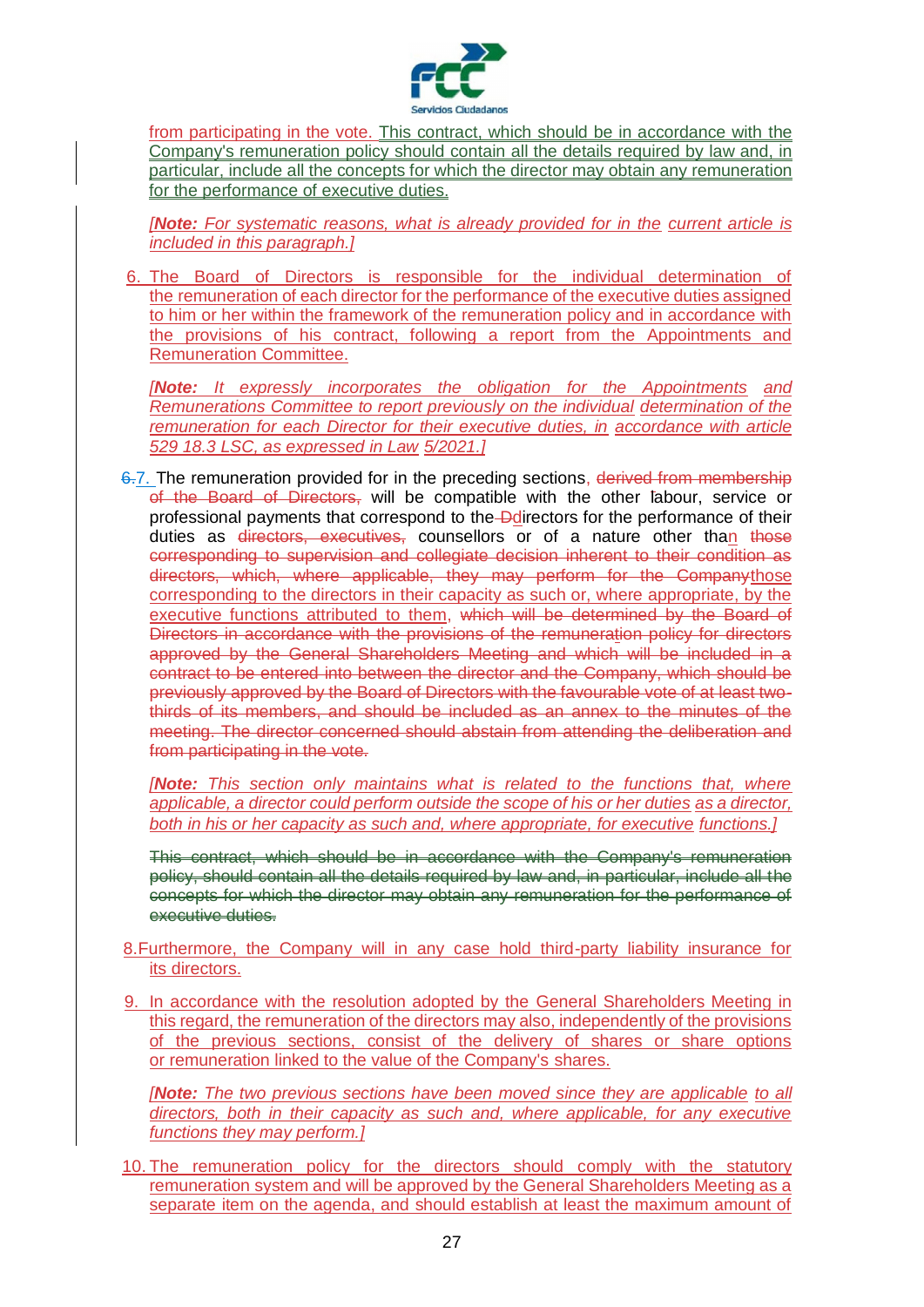from participating in the vote. This contract, which should be in accordance with the Company's remuneration policy should contain all the details required by law and, in particular, include all the concepts for which the director may obtain any remuneration for the performance of executive duties.

*[**Note:** For systematic reasons, what is already provided for in the current article is included in this paragraph.]*

6. The Board of Directors is responsible for the individual determination of the remuneration of each director for the performance of the executive duties assigned to him or her within the framework of the remuneration policy and in accordance with the provisions of his contract, following a report from the Appointments and Remuneration Committee.

*[**Note:** It expressly incorporates the obligation for the Appointments and Remunerations Committee to report previously on the individual determination of the remuneration for each Director for their executive duties, in accordance with article 529 18.3 LSC, as expressed in Law 5/2021.]*

~~6.~~7. The remuneration provided for in the preceding sections, ~~derived from membership of the Board of Directors,~~ will be compatible with the other labour, service or professional payments that correspond to the ~~D~~directors for the performance of their duties as ~~directors, executives,~~ counsellors or of a nature other than ~~those corresponding to supervision and collegiate decision inherent to their condition as directors, which, where applicable, they may perform for the Company~~those corresponding to the directors in their capacity as such or, where appropriate, by the executive functions attributed to them, ~~which will be determined by the Board of Directors in accordance with the provisions of the remuneration policy for directors approved by the General Shareholders Meeting and which will be included in a contract to be entered into between the director and the Company, which should be previously approved by the Board of Directors with the favourable vote of at least two-thirds of its members, and should be included as an annex to the minutes of the meeting. The director concerned should abstain from attending the deliberation and from participating in the vote.~~

*[**Note:** This section only maintains what is related to the functions that, where applicable, a director could perform outside the scope of his or her duties as a director, both in his or her capacity as such and, where appropriate, for executive functions.]*

~~This contract, which should be in accordance with the Company's remuneration policy, should contain all the details required by law and, in particular, include all the concepts for which the director may obtain any remuneration for the performance of executive duties.~~

8. Furthermore, the Company will in any case hold third-party liability insurance for its directors.

9. In accordance with the resolution adopted by the General Shareholders Meeting in this regard, the remuneration of the directors may also, independently of the provisions of the previous sections, consist of the delivery of shares or share options or remuneration linked to the value of the Company's shares.

*[**Note:** The two previous sections have been moved since they are applicable to all directors, both in their capacity as such and, where applicable, for any executive functions they may perform.]*

10. The remuneration policy for the directors should comply with the statutory remuneration system and will be approved by the General Shareholders Meeting as a separate item on the agenda, and should establish at least the maximum amount of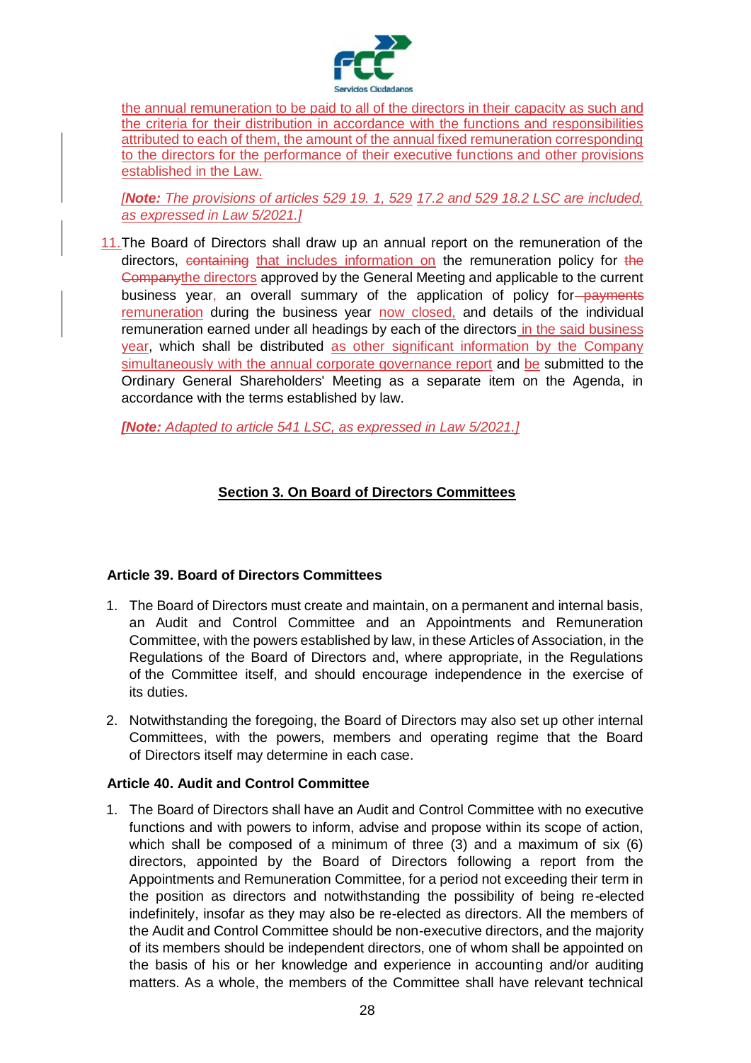the annual remuneration to be paid to all of the directors in their capacity as such and the criteria for their distribution in accordance with the functions and responsibilities attributed to each of them, the amount of the annual fixed remuneration corresponding to the directors for the performance of their executive functions and other provisions established in the Law.

*[**Note:** The provisions of articles 529 19. 1, 529 17.2 and 529 18.2 LSC are included, as expressed in Law 5/2021.]*

11. The Board of Directors shall draw up an annual report on the remuneration of the directors, ~~containing~~ that includes information on the remuneration policy for ~~the Company~~the directors approved by the General Meeting and applicable to the current business year, an overall summary of the application of policy for ~~payments~~ remuneration during the business year now closed, and details of the individual remuneration earned under all headings by each of the directors in the said business year, which shall be distributed as other significant information by the Company simultaneously with the annual corporate governance report and be submitted to the Ordinary General Shareholders' Meeting as a separate item on the Agenda, in accordance with the terms established by law.

***[Note:** Adapted to article 541 LSC, as expressed in Law 5/2021.]*

## Section 3. On Board of Directors Committees

### Article 39. Board of Directors Committees

1. The Board of Directors must create and maintain, on a permanent and internal basis, an Audit and Control Committee and an Appointments and Remuneration Committee, with the powers established by law, in these Articles of Association, in the Regulations of the Board of Directors and, where appropriate, in the Regulations of the Committee itself, and should encourage independence in the exercise of its duties.
2. Notwithstanding the foregoing, the Board of Directors may also set up other internal Committees, with the powers, members and operating regime that the Board of Directors itself may determine in each case.

### Article 40. Audit and Control Committee

1. The Board of Directors shall have an Audit and Control Committee with no executive functions and with powers to inform, advise and propose within its scope of action, which shall be composed of a minimum of three (3) and a maximum of six (6) directors, appointed by the Board of Directors following a report from the Appointments and Remuneration Committee, for a period not exceeding their term in the position as directors and notwithstanding the possibility of being re-elected indefinitely, insofar as they may also be re-elected as directors. All the members of the Audit and Control Committee should be non-executive directors, and the majority of its members should be independent directors, one of whom shall be appointed on the basis of his or her knowledge and experience in accounting and/or auditing matters. As a whole, the members of the Committee shall have relevant technical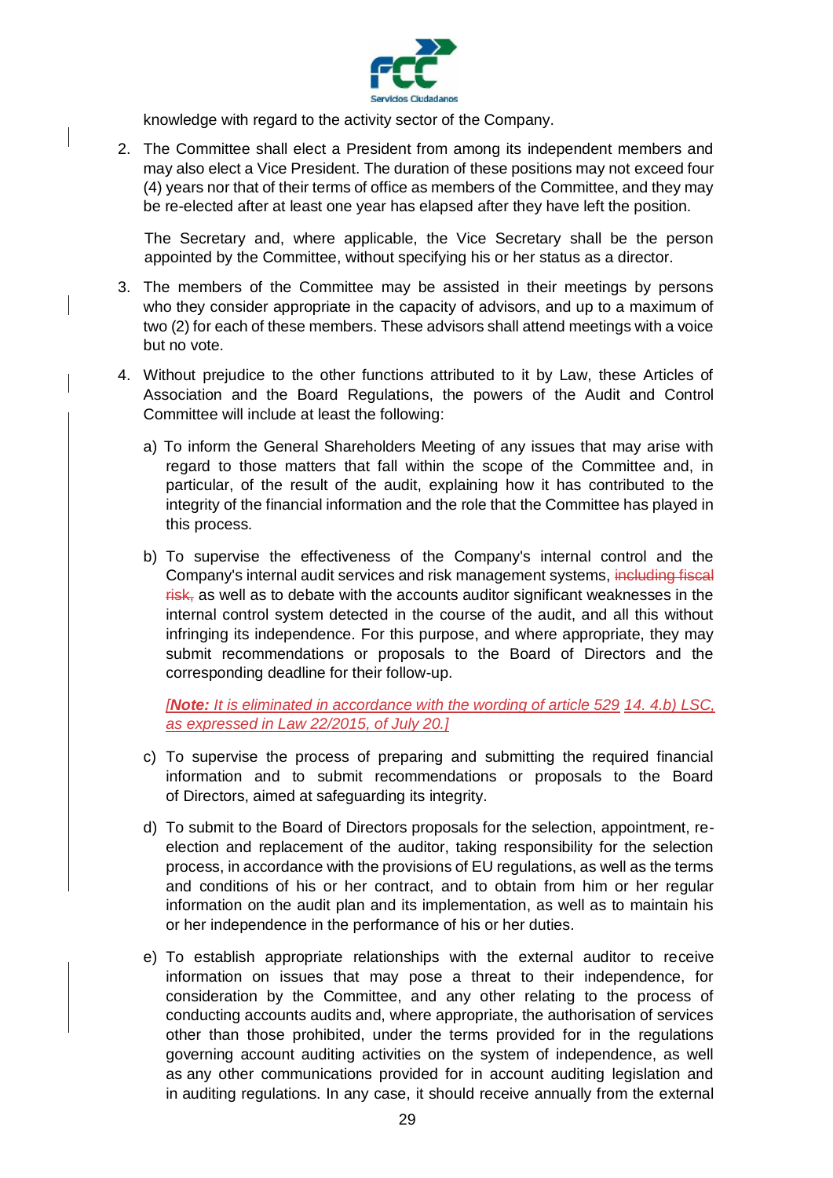knowledge with regard to the activity sector of the Company.

2. The Committee shall elect a President from among its independent members and may also elect a Vice President. The duration of these positions may not exceed four (4) years nor that of their terms of office as members of the Committee, and they may be re-elected after at least one year has elapsed after they have left the position.

   The Secretary and, where applicable, the Vice Secretary shall be the person appointed by the Committee, without specifying his or her status as a director.

3. The members of the Committee may be assisted in their meetings by persons who they consider appropriate in the capacity of advisors, and up to a maximum of two (2) for each of these members. These advisors shall attend meetings with a voice but no vote.

4. Without prejudice to the other functions attributed to it by Law, these Articles of Association and the Board Regulations, the powers of the Audit and Control Committee will include at least the following:

   a) To inform the General Shareholders Meeting of any issues that may arise with regard to those matters that fall within the scope of the Committee and, in particular, of the result of the audit, explaining how it has contributed to the integrity of the financial information and the role that the Committee has played in this process.

   b) To supervise the effectiveness of the Company's internal control and the Company's internal audit services and risk management systems, ~~including fiscal risk,~~ as well as to debate with the accounts auditor significant weaknesses in the internal control system detected in the course of the audit, and all this without infringing its independence. For this purpose, and where appropriate, they may submit recommendations or proposals to the Board of Directors and the corresponding deadline for their follow-up.

      *[**Note:** It is eliminated in accordance with the wording of article 529 14. 4.b) LSC, as expressed in Law 22/2015, of July 20.]*

   c) To supervise the process of preparing and submitting the required financial information and to submit recommendations or proposals to the Board of Directors, aimed at safeguarding its integrity.

   d) To submit to the Board of Directors proposals for the selection, appointment, re-election and replacement of the auditor, taking responsibility for the selection process, in accordance with the provisions of EU regulations, as well as the terms and conditions of his or her contract, and to obtain from him or her regular information on the audit plan and its implementation, as well as to maintain his or her independence in the performance of his or her duties.

   e) To establish appropriate relationships with the external auditor to receive information on issues that may pose a threat to their independence, for consideration by the Committee, and any other relating to the process of conducting accounts audits and, where appropriate, the authorisation of services other than those prohibited, under the terms provided for in the regulations governing account auditing activities on the system of independence, as well as any other communications provided for in account auditing legislation and in auditing regulations. In any case, it should receive annually from the external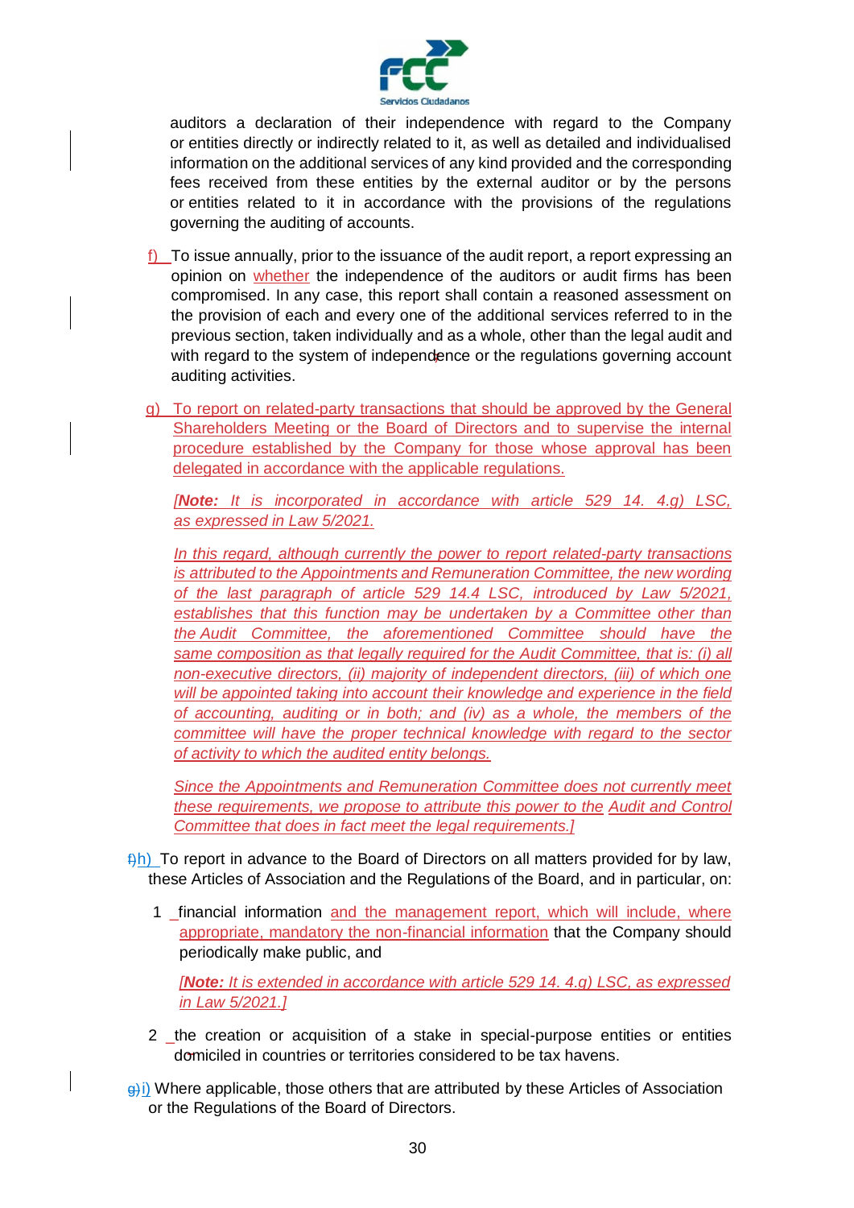auditors a declaration of their independence with regard to the Company or entities directly or indirectly related to it, as well as detailed and individualised information on the additional services of any kind provided and the corresponding fees received from these entities by the external auditor or by the persons or entities related to it in accordance with the provisions of the regulations governing the auditing of accounts.

f) To issue annually, prior to the issuance of the audit report, a report expressing an opinion on whether the independence of the auditors or audit firms has been compromised. In any case, this report shall contain a reasoned assessment on the provision of each and every one of the additional services referred to in the previous section, taken individually and as a whole, other than the legal audit and with regard to the system of independence or the regulations governing account auditing activities.

g) To report on related-party transactions that should be approved by the General Shareholders Meeting or the Board of Directors and to supervise the internal procedure established by the Company for those whose approval has been delegated in accordance with the applicable regulations.

*[**Note:** It is incorporated in accordance with article 529 14. 4.g) LSC, as expressed in Law 5/2021.*

*In this regard, although currently the power to report related-party transactions is attributed to the Appointments and Remuneration Committee, the new wording of the last paragraph of article 529 14.4 LSC, introduced by Law 5/2021, establishes that this function may be undertaken by a Committee other than the Audit Committee, the aforementioned Committee should have the same composition as that legally required for the Audit Committee, that is: (i) all non-executive directors, (ii) majority of independent directors, (iii) of which one will be appointed taking into account their knowledge and experience in the field of accounting, auditing or in both; and (iv) as a whole, the members of the committee will have the proper technical knowledge with regard to the sector of activity to which the audited entity belongs.*

*Since the Appointments and Remuneration Committee does not currently meet these requirements, we propose to attribute this power to the Audit and Control Committee that does in fact meet the legal requirements.]*

~~f)~~h) To report in advance to the Board of Directors on all matters provided for by law, these Articles of Association and the Regulations of the Board, and in particular, on:

1. financial information and the management report, which will include, where appropriate, mandatory the non-financial information that the Company should periodically make public, and

   *[**Note:** It is extended in accordance with article 529 14. 4.g) LSC, as expressed in Law 5/2021.]*

2. the creation or acquisition of a stake in special-purpose entities or entities domiciled in countries or territories considered to be tax havens.

~~g)~~i) Where applicable, those others that are attributed by these Articles of Association or the Regulations of the Board of Directors.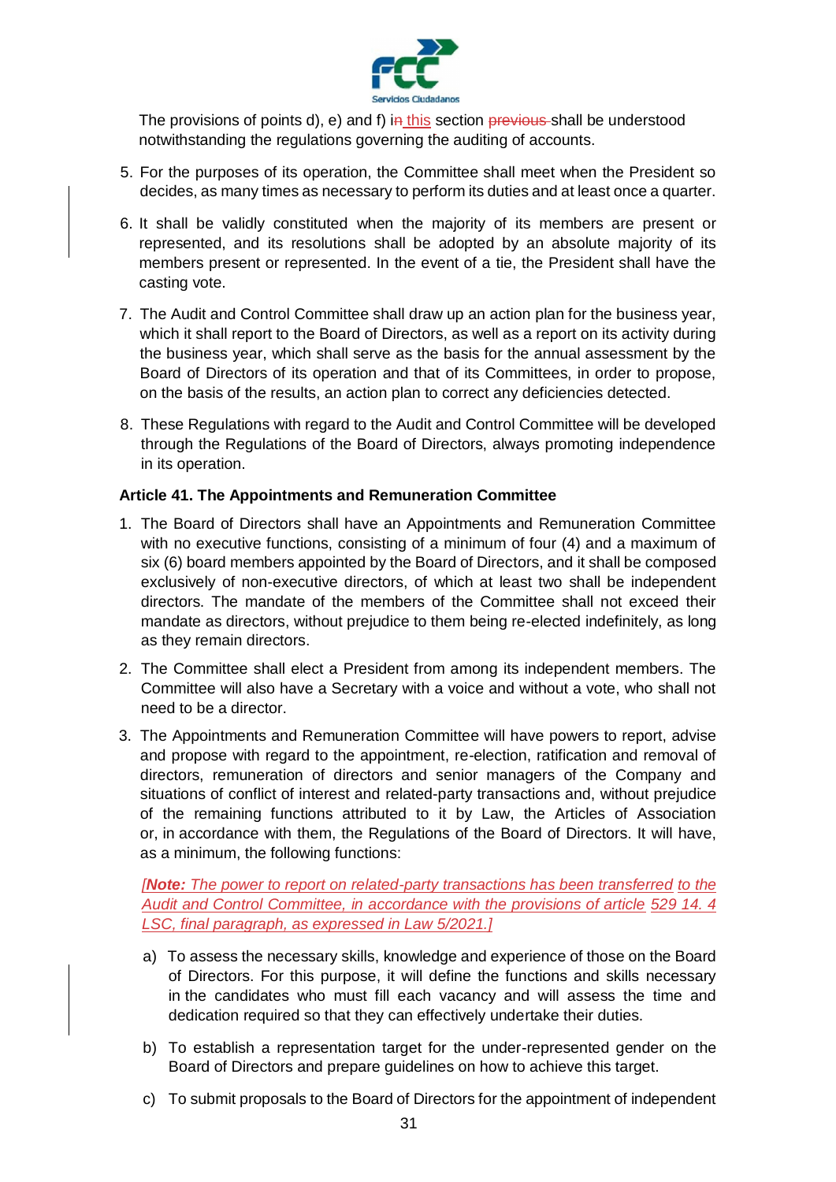The provisions of points d), e) and f) in this section previous shall be understood notwithstanding the regulations governing the auditing of accounts.

5. For the purposes of its operation, the Committee shall meet when the President so decides, as many times as necessary to perform its duties and at least once a quarter.
6. It shall be validly constituted when the majority of its members are present or represented, and its resolutions shall be adopted by an absolute majority of its members present or represented. In the event of a tie, the President shall have the casting vote.
7. The Audit and Control Committee shall draw up an action plan for the business year, which it shall report to the Board of Directors, as well as a report on its activity during the business year, which shall serve as the basis for the annual assessment by the Board of Directors of its operation and that of its Committees, in order to propose, on the basis of the results, an action plan to correct any deficiencies detected.
8. These Regulations with regard to the Audit and Control Committee will be developed through the Regulations of the Board of Directors, always promoting independence in its operation.

**Article 41. The Appointments and Remuneration Committee**

1. The Board of Directors shall have an Appointments and Remuneration Committee with no executive functions, consisting of a minimum of four (4) and a maximum of six (6) board members appointed by the Board of Directors, and it shall be composed exclusively of non-executive directors, of which at least two shall be independent directors. The mandate of the members of the Committee shall not exceed their mandate as directors, without prejudice to them being re-elected indefinitely, as long as they remain directors.
2. The Committee shall elect a President from among its independent members. The Committee will also have a Secretary with a voice and without a vote, who shall not need to be a director.
3. The Appointments and Remuneration Committee will have powers to report, advise and propose with regard to the appointment, re-election, ratification and removal of directors, remuneration of directors and senior managers of the Company and situations of conflict of interest and related-party transactions and, without prejudice of the remaining functions attributed to it by Law, the Articles of Association or, in accordance with them, the Regulations of the Board of Directors. It will have, as a minimum, the following functions:

   *[**Note:** The power to report on related-party transactions has been transferred to the Audit and Control Committee, in accordance with the provisions of article 529 14. 4 LSC, final paragraph, as expressed in Law 5/2021.]*

   a) To assess the necessary skills, knowledge and experience of those on the Board of Directors. For this purpose, it will define the functions and skills necessary in the candidates who must fill each vacancy and will assess the time and dedication required so that they can effectively undertake their duties.

   b) To establish a representation target for the under-represented gender on the Board of Directors and prepare guidelines on how to achieve this target.

   c) To submit proposals to the Board of Directors for the appointment of independent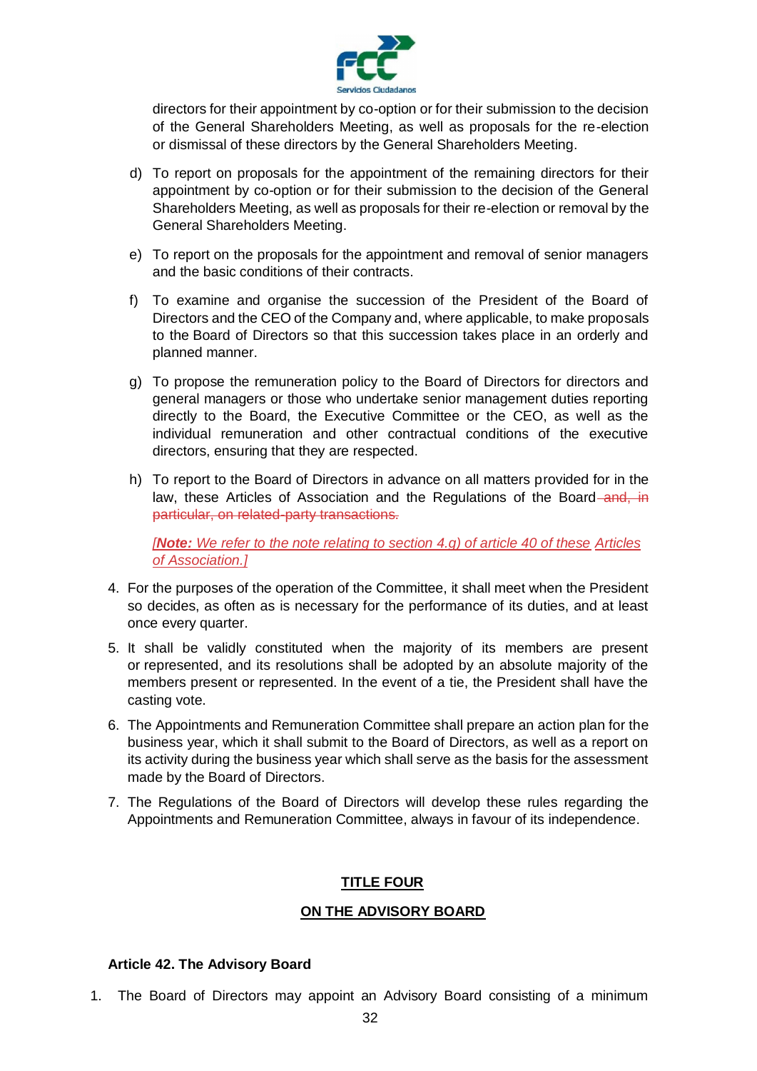directors for their appointment by co-option or for their submission to the decision of the General Shareholders Meeting, as well as proposals for the re-election or dismissal of these directors by the General Shareholders Meeting.

d) To report on proposals for the appointment of the remaining directors for their appointment by co-option or for their submission to the decision of the General Shareholders Meeting, as well as proposals for their re-election or removal by the General Shareholders Meeting.

e) To report on the proposals for the appointment and removal of senior managers and the basic conditions of their contracts.

f) To examine and organise the succession of the President of the Board of Directors and the CEO of the Company and, where applicable, to make proposals to the Board of Directors so that this succession takes place in an orderly and planned manner.

g) To propose the remuneration policy to the Board of Directors for directors and general managers or those who undertake senior management duties reporting directly to the Board, the Executive Committee or the CEO, as well as the individual remuneration and other contractual conditions of the executive directors, ensuring that they are respected.

h) To report to the Board of Directors in advance on all matters provided for in the law, these Articles of Association and the Regulations of the Board ~~and, in particular, on related-party transactions.~~

[***Note:*** *We refer to the note relating to section 4.g) of article 40 of these Articles of Association.*]

4. For the purposes of the operation of the Committee, it shall meet when the President so decides, as often as is necessary for the performance of its duties, and at least once every quarter.

5. It shall be validly constituted when the majority of its members are present or represented, and its resolutions shall be adopted by an absolute majority of the members present or represented. In the event of a tie, the President shall have the casting vote.

6. The Appointments and Remuneration Committee shall prepare an action plan for the business year, which it shall submit to the Board of Directors, as well as a report on its activity during the business year which shall serve as the basis for the assessment made by the Board of Directors.

7. The Regulations of the Board of Directors will develop these rules regarding the Appointments and Remuneration Committee, always in favour of its independence.

## TITLE FOUR

## ON THE ADVISORY BOARD

### Article 42. The Advisory Board

1. The Board of Directors may appoint an Advisory Board consisting of a minimum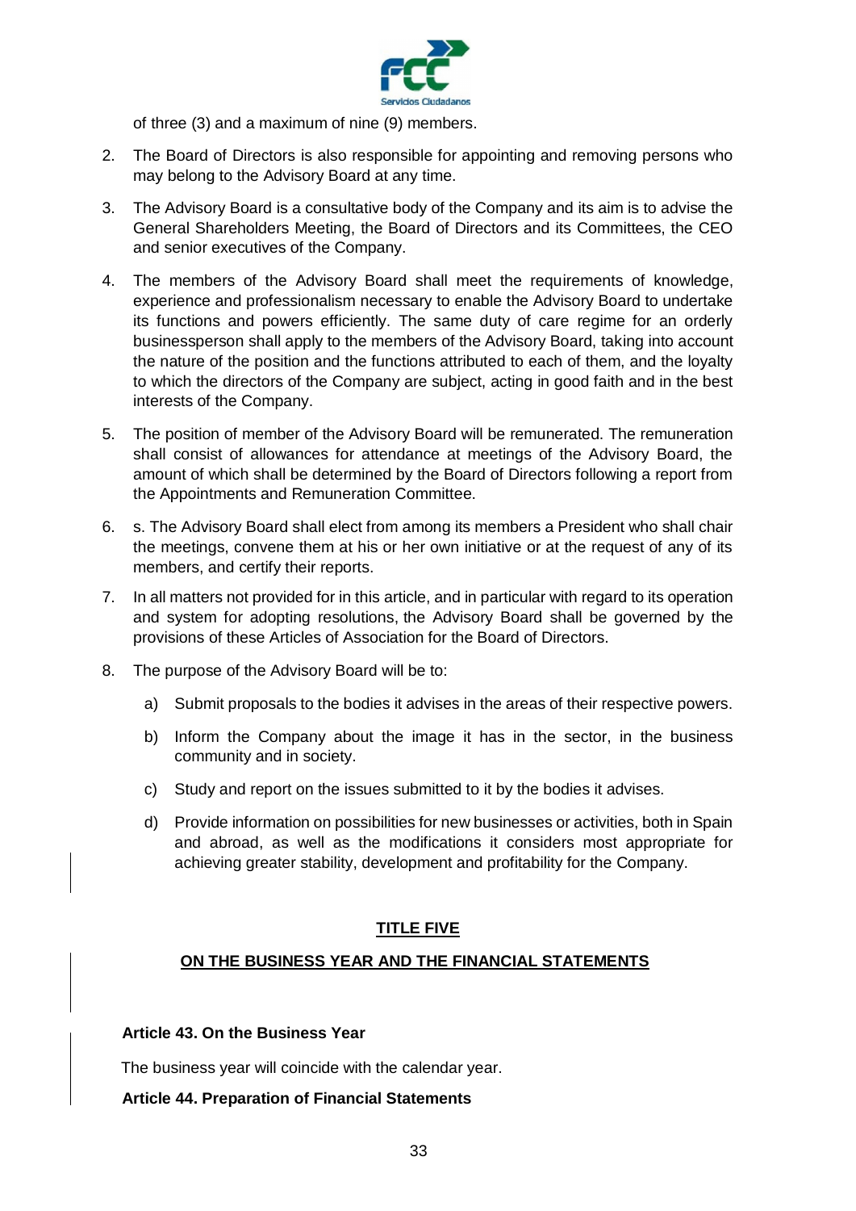of three (3) and a maximum of nine (9) members.

2. The Board of Directors is also responsible for appointing and removing persons who may belong to the Advisory Board at any time.

3. The Advisory Board is a consultative body of the Company and its aim is to advise the General Shareholders Meeting, the Board of Directors and its Committees, the CEO and senior executives of the Company.

4. The members of the Advisory Board shall meet the requirements of knowledge, experience and professionalism necessary to enable the Advisory Board to undertake its functions and powers efficiently. The same duty of care regime for an orderly businessperson shall apply to the members of the Advisory Board, taking into account the nature of the position and the functions attributed to each of them, and the loyalty to which the directors of the Company are subject, acting in good faith and in the best interests of the Company.

5. The position of member of the Advisory Board will be remunerated. The remuneration shall consist of allowances for attendance at meetings of the Advisory Board, the amount of which shall be determined by the Board of Directors following a report from the Appointments and Remuneration Committee.

6. s. The Advisory Board shall elect from among its members a President who shall chair the meetings, convene them at his or her own initiative or at the request of any of its members, and certify their reports.

7. In all matters not provided for in this article, and in particular with regard to its operation and system for adopting resolutions, the Advisory Board shall be governed by the provisions of these Articles of Association for the Board of Directors.

8. The purpose of the Advisory Board will be to:

   a) Submit proposals to the bodies it advises in the areas of their respective powers.

   b) Inform the Company about the image it has in the sector, in the business community and in society.

   c) Study and report on the issues submitted to it by the bodies it advises.

   d) Provide information on possibilities for new businesses or activities, both in Spain and abroad, as well as the modifications it considers most appropriate for achieving greater stability, development and profitability for the Company.

## TITLE FIVE

## ON THE BUSINESS YEAR AND THE FINANCIAL STATEMENTS

### Article 43. On the Business Year

The business year will coincide with the calendar year.

### Article 44. Preparation of Financial Statements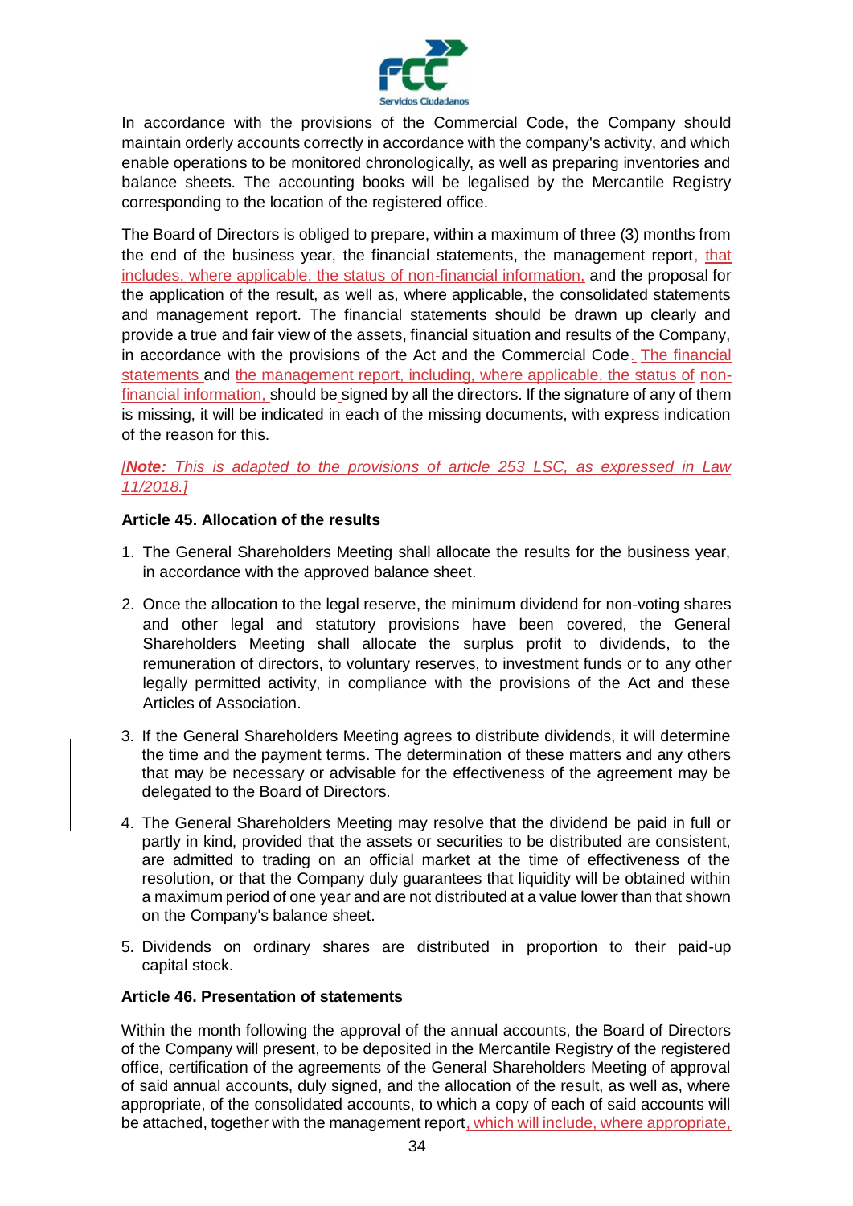In accordance with the provisions of the Commercial Code, the Company should maintain orderly accounts correctly in accordance with the company's activity, and which enable operations to be monitored chronologically, as well as preparing inventories and balance sheets. The accounting books will be legalised by the Mercantile Registry corresponding to the location of the registered office.

The Board of Directors is obliged to prepare, within a maximum of three (3) months from the end of the business year, the financial statements, the management report, that includes, where applicable, the status of non-financial information, and the proposal for the application of the result, as well as, where applicable, the consolidated statements and management report. The financial statements should be drawn up clearly and provide a true and fair view of the assets, financial situation and results of the Company, in accordance with the provisions of the Act and the Commercial Code. The financial statements and the management report, including, where applicable, the status of non-financial information, should be signed by all the directors. If the signature of any of them is missing, it will be indicated in each of the missing documents, with express indication of the reason for this.

*[**Note:** This is adapted to the provisions of article 253 LSC, as expressed in Law 11/2018.]*

**Article 45. Allocation of the results**

1. The General Shareholders Meeting shall allocate the results for the business year, in accordance with the approved balance sheet.

2. Once the allocation to the legal reserve, the minimum dividend for non-voting shares and other legal and statutory provisions have been covered, the General Shareholders Meeting shall allocate the surplus profit to dividends, to the remuneration of directors, to voluntary reserves, to investment funds or to any other legally permitted activity, in compliance with the provisions of the Act and these Articles of Association.

3. If the General Shareholders Meeting agrees to distribute dividends, it will determine the time and the payment terms. The determination of these matters and any others that may be necessary or advisable for the effectiveness of the agreement may be delegated to the Board of Directors.

4. The General Shareholders Meeting may resolve that the dividend be paid in full or partly in kind, provided that the assets or securities to be distributed are consistent, are admitted to trading on an official market at the time of effectiveness of the resolution, or that the Company duly guarantees that liquidity will be obtained within a maximum period of one year and are not distributed at a value lower than that shown on the Company's balance sheet.

5. Dividends on ordinary shares are distributed in proportion to their paid-up capital stock.

**Article 46. Presentation of statements**

Within the month following the approval of the annual accounts, the Board of Directors of the Company will present, to be deposited in the Mercantile Registry of the registered office, certification of the agreements of the General Shareholders Meeting of approval of said annual accounts, duly signed, and the allocation of the result, as well as, where appropriate, of the consolidated accounts, to which a copy of each of said accounts will be attached, together with the management report, which will include, where appropriate,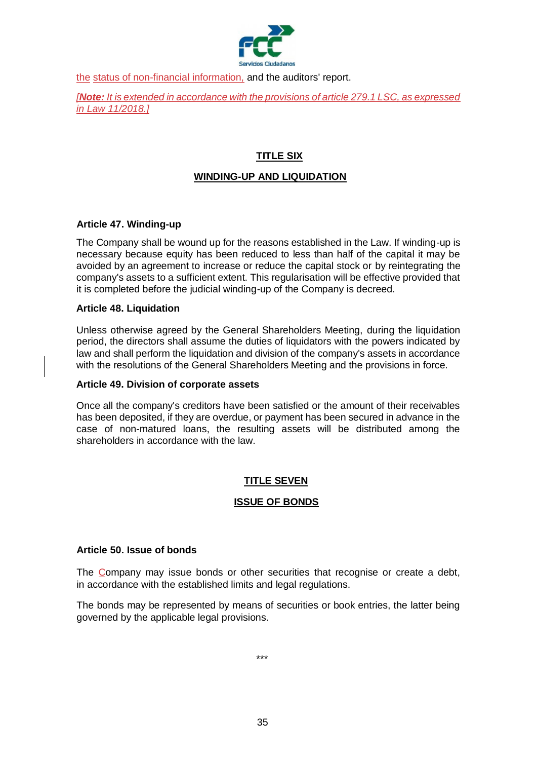the status of non-financial information, and the auditors' report.

*[**Note:** It is extended in accordance with the provisions of article 279.1 LSC, as expressed in Law 11/2018.]*

## TITLE SIX

## WINDING-UP AND LIQUIDATION

### Article 47. Winding-up

The Company shall be wound up for the reasons established in the Law. If winding-up is necessary because equity has been reduced to less than half of the capital it may be avoided by an agreement to increase or reduce the capital stock or by reintegrating the company's assets to a sufficient extent. This regularisation will be effective provided that it is completed before the judicial winding-up of the Company is decreed.

### Article 48. Liquidation

Unless otherwise agreed by the General Shareholders Meeting, during the liquidation period, the directors shall assume the duties of liquidators with the powers indicated by law and shall perform the liquidation and division of the company's assets in accordance with the resolutions of the General Shareholders Meeting and the provisions in force.

### Article 49. Division of corporate assets

Once all the company's creditors have been satisfied or the amount of their receivables has been deposited, if they are overdue, or payment has been secured in advance in the case of non-matured loans, the resulting assets will be distributed among the shareholders in accordance with the law.

## TITLE SEVEN

## ISSUE OF BONDS

### Article 50. Issue of bonds

The Company may issue bonds or other securities that recognise or create a debt, in accordance with the established limits and legal regulations.

The bonds may be represented by means of securities or book entries, the latter being governed by the applicable legal provisions.

***